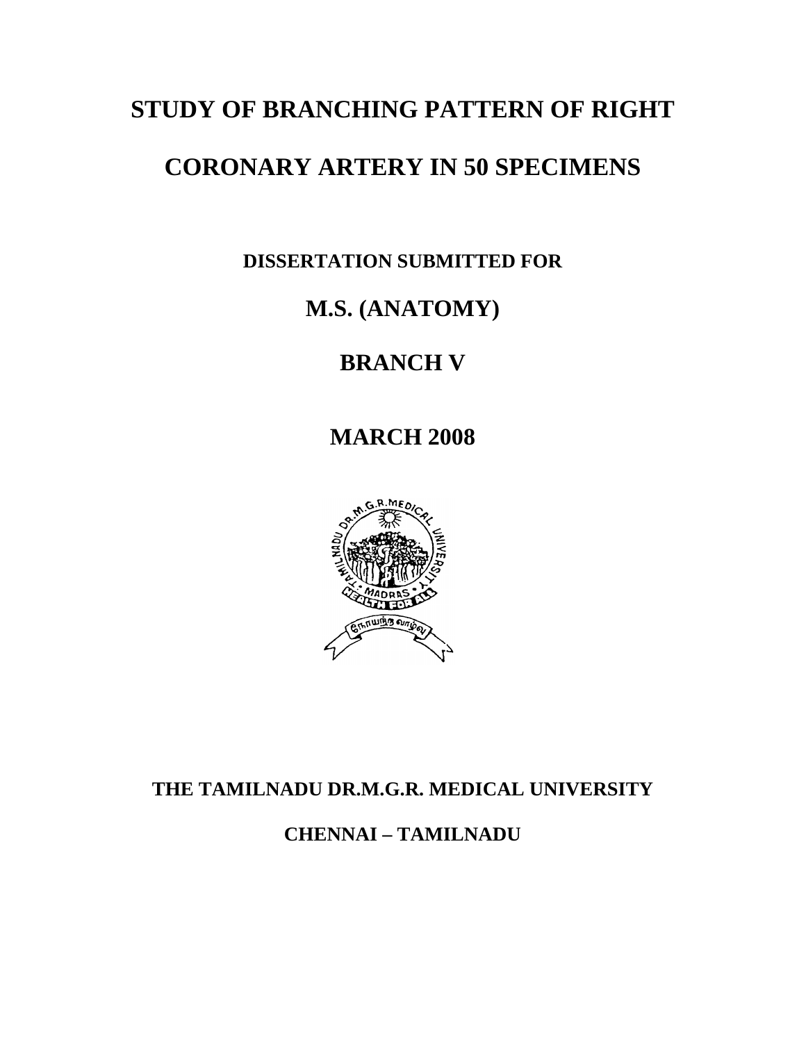# STUDY OF BRANCHING PATTERN OF RIGHT CORONARY ARTERY IN 50 SPECIMENS

**DISSERTATION SUBMITTED FOR**

## M.S. (ANATOMY)

## BRANCH V

## MARCH 2008

**THE TAMILNADU DR.M.G.R. MEDICAL UNIVERSITY**

**CHENNAI – TAMILNADU**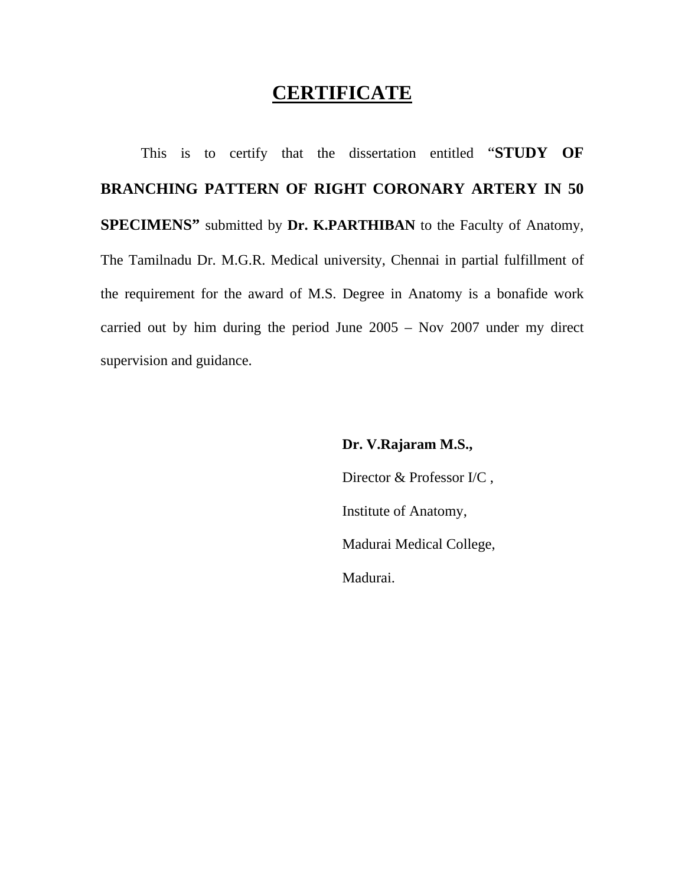# CERTIFICATE

This is to certify that the dissertation entitled "**STUDY OF BRANCHING PATTERN OF RIGHT CORONARY ARTERY IN 50 SPECIMENS"** submitted by **Dr. K.PARTHIBAN** to the Faculty of Anatomy, The Tamilnadu Dr. M.G.R. Medical university, Chennai in partial fulfillment of the requirement for the award of M.S. Degree in Anatomy is a bonafide work carried out by him during the period June 2005 – Nov 2007 under my direct supervision and guidance.

**Dr. V.Rajaram M.S.,**

Director & Professor I/C ,

Institute of Anatomy,

Madurai Medical College,

Madurai.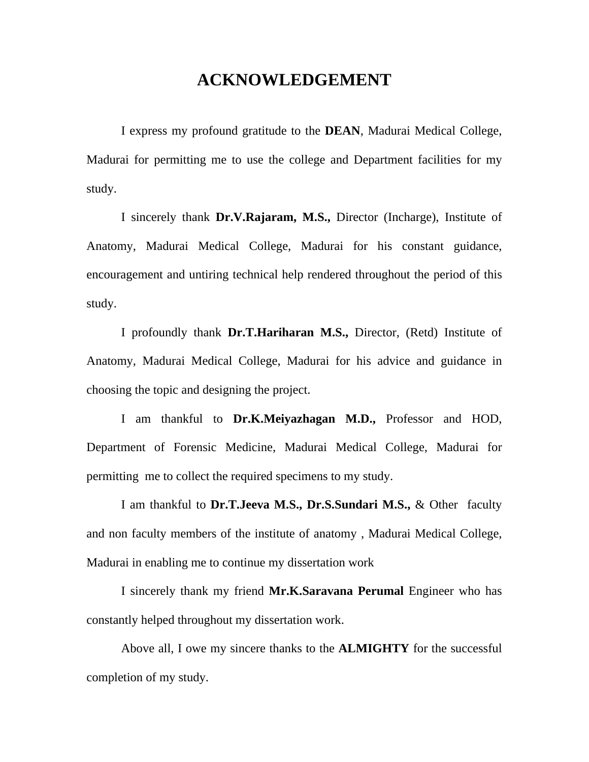# ACKNOWLEDGEMENT

I express my profound gratitude to the **DEAN**, Madurai Medical College, Madurai for permitting me to use the college and Department facilities for my study.

I sincerely thank **Dr.V.Rajaram, M.S.,** Director (Incharge), Institute of Anatomy, Madurai Medical College, Madurai for his constant guidance, encouragement and untiring technical help rendered throughout the period of this study.

I profoundly thank **Dr.T.Hariharan M.S.,** Director, (Retd) Institute of Anatomy, Madurai Medical College, Madurai for his advice and guidance in choosing the topic and designing the project.

I am thankful to **Dr.K.Meiyazhagan M.D.,** Professor and HOD, Department of Forensic Medicine, Madurai Medical College, Madurai for permitting me to collect the required specimens to my study.

I am thankful to **Dr.T.Jeeva M.S., Dr.S.Sundari M.S.,** & Other faculty and non faculty members of the institute of anatomy , Madurai Medical College, Madurai in enabling me to continue my dissertation work

I sincerely thank my friend **Mr.K.Saravana Perumal** Engineer who has constantly helped throughout my dissertation work.

Above all, I owe my sincere thanks to the **ALMIGHTY** for the successful completion of my study.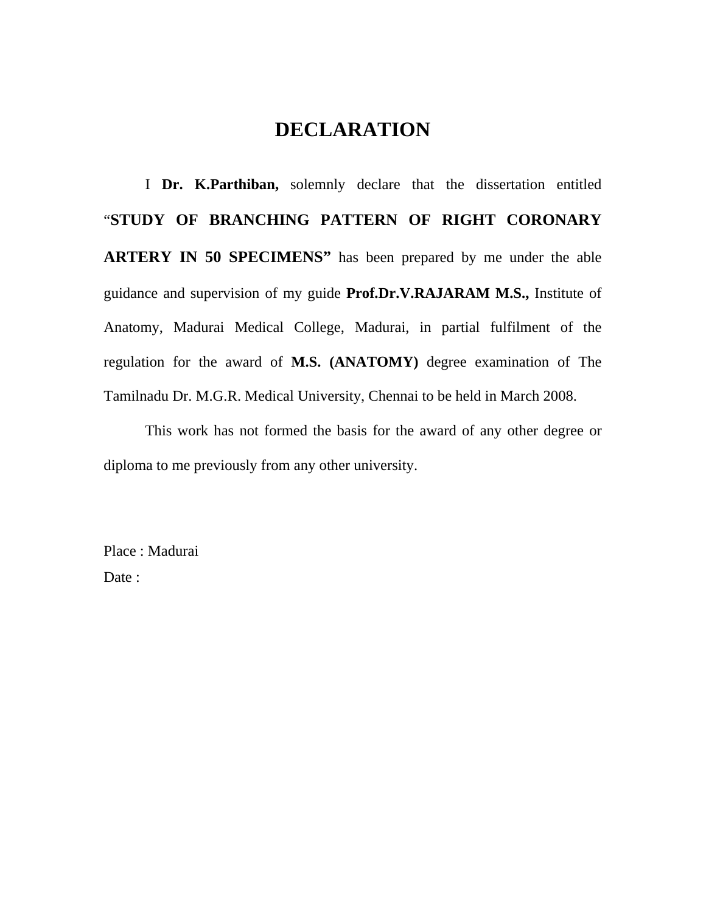# DECLARATION

I **Dr. K.Parthiban,** solemnly declare that the dissertation entitled "**STUDY OF BRANCHING PATTERN OF RIGHT CORONARY ARTERY IN 50 SPECIMENS"** has been prepared by me under the able guidance and supervision of my guide **Prof.Dr.V.RAJARAM M.S.,** Institute of Anatomy, Madurai Medical College, Madurai, in partial fulfilment of the regulation for the award of **M.S. (ANATOMY)** degree examination of The Tamilnadu Dr. M.G.R. Medical University, Chennai to be held in March 2008.

This work has not formed the basis for the award of any other degree or diploma to me previously from any other university.

Place : Madurai

Date :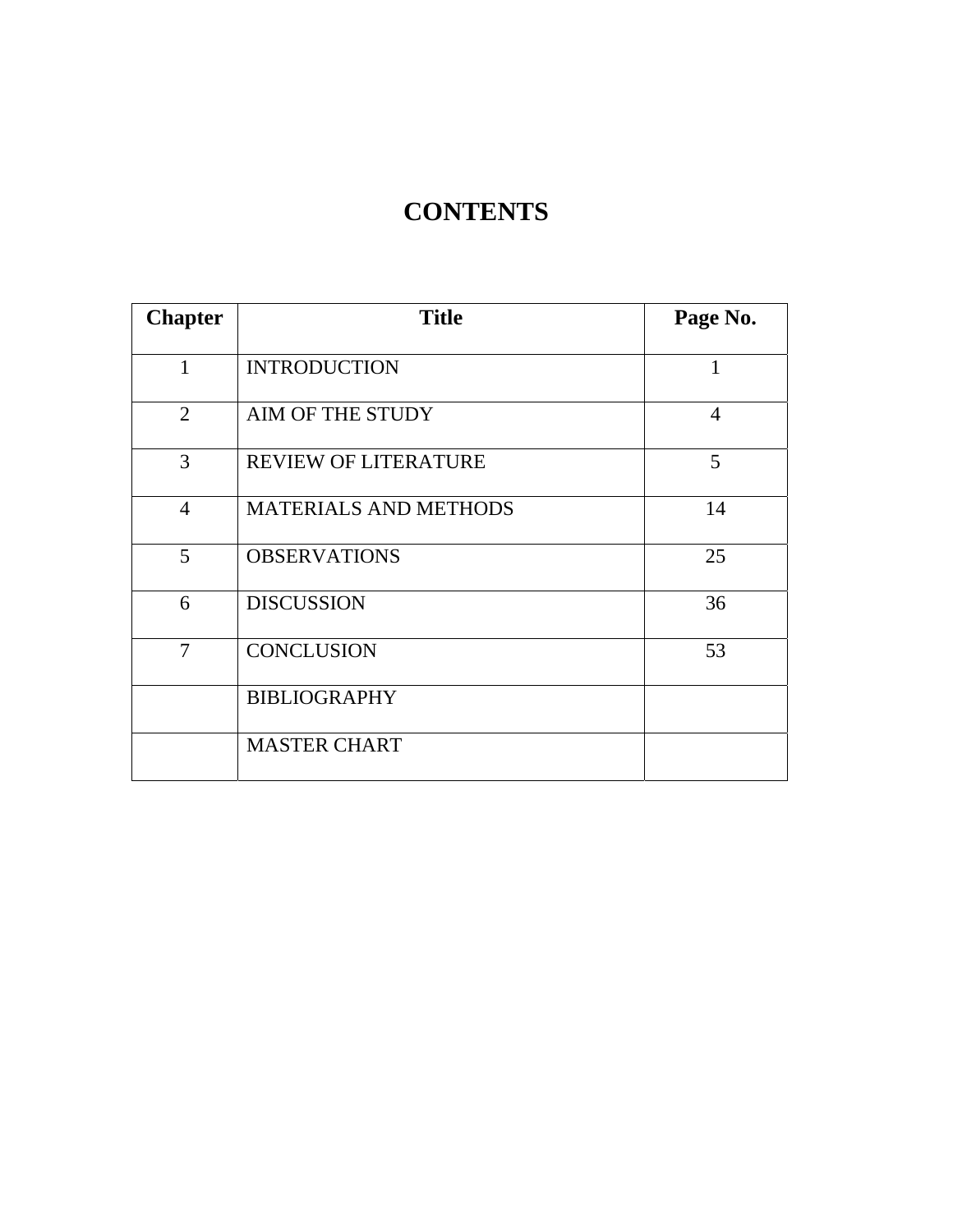# CONTENTS

| Chapter | Title | Page No. |
|---|---|---|
| 1 | INTRODUCTION | 1 |
| 2 | AIM OF THE STUDY | 4 |
| 3 | REVIEW OF LITERATURE | 5 |
| 4 | MATERIALS AND METHODS | 14 |
| 5 | OBSERVATIONS | 25 |
| 6 | DISCUSSION | 36 |
| 7 | CONCLUSION | 53 |
| | BIBLIOGRAPHY | |
| | MASTER CHART | |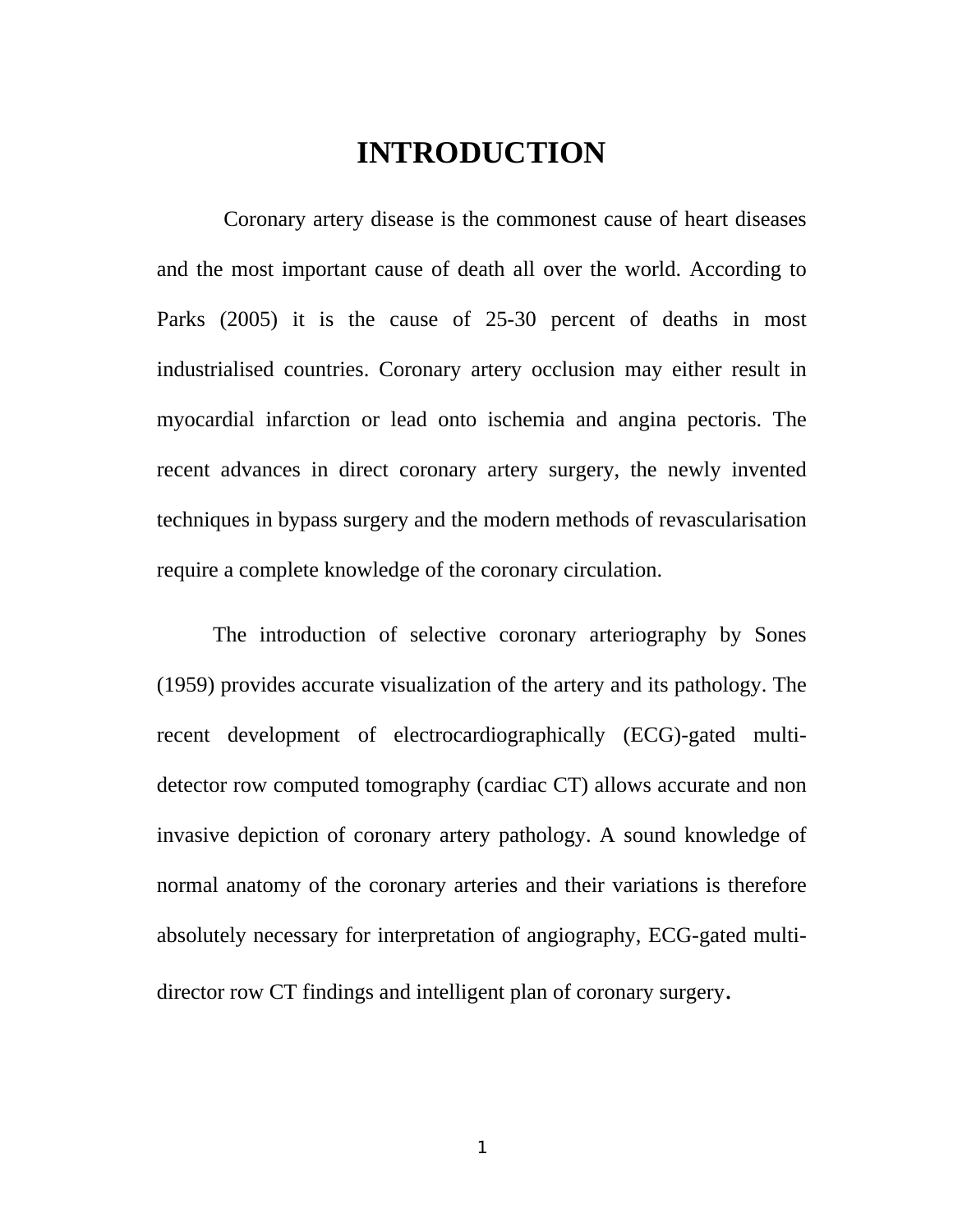# INTRODUCTION

Coronary artery disease is the commonest cause of heart diseases and the most important cause of death all over the world. According to Parks (2005) it is the cause of 25-30 percent of deaths in most industrialised countries. Coronary artery occlusion may either result in myocardial infarction or lead onto ischemia and angina pectoris. The recent advances in direct coronary artery surgery, the newly invented techniques in bypass surgery and the modern methods of revascularisation require a complete knowledge of the coronary circulation.

The introduction of selective coronary arteriography by Sones (1959) provides accurate visualization of the artery and its pathology. The recent development of electrocardiographically (ECG)-gated multi-detector row computed tomography (cardiac CT) allows accurate and non invasive depiction of coronary artery pathology. A sound knowledge of normal anatomy of the coronary arteries and their variations is therefore absolutely necessary for interpretation of angiography, ECG-gated multi-director row CT findings and intelligent plan of coronary surgery.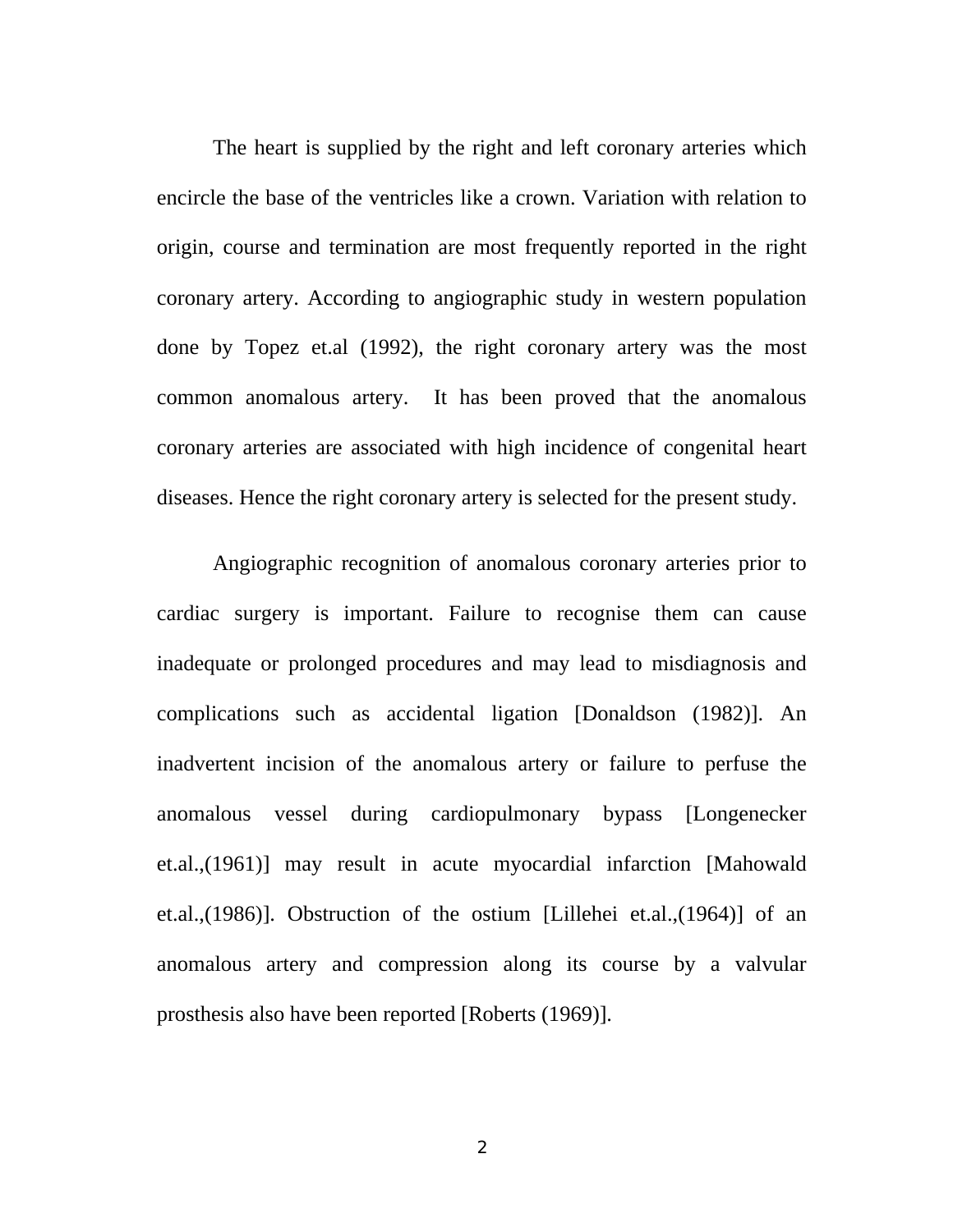The heart is supplied by the right and left coronary arteries which encircle the base of the ventricles like a crown. Variation with relation to origin, course and termination are most frequently reported in the right coronary artery. According to angiographic study in western population done by Topez et.al (1992), the right coronary artery was the most common anomalous artery. It has been proved that the anomalous coronary arteries are associated with high incidence of congenital heart diseases. Hence the right coronary artery is selected for the present study.

Angiographic recognition of anomalous coronary arteries prior to cardiac surgery is important. Failure to recognise them can cause inadequate or prolonged procedures and may lead to misdiagnosis and complications such as accidental ligation [Donaldson (1982)]. An inadvertent incision of the anomalous artery or failure to perfuse the anomalous vessel during cardiopulmonary bypass [Longenecker et.al.,(1961)] may result in acute myocardial infarction [Mahowald et.al.,(1986)]. Obstruction of the ostium [Lillehei et.al.,(1964)] of an anomalous artery and compression along its course by a valvular prosthesis also have been reported [Roberts (1969)].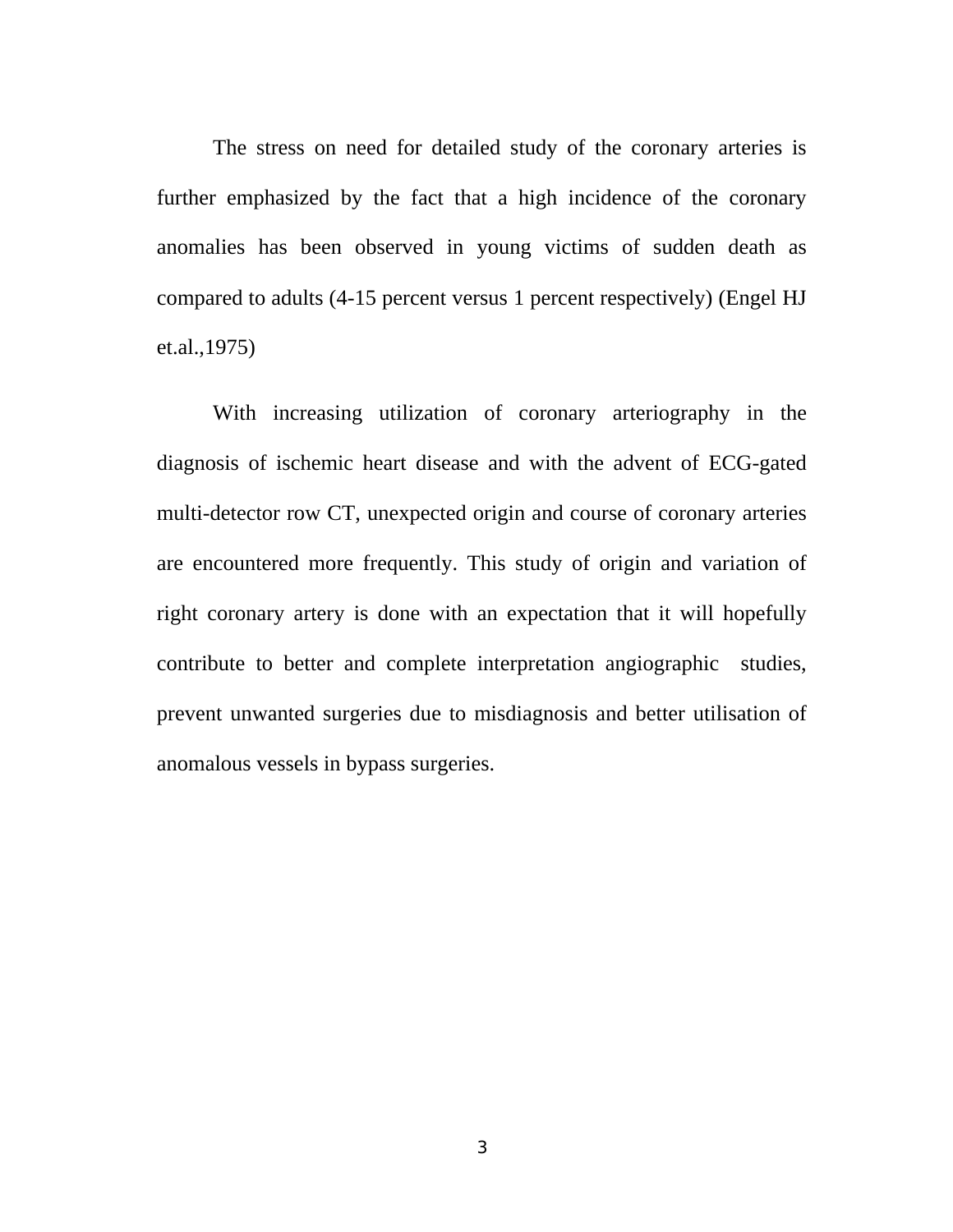The stress on need for detailed study of the coronary arteries is further emphasized by the fact that a high incidence of the coronary anomalies has been observed in young victims of sudden death as compared to adults (4-15 percent versus 1 percent respectively) (Engel HJ et.al.,1975)

With increasing utilization of coronary arteriography in the diagnosis of ischemic heart disease and with the advent of ECG-gated multi-detector row CT, unexpected origin and course of coronary arteries are encountered more frequently. This study of origin and variation of right coronary artery is done with an expectation that it will hopefully contribute to better and complete interpretation angiographic studies, prevent unwanted surgeries due to misdiagnosis and better utilisation of anomalous vessels in bypass surgeries.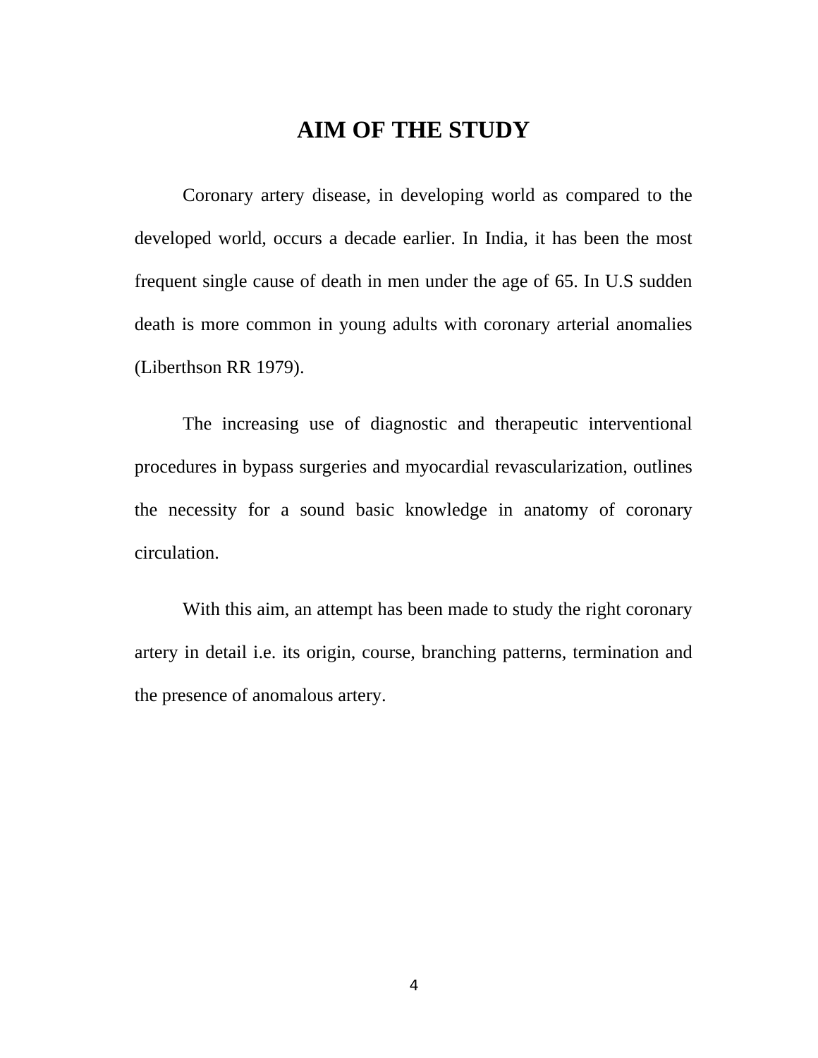# AIM OF THE STUDY

Coronary artery disease, in developing world as compared to the developed world, occurs a decade earlier. In India, it has been the most frequent single cause of death in men under the age of 65. In U.S sudden death is more common in young adults with coronary arterial anomalies (Liberthson RR 1979).

The increasing use of diagnostic and therapeutic interventional procedures in bypass surgeries and myocardial revascularization, outlines the necessity for a sound basic knowledge in anatomy of coronary circulation.

With this aim, an attempt has been made to study the right coronary artery in detail i.e. its origin, course, branching patterns, termination and the presence of anomalous artery.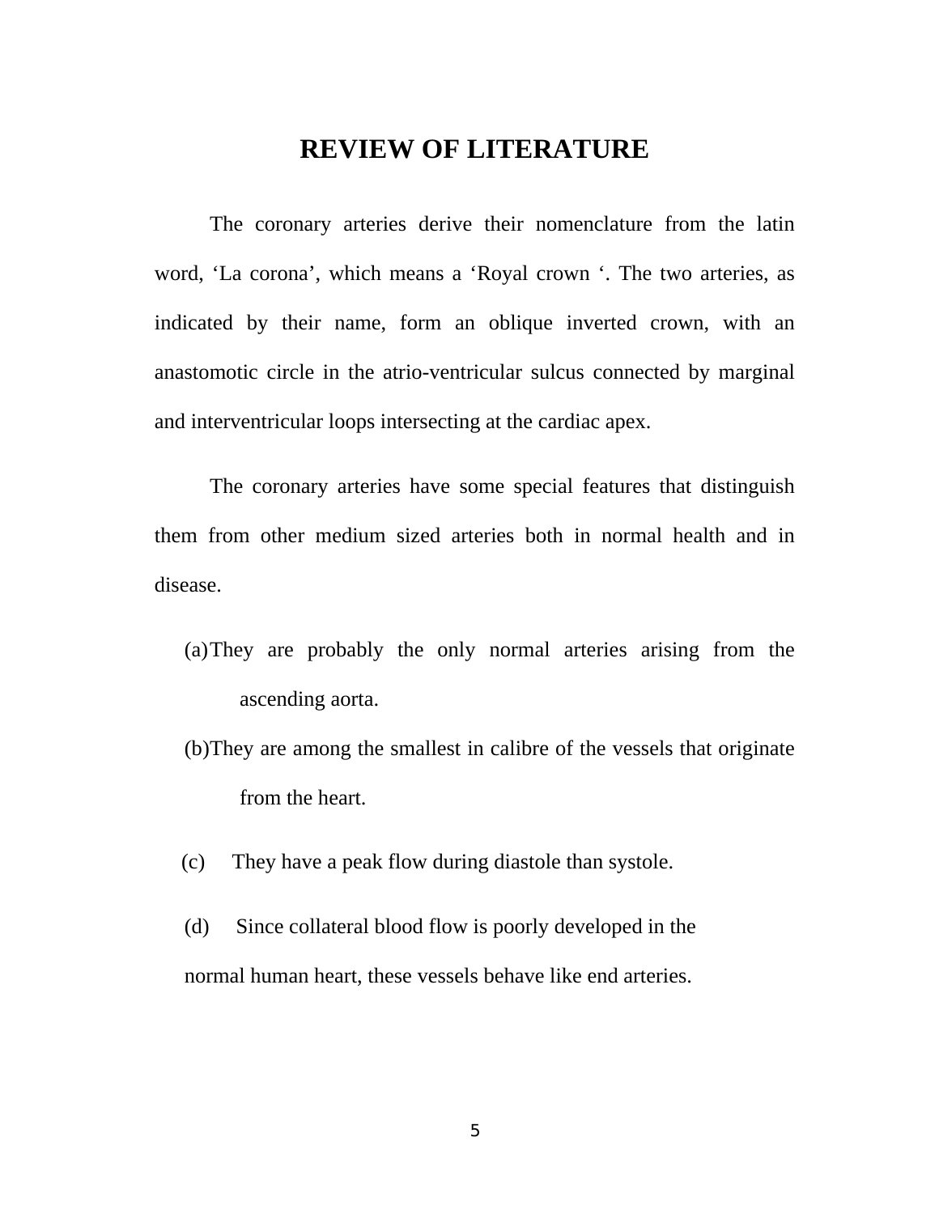# REVIEW OF LITERATURE

The coronary arteries derive their nomenclature from the latin word, ‘La corona’, which means a ‘Royal crown ‘. The two arteries, as indicated by their name, form an oblique inverted crown, with an anastomotic circle in the atrio-ventricular sulcus connected by marginal and interventricular loops intersecting at the cardiac apex.

The coronary arteries have some special features that distinguish them from other medium sized arteries both in normal health and in disease.

(a) They are probably the only normal arteries arising from the ascending aorta.

(b) They are among the smallest in calibre of the vessels that originate from the heart.

(c) They have a peak flow during diastole than systole.

(d) Since collateral blood flow is poorly developed in the normal human heart, these vessels behave like end arteries.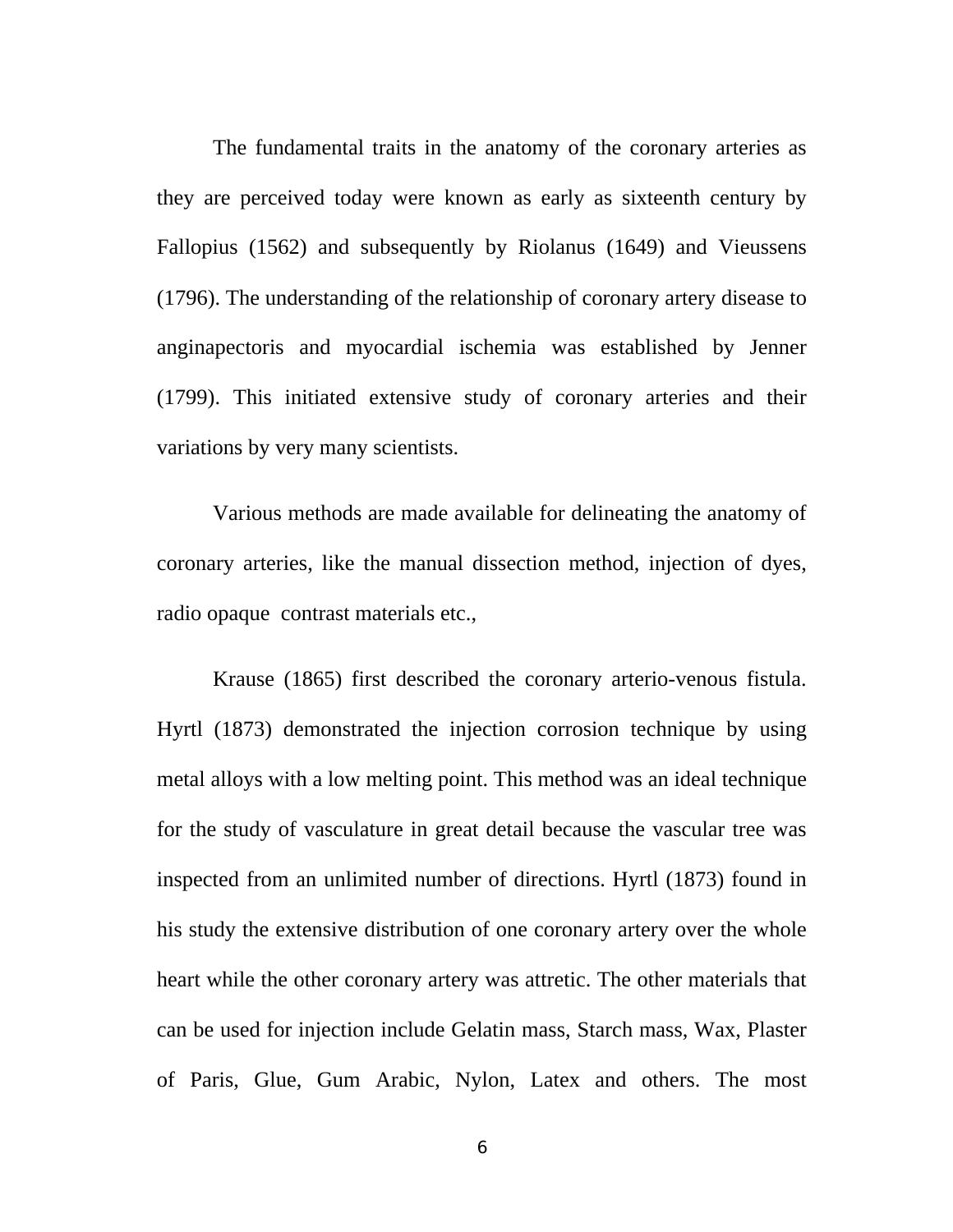The fundamental traits in the anatomy of the coronary arteries as they are perceived today were known as early as sixteenth century by Fallopius (1562) and subsequently by Riolanus (1649) and Vieussens (1796). The understanding of the relationship of coronary artery disease to anginapectoris and myocardial ischemia was established by Jenner (1799). This initiated extensive study of coronary arteries and their variations by very many scientists.

Various methods are made available for delineating the anatomy of coronary arteries, like the manual dissection method, injection of dyes, radio opaque contrast materials etc.,

Krause (1865) first described the coronary arterio-venous fistula. Hyrtl (1873) demonstrated the injection corrosion technique by using metal alloys with a low melting point. This method was an ideal technique for the study of vasculature in great detail because the vascular tree was inspected from an unlimited number of directions. Hyrtl (1873) found in his study the extensive distribution of one coronary artery over the whole heart while the other coronary artery was attretic. The other materials that can be used for injection include Gelatin mass, Starch mass, Wax, Plaster of Paris, Glue, Gum Arabic, Nylon, Latex and others. The most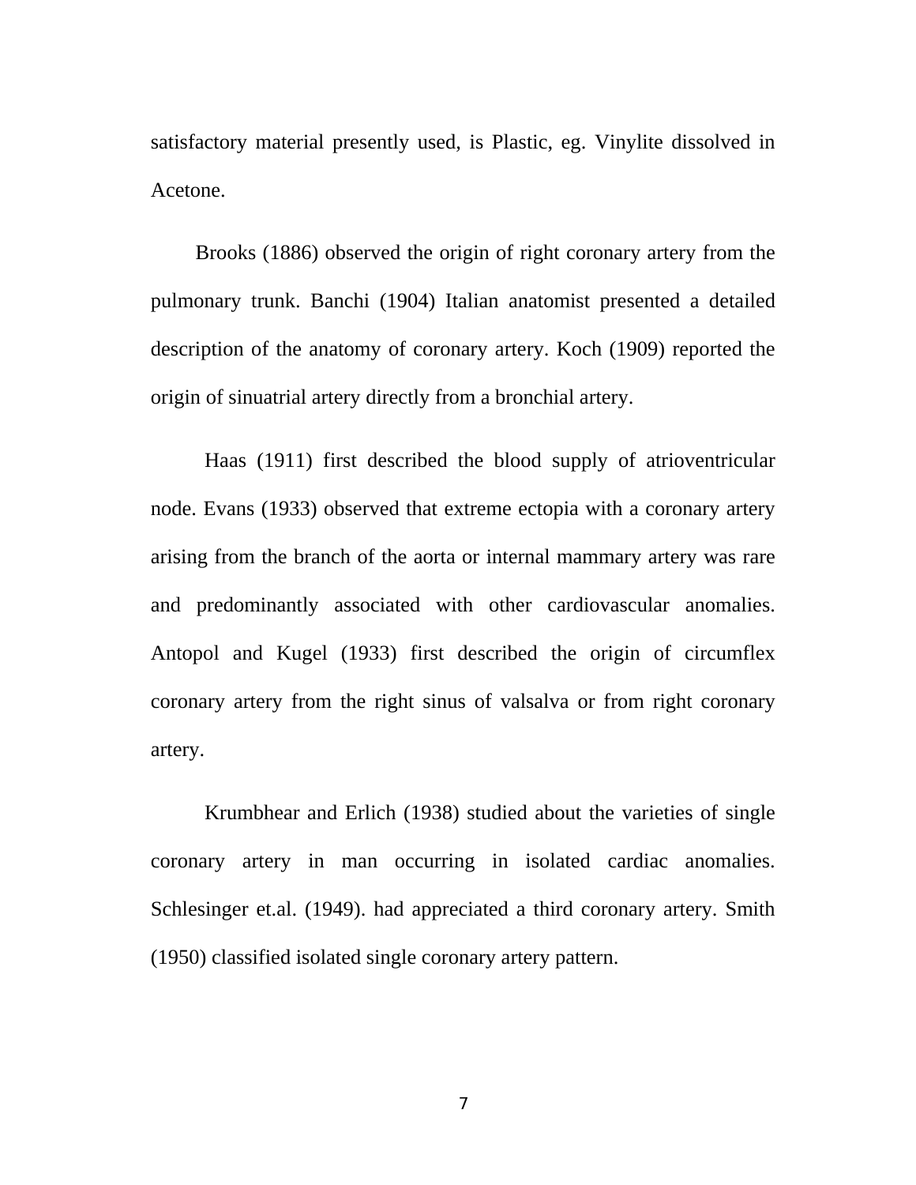satisfactory material presently used, is Plastic, eg. Vinylite dissolved in Acetone.

Brooks (1886) observed the origin of right coronary artery from the pulmonary trunk. Banchi (1904) Italian anatomist presented a detailed description of the anatomy of coronary artery. Koch (1909) reported the origin of sinuatrial artery directly from a bronchial artery.

Haas (1911) first described the blood supply of atrioventricular node. Evans (1933) observed that extreme ectopia with a coronary artery arising from the branch of the aorta or internal mammary artery was rare and predominantly associated with other cardiovascular anomalies. Antopol and Kugel (1933) first described the origin of circumflex coronary artery from the right sinus of valsalva or from right coronary artery.

Krumbhear and Erlich (1938) studied about the varieties of single coronary artery in man occurring in isolated cardiac anomalies. Schlesinger et.al. (1949). had appreciated a third coronary artery. Smith (1950) classified isolated single coronary artery pattern.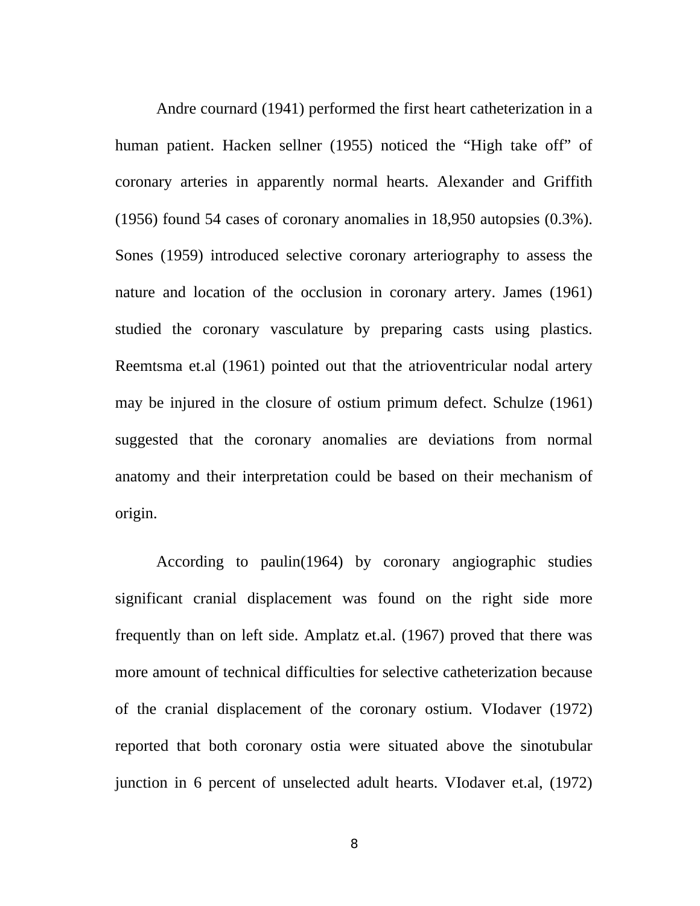Andre cournard (1941) performed the first heart catheterization in a human patient. Hacken sellner (1955) noticed the “High take off” of coronary arteries in apparently normal hearts. Alexander and Griffith (1956) found 54 cases of coronary anomalies in 18,950 autopsies (0.3%). Sones (1959) introduced selective coronary arteriography to assess the nature and location of the occlusion in coronary artery. James (1961) studied the coronary vasculature by preparing casts using plastics. Reemtsma et.al (1961) pointed out that the atrioventricular nodal artery may be injured in the closure of ostium primum defect. Schulze (1961) suggested that the coronary anomalies are deviations from normal anatomy and their interpretation could be based on their mechanism of origin.

According to paulin(1964) by coronary angiographic studies significant cranial displacement was found on the right side more frequently than on left side. Amplatz et.al. (1967) proved that there was more amount of technical difficulties for selective catheterization because of the cranial displacement of the coronary ostium. VIodaver (1972) reported that both coronary ostia were situated above the sinotubular junction in 6 percent of unselected adult hearts. VIodaver et.al, (1972)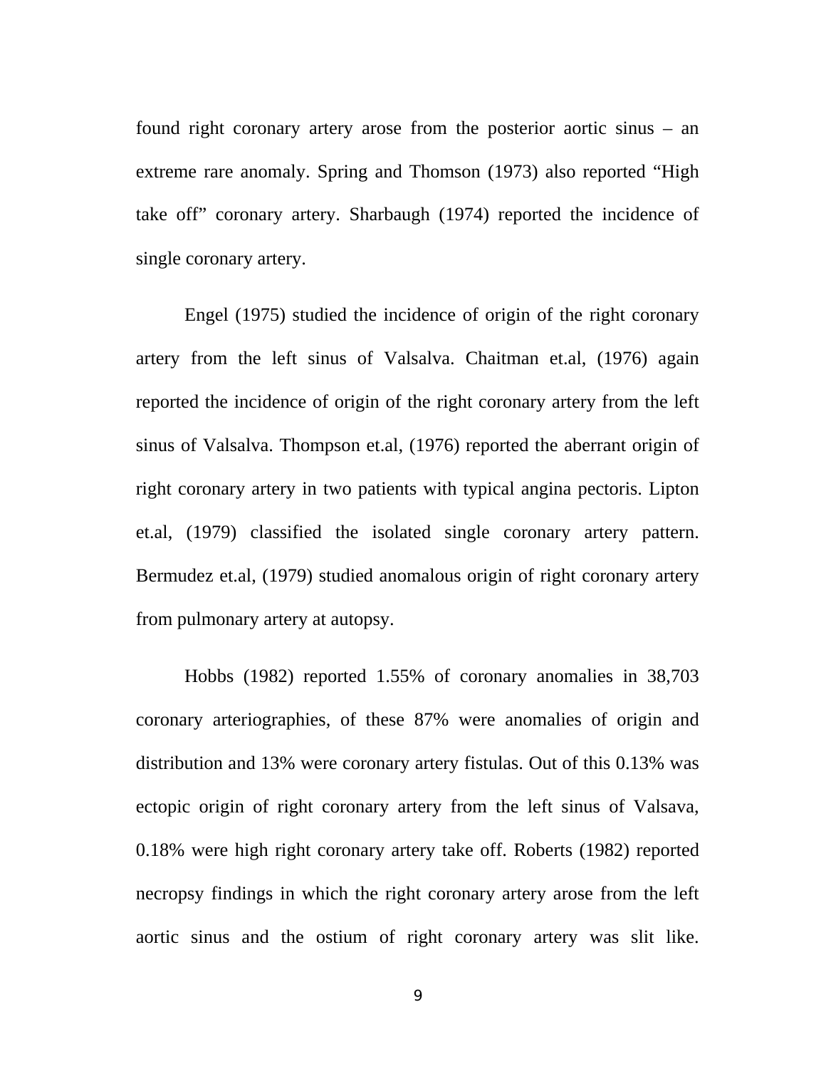found right coronary artery arose from the posterior aortic sinus – an extreme rare anomaly. Spring and Thomson (1973) also reported "High take off" coronary artery. Sharbaugh (1974) reported the incidence of single coronary artery.

Engel (1975) studied the incidence of origin of the right coronary artery from the left sinus of Valsalva. Chaitman et.al, (1976) again reported the incidence of origin of the right coronary artery from the left sinus of Valsalva. Thompson et.al, (1976) reported the aberrant origin of right coronary artery in two patients with typical angina pectoris. Lipton et.al, (1979) classified the isolated single coronary artery pattern. Bermudez et.al, (1979) studied anomalous origin of right coronary artery from pulmonary artery at autopsy.

Hobbs (1982) reported 1.55% of coronary anomalies in 38,703 coronary arteriographies, of these 87% were anomalies of origin and distribution and 13% were coronary artery fistulas. Out of this 0.13% was ectopic origin of right coronary artery from the left sinus of Valsava, 0.18% were high right coronary artery take off. Roberts (1982) reported necropsy findings in which the right coronary artery arose from the left aortic sinus and the ostium of right coronary artery was slit like.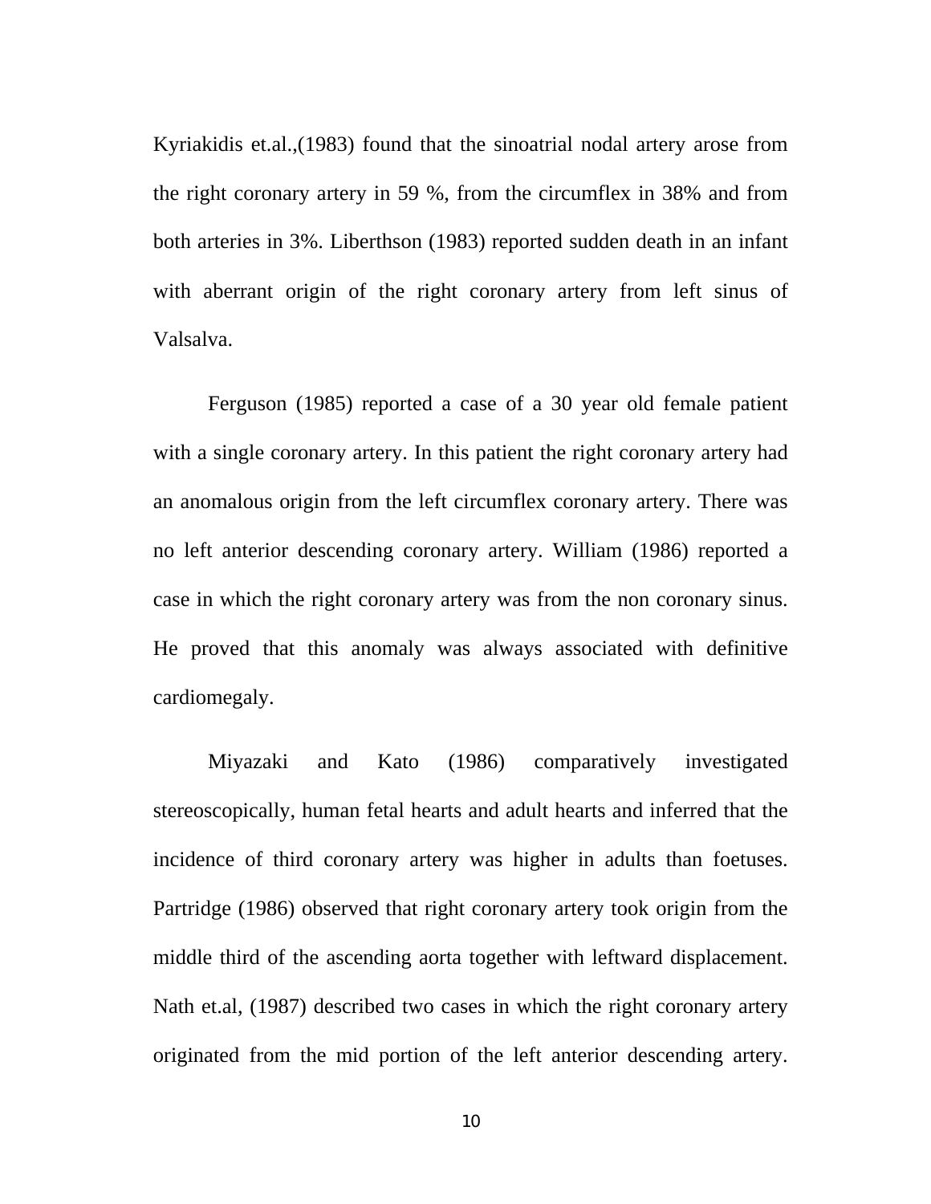Kyriakidis et.al.,(1983) found that the sinoatrial nodal artery arose from the right coronary artery in 59 %, from the circumflex in 38% and from both arteries in 3%. Liberthson (1983) reported sudden death in an infant with aberrant origin of the right coronary artery from left sinus of Valsalva.

Ferguson (1985) reported a case of a 30 year old female patient with a single coronary artery. In this patient the right coronary artery had an anomalous origin from the left circumflex coronary artery. There was no left anterior descending coronary artery. William (1986) reported a case in which the right coronary artery was from the non coronary sinus. He proved that this anomaly was always associated with definitive cardiomegaly.

Miyazaki and Kato (1986) comparatively investigated stereoscopically, human fetal hearts and adult hearts and inferred that the incidence of third coronary artery was higher in adults than foetuses. Partridge (1986) observed that right coronary artery took origin from the middle third of the ascending aorta together with leftward displacement. Nath et.al, (1987) described two cases in which the right coronary artery originated from the mid portion of the left anterior descending artery.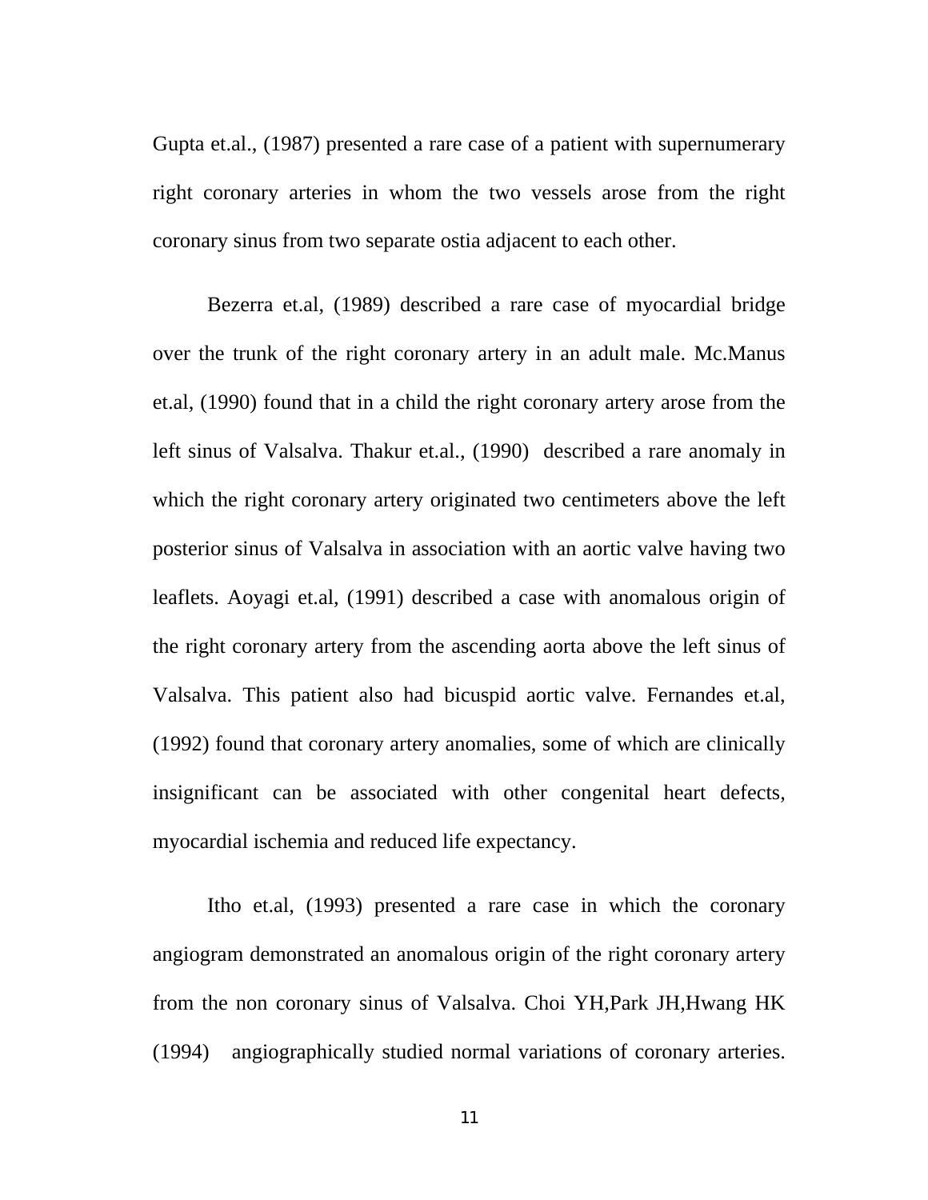Gupta et.al., (1987) presented a rare case of a patient with supernumerary right coronary arteries in whom the two vessels arose from the right coronary sinus from two separate ostia adjacent to each other.

Bezerra et.al, (1989) described a rare case of myocardial bridge over the trunk of the right coronary artery in an adult male. Mc.Manus et.al, (1990) found that in a child the right coronary artery arose from the left sinus of Valsalva. Thakur et.al., (1990) described a rare anomaly in which the right coronary artery originated two centimeters above the left posterior sinus of Valsalva in association with an aortic valve having two leaflets. Aoyagi et.al, (1991) described a case with anomalous origin of the right coronary artery from the ascending aorta above the left sinus of Valsalva. This patient also had bicuspid aortic valve. Fernandes et.al, (1992) found that coronary artery anomalies, some of which are clinically insignificant can be associated with other congenital heart defects, myocardial ischemia and reduced life expectancy.

Itho et.al, (1993) presented a rare case in which the coronary angiogram demonstrated an anomalous origin of the right coronary artery from the non coronary sinus of Valsalva. Choi YH,Park JH,Hwang HK (1994) angiographically studied normal variations of coronary arteries.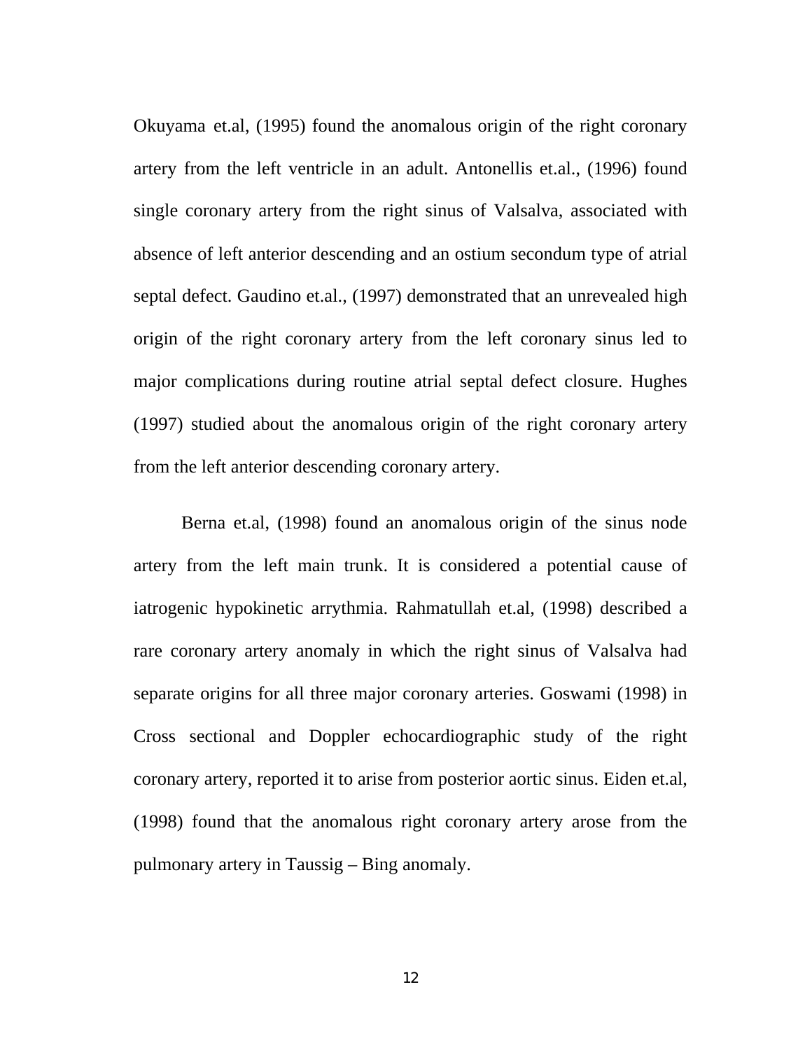Okuyama et.al, (1995) found the anomalous origin of the right coronary artery from the left ventricle in an adult. Antonellis et.al., (1996) found single coronary artery from the right sinus of Valsalva, associated with absence of left anterior descending and an ostium secondum type of atrial septal defect. Gaudino et.al., (1997) demonstrated that an unrevealed high origin of the right coronary artery from the left coronary sinus led to major complications during routine atrial septal defect closure. Hughes (1997) studied about the anomalous origin of the right coronary artery from the left anterior descending coronary artery.

Berna et.al, (1998) found an anomalous origin of the sinus node artery from the left main trunk. It is considered a potential cause of iatrogenic hypokinetic arrythmia. Rahmatullah et.al, (1998) described a rare coronary artery anomaly in which the right sinus of Valsalva had separate origins for all three major coronary arteries. Goswami (1998) in Cross sectional and Doppler echocardiographic study of the right coronary artery, reported it to arise from posterior aortic sinus. Eiden et.al, (1998) found that the anomalous right coronary artery arose from the pulmonary artery in Taussig – Bing anomaly.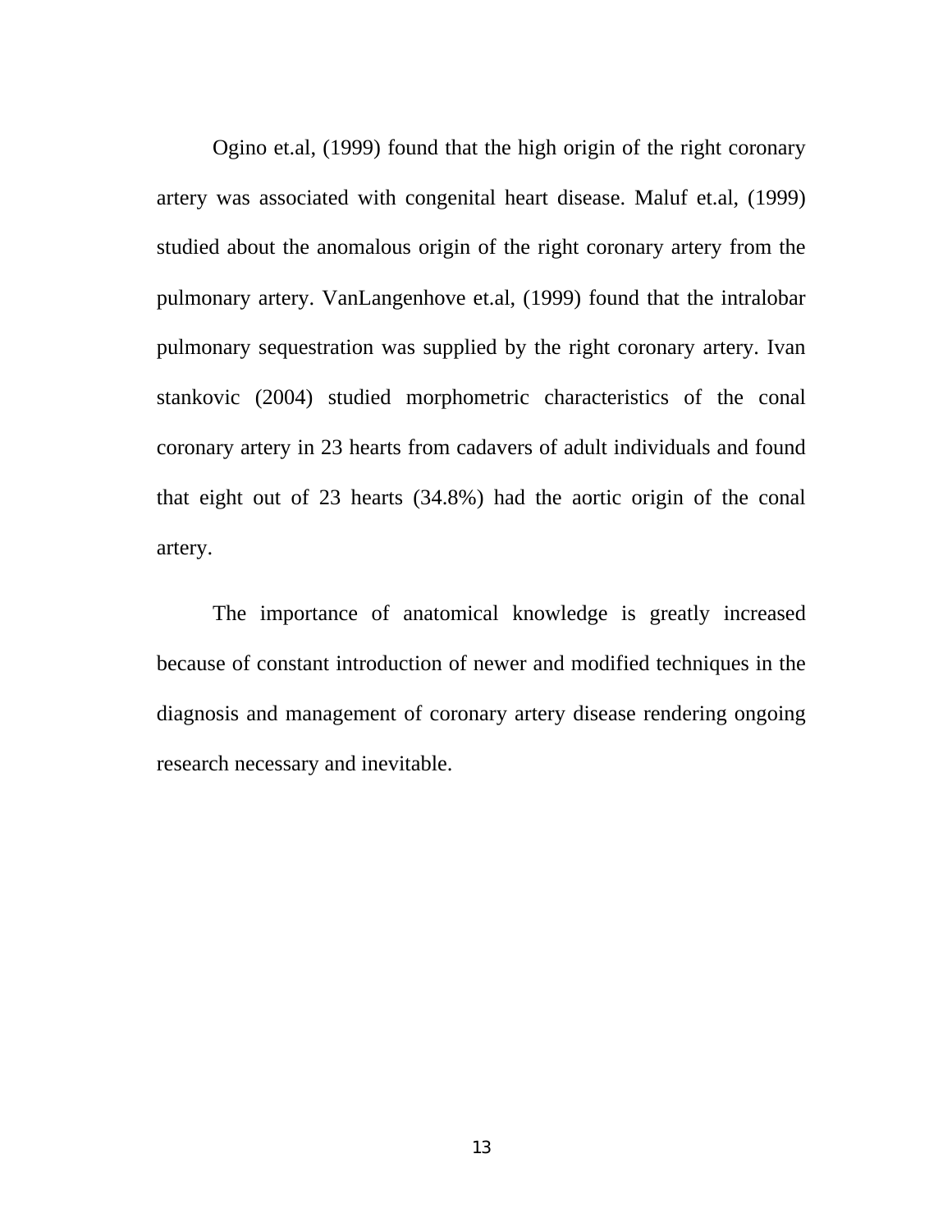Ogino et.al, (1999) found that the high origin of the right coronary artery was associated with congenital heart disease. Maluf et.al, (1999) studied about the anomalous origin of the right coronary artery from the pulmonary artery. VanLangenhove et.al, (1999) found that the intralobar pulmonary sequestration was supplied by the right coronary artery. Ivan stankovic (2004) studied morphometric characteristics of the conal coronary artery in 23 hearts from cadavers of adult individuals and found that eight out of 23 hearts (34.8%) had the aortic origin of the conal artery.

The importance of anatomical knowledge is greatly increased because of constant introduction of newer and modified techniques in the diagnosis and management of coronary artery disease rendering ongoing research necessary and inevitable.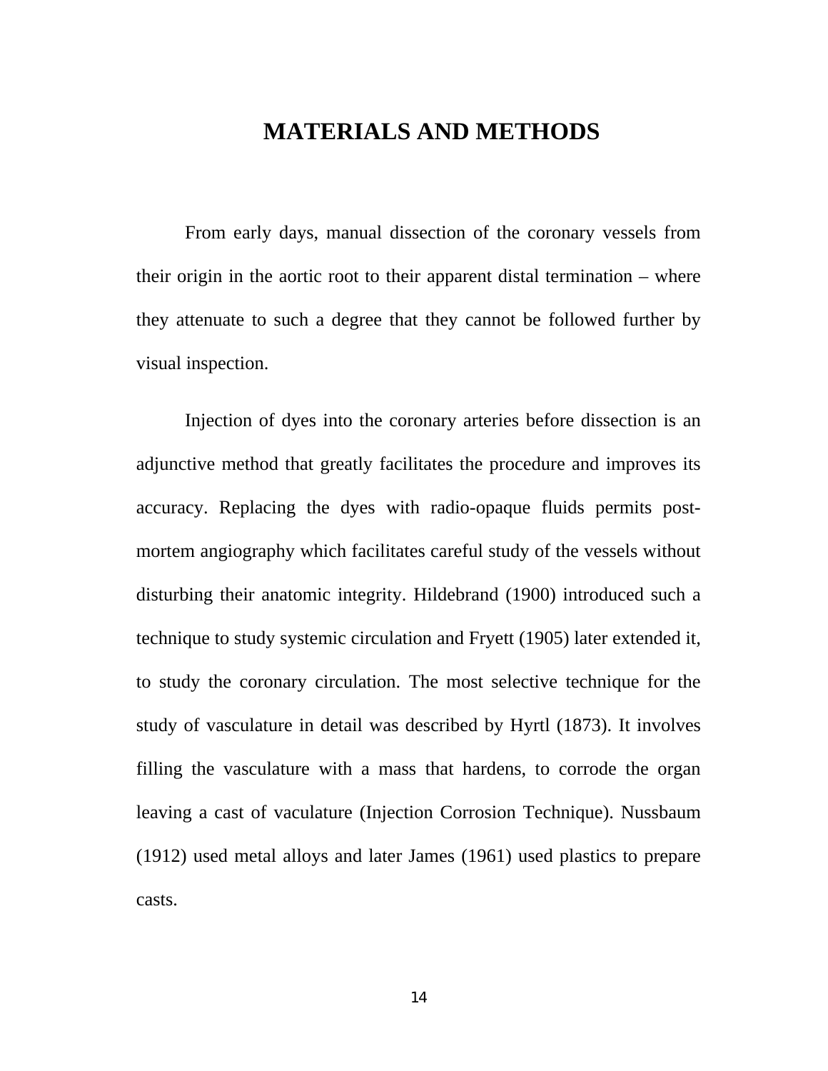# MATERIALS AND METHODS

From early days, manual dissection of the coronary vessels from their origin in the aortic root to their apparent distal termination – where they attenuate to such a degree that they cannot be followed further by visual inspection.

Injection of dyes into the coronary arteries before dissection is an adjunctive method that greatly facilitates the procedure and improves its accuracy. Replacing the dyes with radio-opaque fluids permits post-mortem angiography which facilitates careful study of the vessels without disturbing their anatomic integrity. Hildebrand (1900) introduced such a technique to study systemic circulation and Fryett (1905) later extended it, to study the coronary circulation. The most selective technique for the study of vasculature in detail was described by Hyrtl (1873). It involves filling the vasculature with a mass that hardens, to corrode the organ leaving a cast of vaculature (Injection Corrosion Technique). Nussbaum (1912) used metal alloys and later James (1961) used plastics to prepare casts.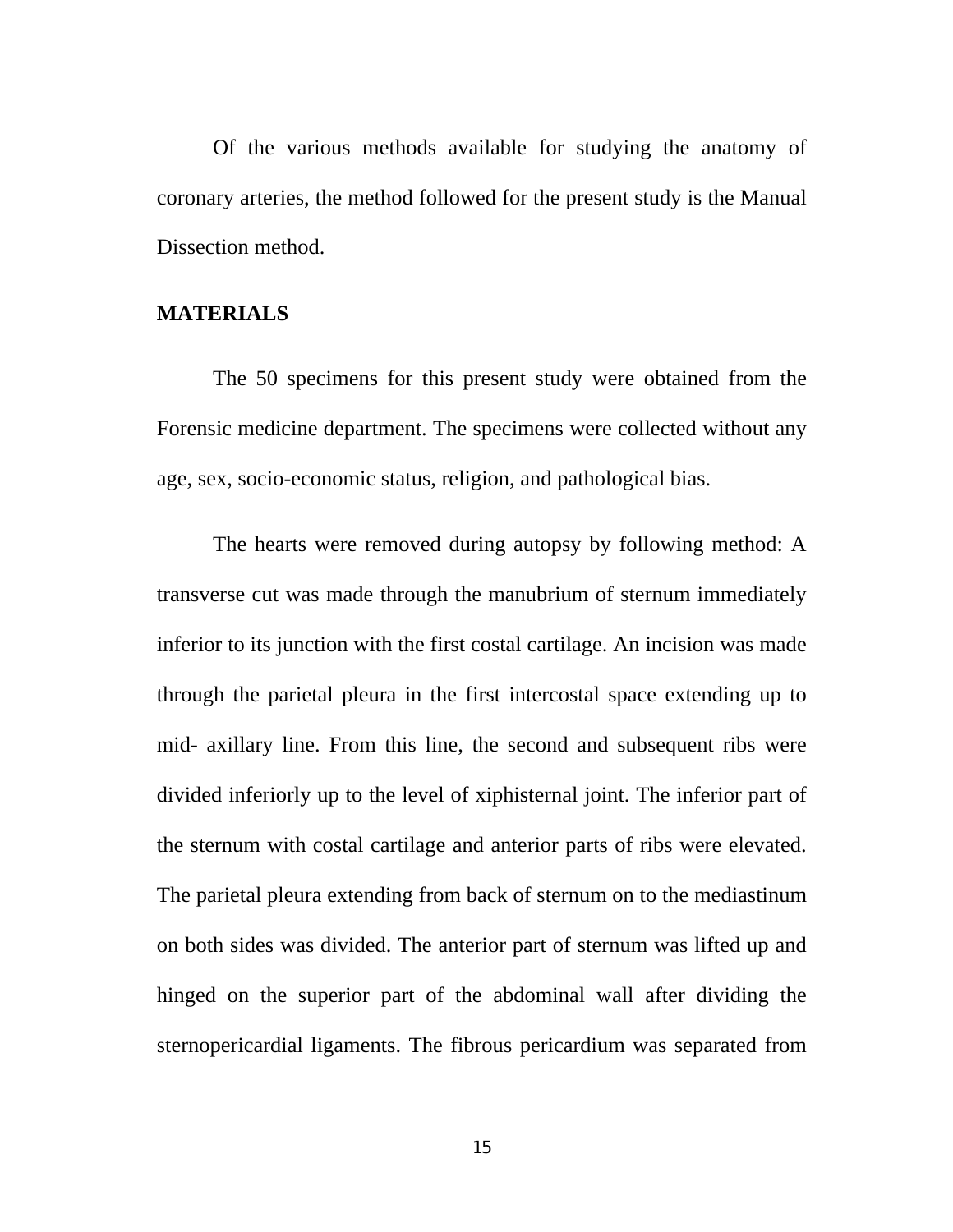Of the various methods available for studying the anatomy of coronary arteries, the method followed for the present study is the Manual Dissection method.

**MATERIALS**

The 50 specimens for this present study were obtained from the Forensic medicine department. The specimens were collected without any age, sex, socio-economic status, religion, and pathological bias.

The hearts were removed during autopsy by following method: A transverse cut was made through the manubrium of sternum immediately inferior to its junction with the first costal cartilage. An incision was made through the parietal pleura in the first intercostal space extending up to mid- axillary line. From this line, the second and subsequent ribs were divided inferiorly up to the level of xiphisternal joint. The inferior part of the sternum with costal cartilage and anterior parts of ribs were elevated. The parietal pleura extending from back of sternum on to the mediastinum on both sides was divided. The anterior part of sternum was lifted up and hinged on the superior part of the abdominal wall after dividing the sternopericardial ligaments. The fibrous pericardium was separated from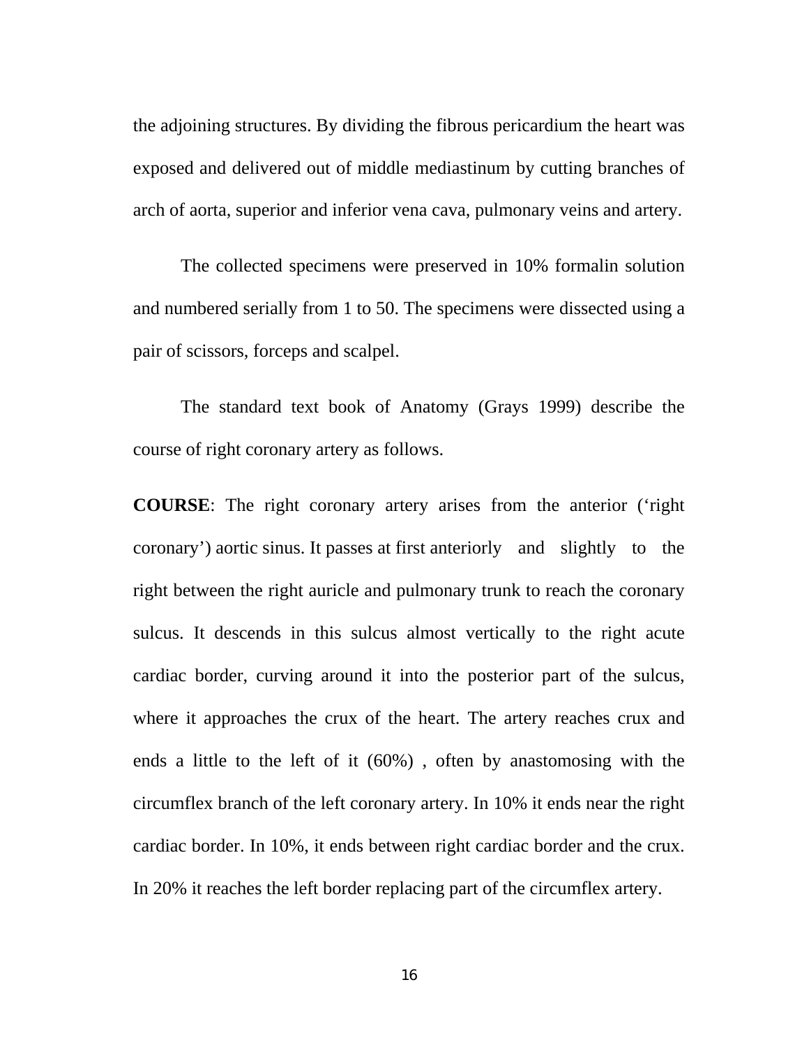the adjoining structures. By dividing the fibrous pericardium the heart was exposed and delivered out of middle mediastinum by cutting branches of arch of aorta, superior and inferior vena cava, pulmonary veins and artery.

The collected specimens were preserved in 10% formalin solution and numbered serially from 1 to 50. The specimens were dissected using a pair of scissors, forceps and scalpel.

The standard text book of Anatomy (Grays 1999) describe the course of right coronary artery as follows.

**COURSE**: The right coronary artery arises from the anterior ('right coronary') aortic sinus. It passes at first anteriorly and slightly to the right between the right auricle and pulmonary trunk to reach the coronary sulcus. It descends in this sulcus almost vertically to the right acute cardiac border, curving around it into the posterior part of the sulcus, where it approaches the crux of the heart. The artery reaches crux and ends a little to the left of it (60%) , often by anastomosing with the circumflex branch of the left coronary artery. In 10% it ends near the right cardiac border. In 10%, it ends between right cardiac border and the crux. In 20% it reaches the left border replacing part of the circumflex artery.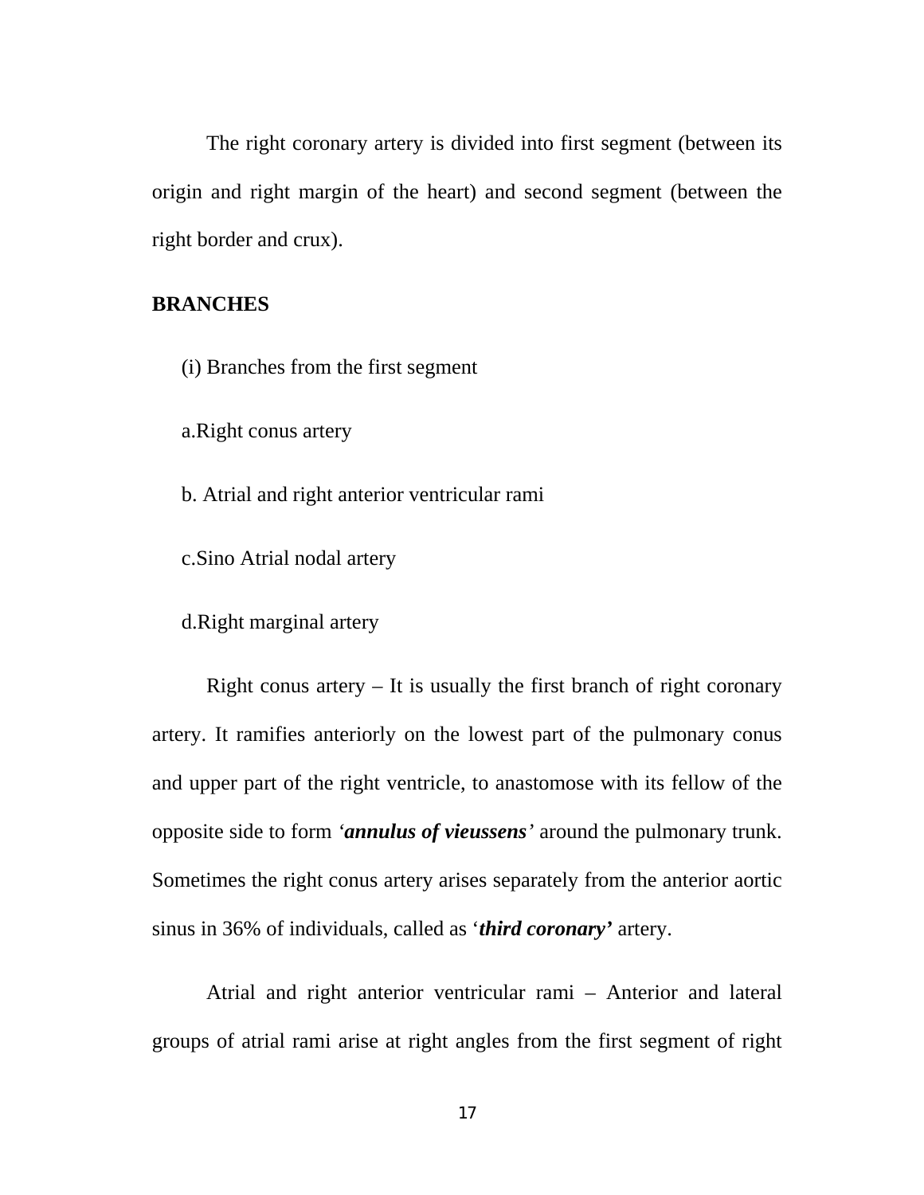The right coronary artery is divided into first segment (between its origin and right margin of the heart) and second segment (between the right border and crux).

**BRANCHES**

(i) Branches from the first segment

a.Right conus artery

b. Atrial and right anterior ventricular rami

c.Sino Atrial nodal artery

d.Right marginal artery

Right conus artery – It is usually the first branch of right coronary artery. It ramifies anteriorly on the lowest part of the pulmonary conus and upper part of the right ventricle, to anastomose with its fellow of the opposite side to form '***annulus of vieussens***' around the pulmonary trunk. Sometimes the right conus artery arises separately from the anterior aortic sinus in 36% of individuals, called as '***third coronary'*** artery.

Atrial and right anterior ventricular rami – Anterior and lateral groups of atrial rami arise at right angles from the first segment of right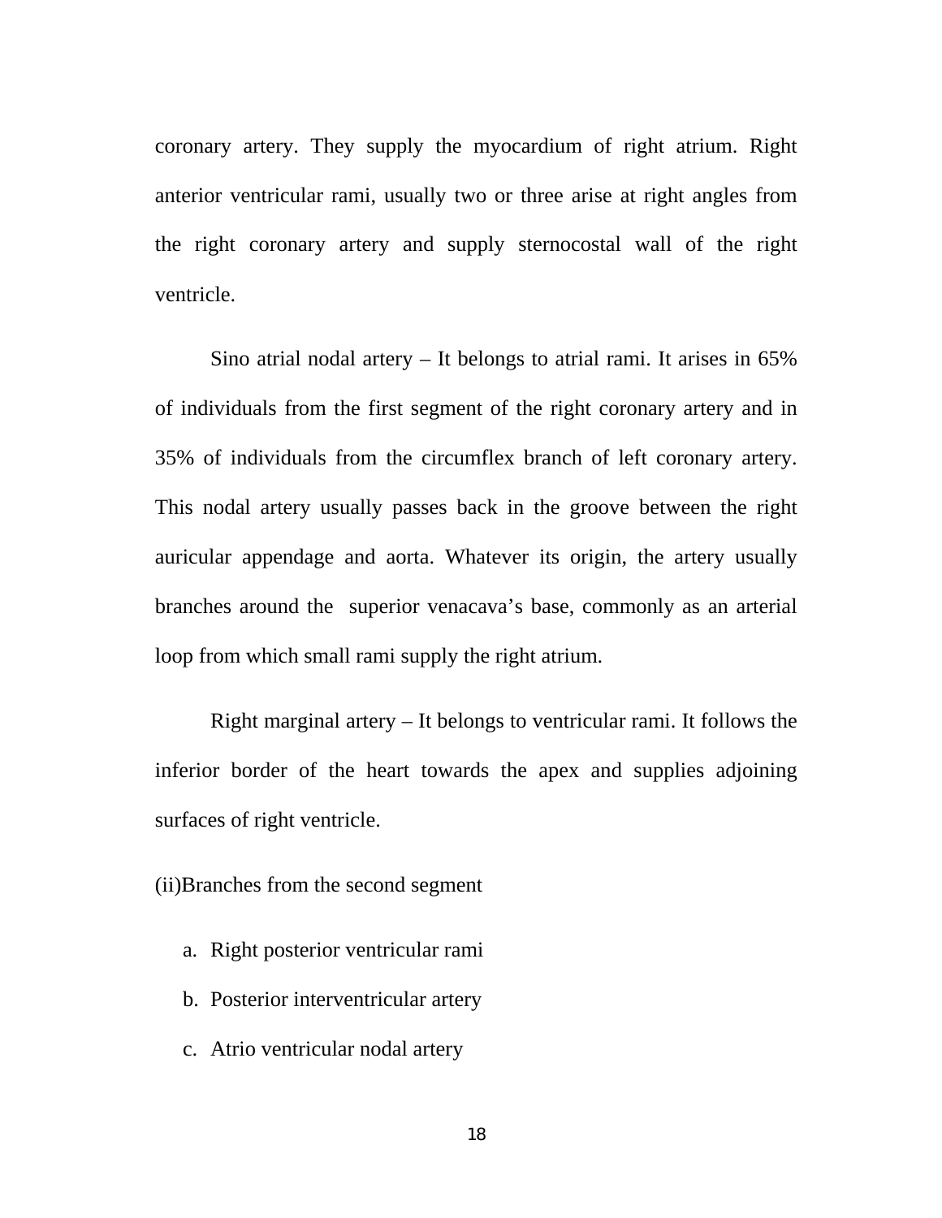coronary artery. They supply the myocardium of right atrium. Right anterior ventricular rami, usually two or three arise at right angles from the right coronary artery and supply sternocostal wall of the right ventricle.

Sino atrial nodal artery – It belongs to atrial rami. It arises in 65% of individuals from the first segment of the right coronary artery and in 35% of individuals from the circumflex branch of left coronary artery. This nodal artery usually passes back in the groove between the right auricular appendage and aorta. Whatever its origin, the artery usually branches around the superior venacava's base, commonly as an arterial loop from which small rami supply the right atrium.

Right marginal artery – It belongs to ventricular rami. It follows the inferior border of the heart towards the apex and supplies adjoining surfaces of right ventricle.

(ii)Branches from the second segment

a. Right posterior ventricular rami
b. Posterior interventricular artery
c. Atrio ventricular nodal artery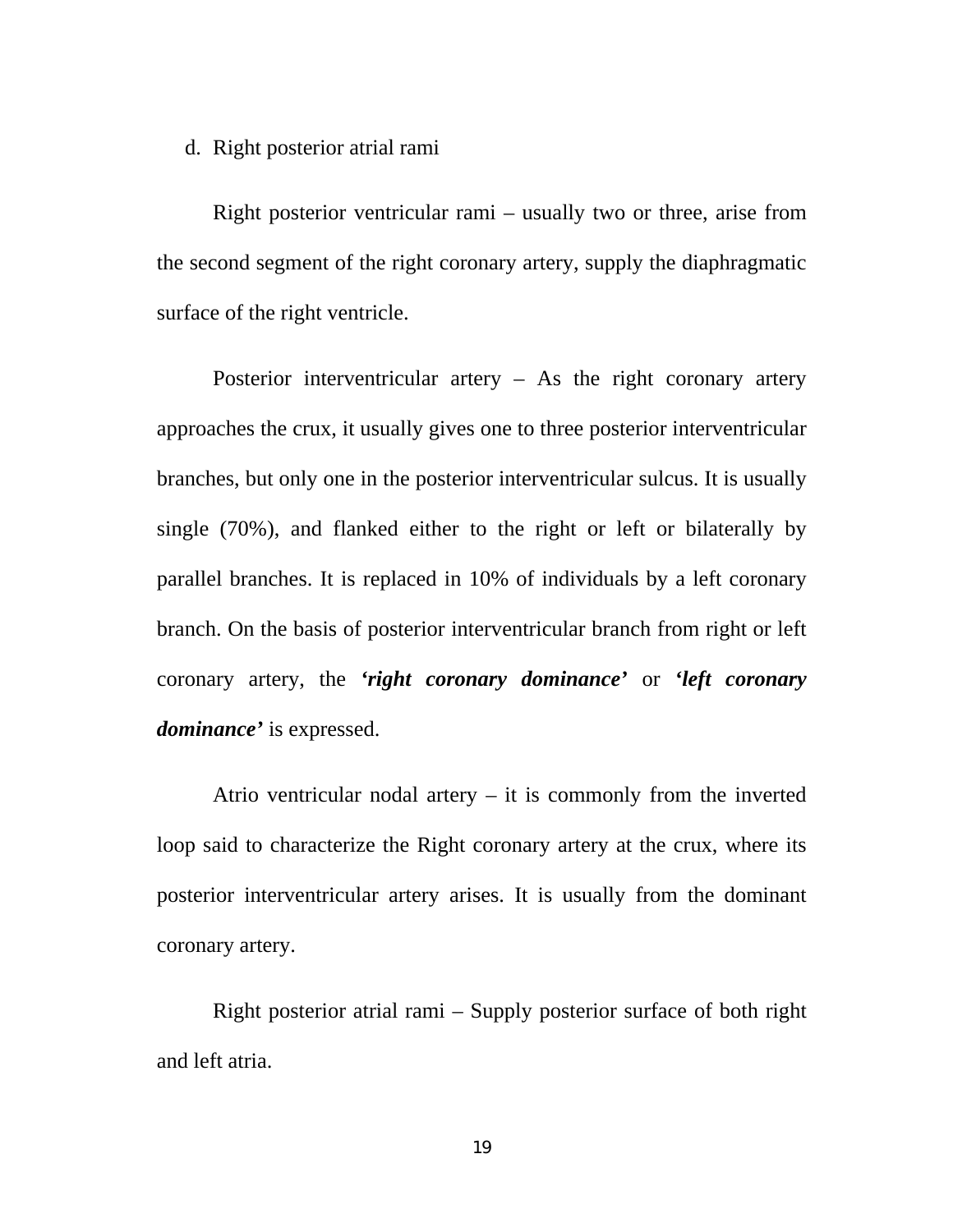d. Right posterior atrial rami

Right posterior ventricular rami – usually two or three, arise from the second segment of the right coronary artery, supply the diaphragmatic surface of the right ventricle.

Posterior interventricular artery – As the right coronary artery approaches the crux, it usually gives one to three posterior interventricular branches, but only one in the posterior interventricular sulcus. It is usually single (70%), and flanked either to the right or left or bilaterally by parallel branches. It is replaced in 10% of individuals by a left coronary branch. On the basis of posterior interventricular branch from right or left coronary artery, the ***'right coronary dominance'*** or ***'left coronary dominance'*** is expressed.

Atrio ventricular nodal artery – it is commonly from the inverted loop said to characterize the Right coronary artery at the crux, where its posterior interventricular artery arises. It is usually from the dominant coronary artery.

Right posterior atrial rami – Supply posterior surface of both right and left atria.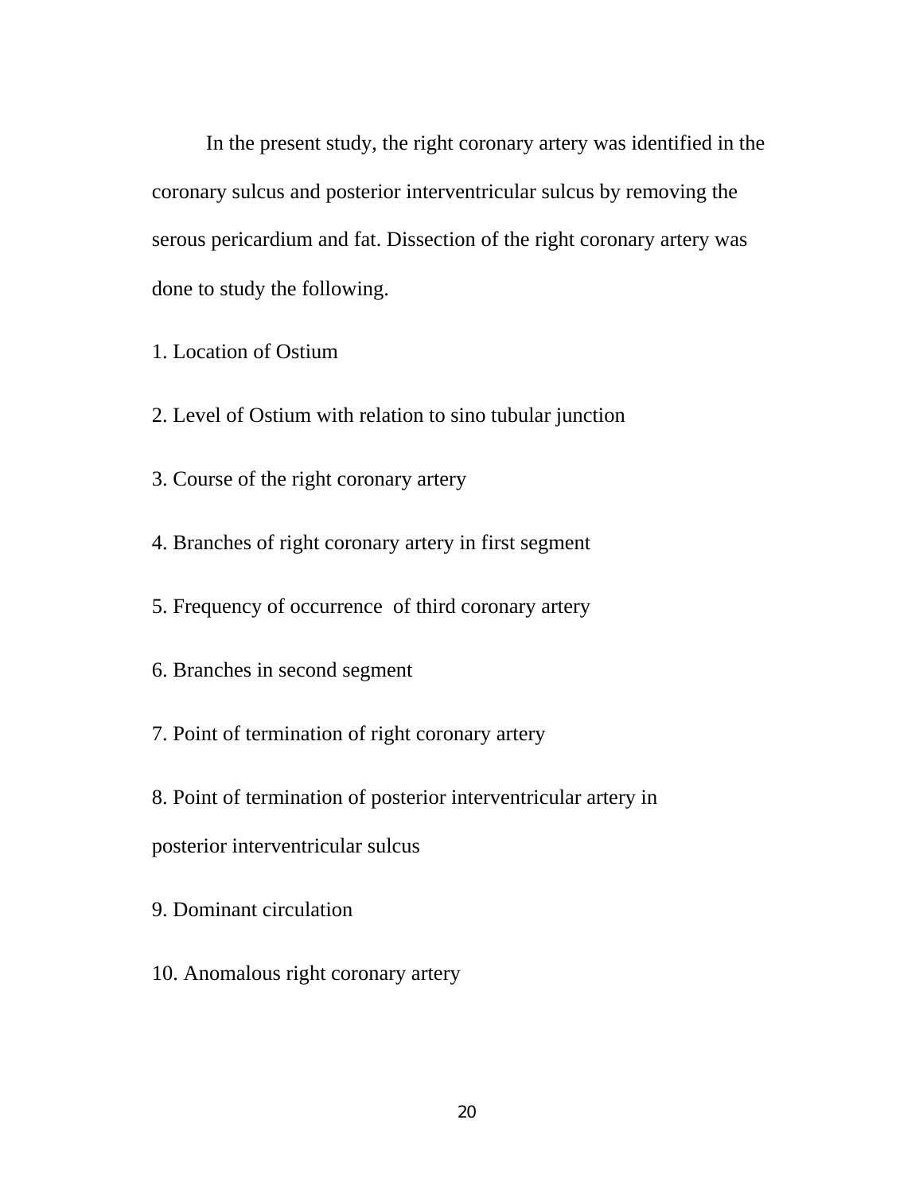In the present study, the right coronary artery was identified in the coronary sulcus and posterior interventricular sulcus by removing the serous pericardium and fat. Dissection of the right coronary artery was done to study the following.

1. Location of Ostium
2. Level of Ostium with relation to sino tubular junction
3. Course of the right coronary artery
4. Branches of right coronary artery in first segment
5. Frequency of occurrence of third coronary artery
6. Branches in second segment
7. Point of termination of right coronary artery
8. Point of termination of posterior interventricular artery in posterior interventricular sulcus
9. Dominant circulation
10. Anomalous right coronary artery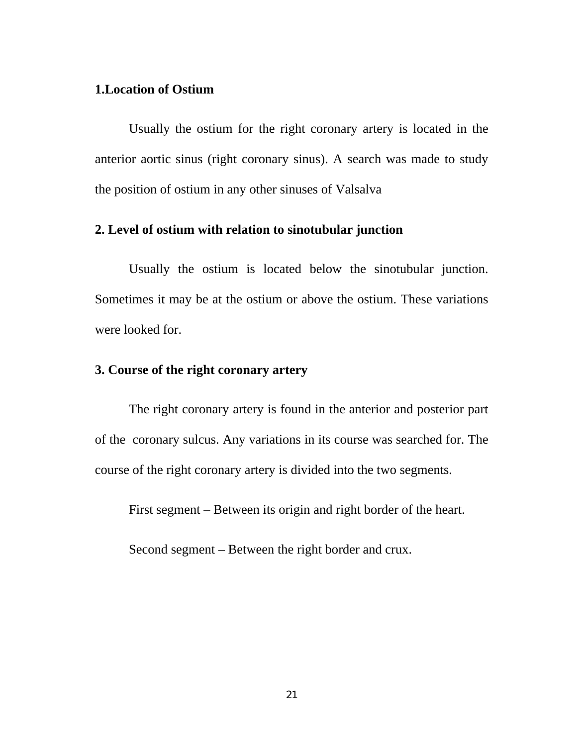**1.Location of Ostium**

Usually the ostium for the right coronary artery is located in the anterior aortic sinus (right coronary sinus). A search was made to study the position of ostium in any other sinuses of Valsalva

**2. Level of ostium with relation to sinotubular junction**

Usually the ostium is located below the sinotubular junction. Sometimes it may be at the ostium or above the ostium. These variations were looked for.

**3. Course of the right coronary artery**

The right coronary artery is found in the anterior and posterior part of the coronary sulcus. Any variations in its course was searched for. The course of the right coronary artery is divided into the two segments.

First segment – Between its origin and right border of the heart.

Second segment – Between the right border and crux.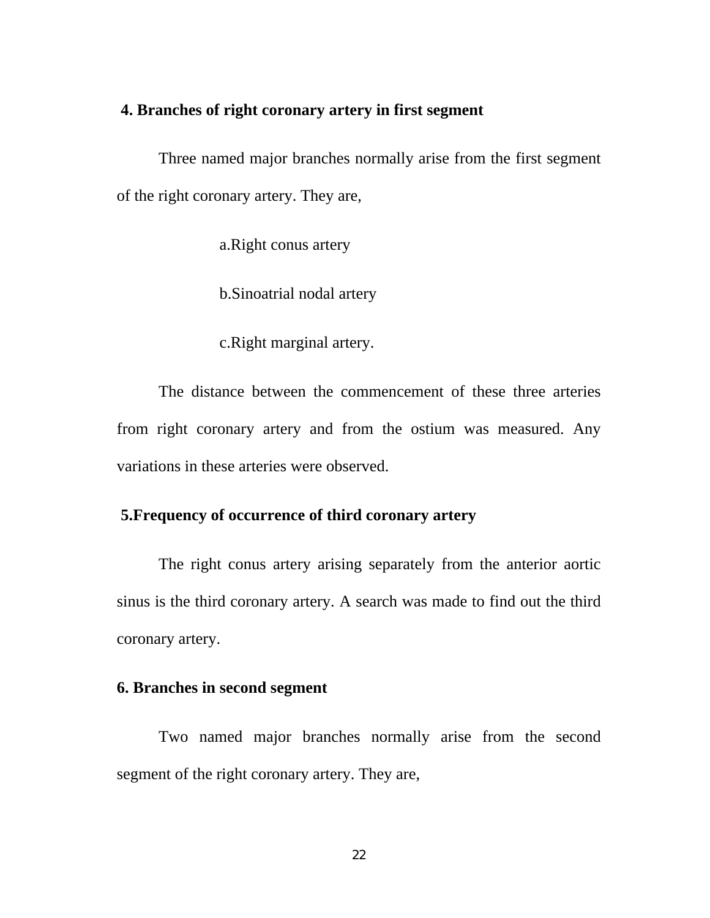**4. Branches of right coronary artery in first segment**

Three named major branches normally arise from the first segment of the right coronary artery. They are,

a.Right conus artery

b.Sinoatrial nodal artery

c.Right marginal artery.

The distance between the commencement of these three arteries from right coronary artery and from the ostium was measured. Any variations in these arteries were observed.

**5.Frequency of occurrence of third coronary artery**

The right conus artery arising separately from the anterior aortic sinus is the third coronary artery. A search was made to find out the third coronary artery.

**6. Branches in second segment**

Two named major branches normally arise from the second segment of the right coronary artery. They are,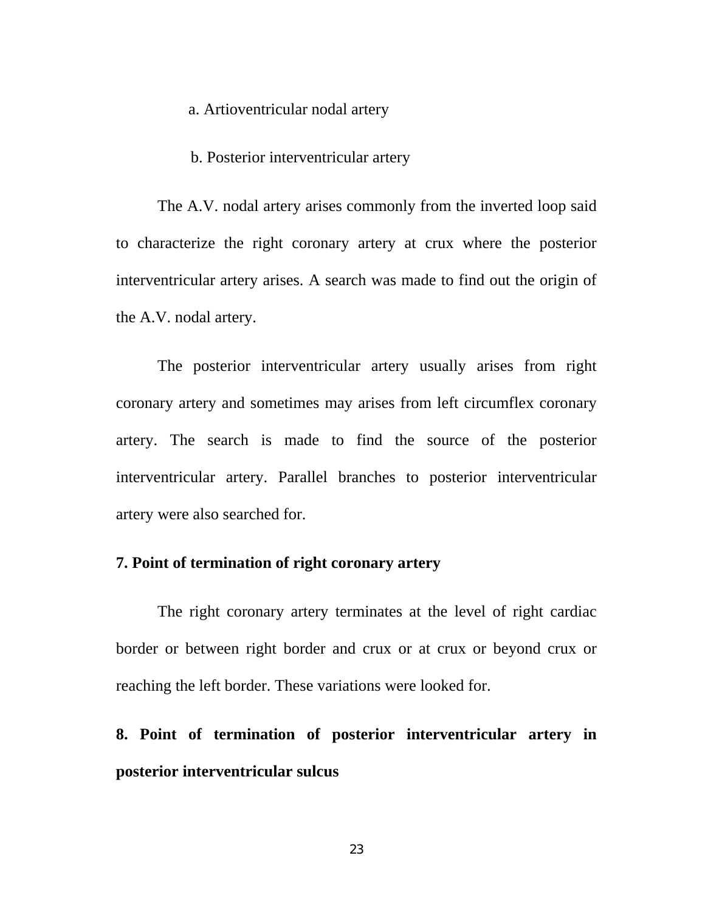a. Artioventricular nodal artery

b. Posterior interventricular artery

The A.V. nodal artery arises commonly from the inverted loop said to characterize the right coronary artery at crux where the posterior interventricular artery arises. A search was made to find out the origin of the A.V. nodal artery.

The posterior interventricular artery usually arises from right coronary artery and sometimes may arises from left circumflex coronary artery. The search is made to find the source of the posterior interventricular artery. Parallel branches to posterior interventricular artery were also searched for.

**7. Point of termination of right coronary artery**

The right coronary artery terminates at the level of right cardiac border or between right border and crux or at crux or beyond crux or reaching the left border. These variations were looked for.

**8. Point of termination of posterior interventricular artery in posterior interventricular sulcus**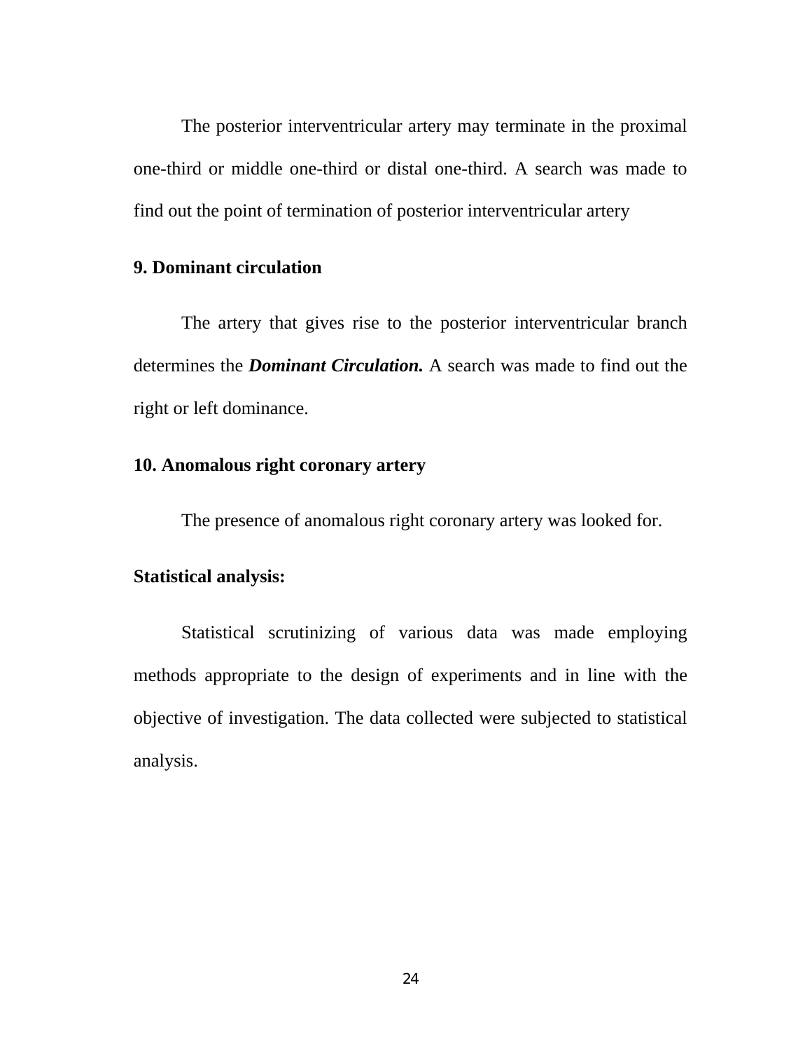The posterior interventricular artery may terminate in the proximal one-third or middle one-third or distal one-third. A search was made to find out the point of termination of posterior interventricular artery

**9. Dominant circulation**

The artery that gives rise to the posterior interventricular branch determines the ***Dominant Circulation.*** A search was made to find out the right or left dominance.

**10. Anomalous right coronary artery**

The presence of anomalous right coronary artery was looked for.

**Statistical analysis:**

Statistical scrutinizing of various data was made employing methods appropriate to the design of experiments and in line with the objective of investigation. The data collected were subjected to statistical analysis.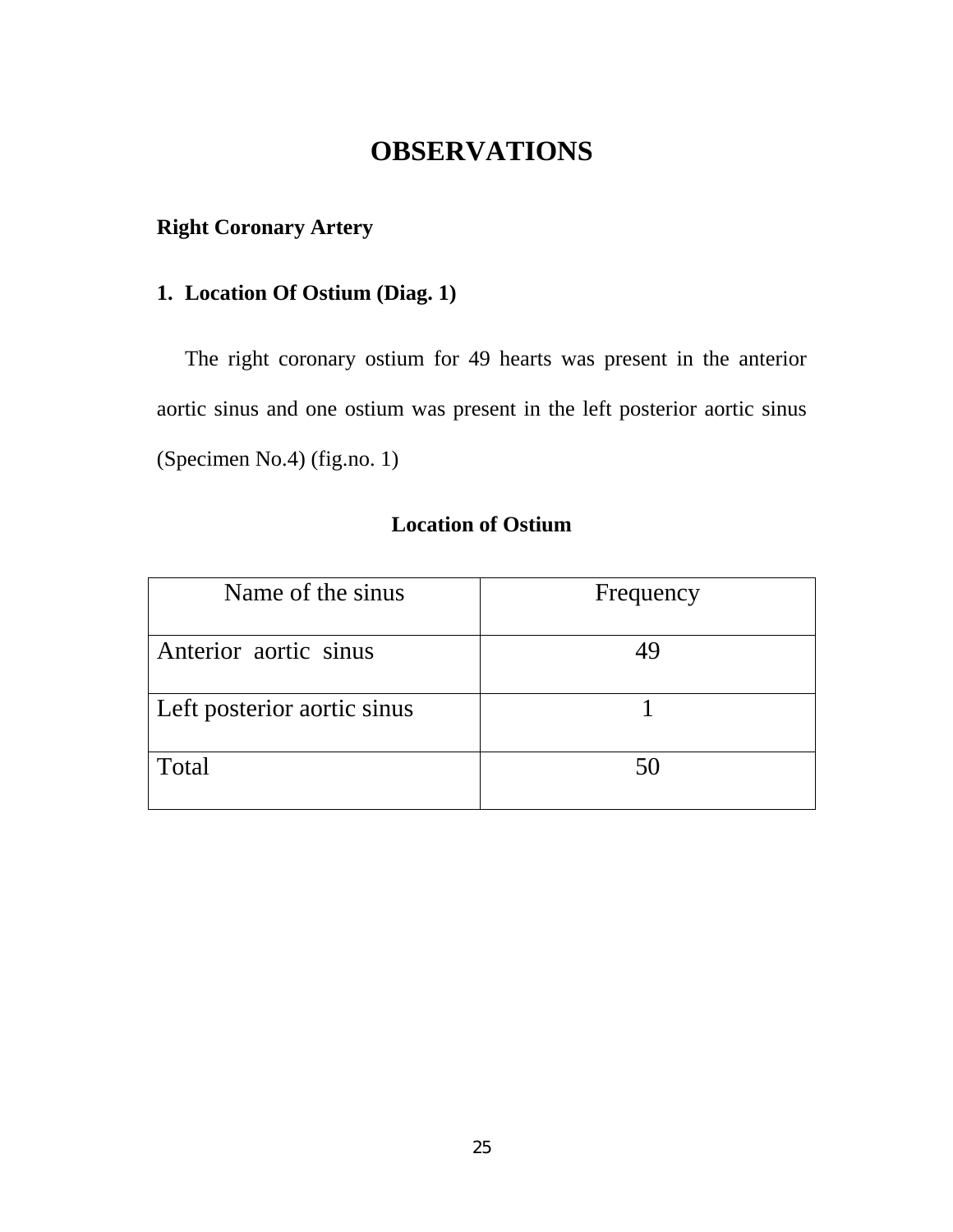# OBSERVATIONS

## Right Coronary Artery

### 1. Location Of Ostium (Diag. 1)

The right coronary ostium for 49 hearts was present in the anterior aortic sinus and one ostium was present in the left posterior aortic sinus (Specimen No.4) (fig.no. 1)

**Location of Ostium**

| Name of the sinus | Frequency |
|---|---|
| Anterior aortic sinus | 49 |
| Left posterior aortic sinus | 1 |
| Total | 50 |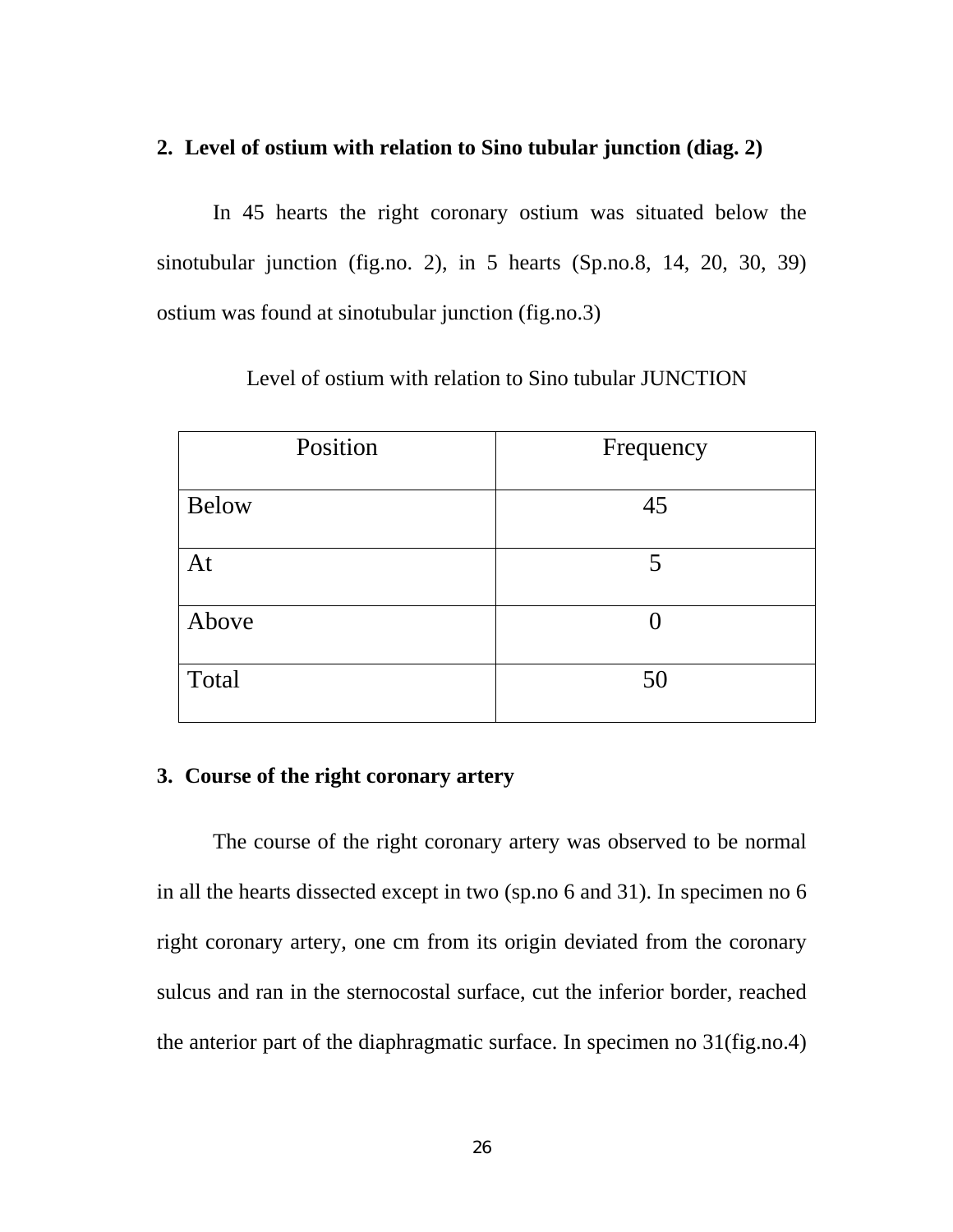## 2. Level of ostium with relation to Sino tubular junction (diag. 2)

In 45 hearts the right coronary ostium was situated below the sinotubular junction (fig.no. 2), in 5 hearts (Sp.no.8, 14, 20, 30, 39) ostium was found at sinotubular junction (fig.no.3)

Level of ostium with relation to Sino tubular JUNCTION

| Position | Frequency |
|---|---|
| Below | 45 |
| At | 5 |
| Above | 0 |
| Total | 50 |

## 3. Course of the right coronary artery

The course of the right coronary artery was observed to be normal in all the hearts dissected except in two (sp.no 6 and 31). In specimen no 6 right coronary artery, one cm from its origin deviated from the coronary sulcus and ran in the sternocostal surface, cut the inferior border, reached the anterior part of the diaphragmatic surface. In specimen no 31(fig.no.4)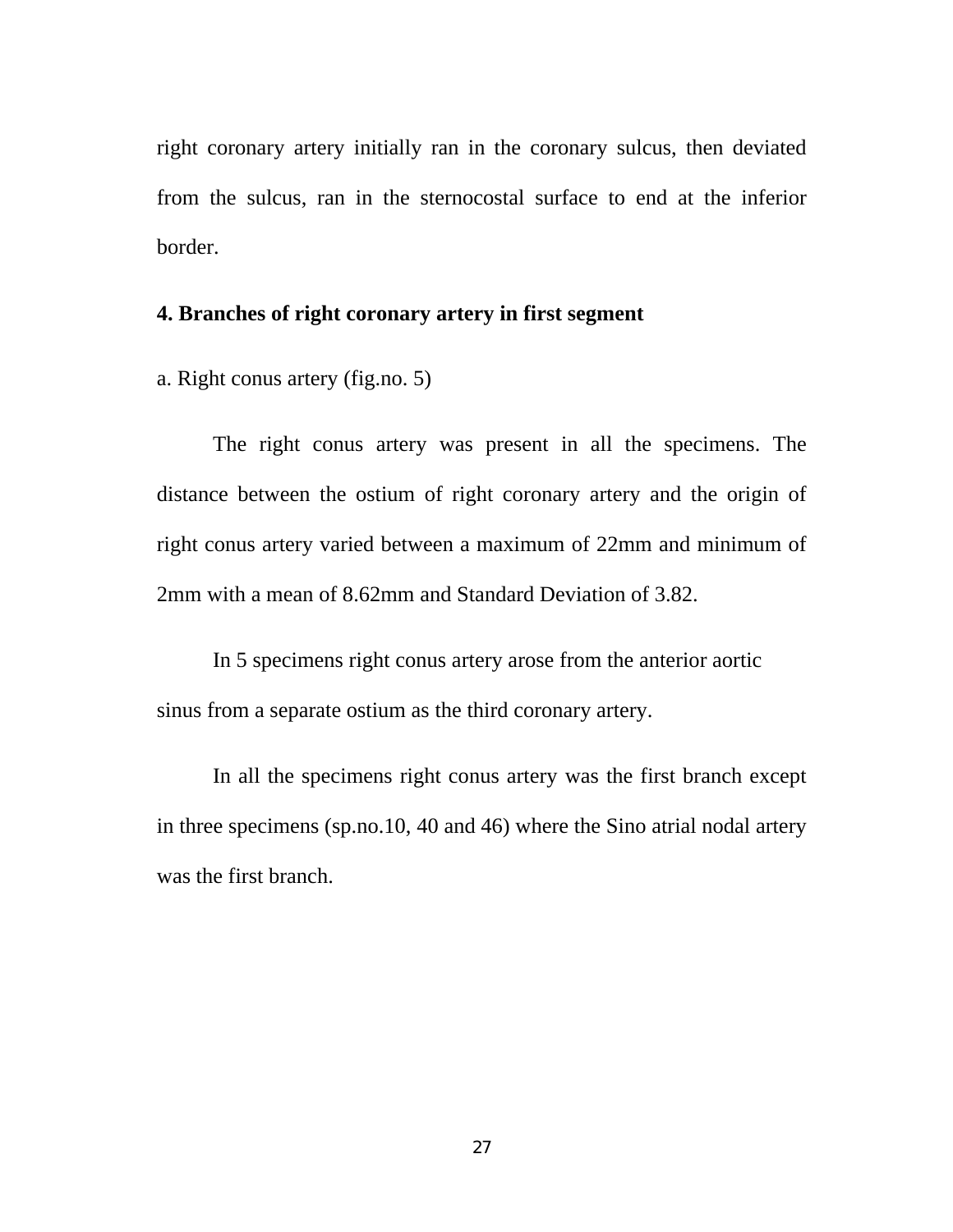right coronary artery initially ran in the coronary sulcus, then deviated from the sulcus, ran in the sternocostal surface to end at the inferior border.

**4. Branches of right coronary artery in first segment**

a. Right conus artery (fig.no. 5)

The right conus artery was present in all the specimens. The distance between the ostium of right coronary artery and the origin of right conus artery varied between a maximum of 22mm and minimum of 2mm with a mean of 8.62mm and Standard Deviation of 3.82.

In 5 specimens right conus artery arose from the anterior aortic sinus from a separate ostium as the third coronary artery.

In all the specimens right conus artery was the first branch except in three specimens (sp.no.10, 40 and 46) where the Sino atrial nodal artery was the first branch.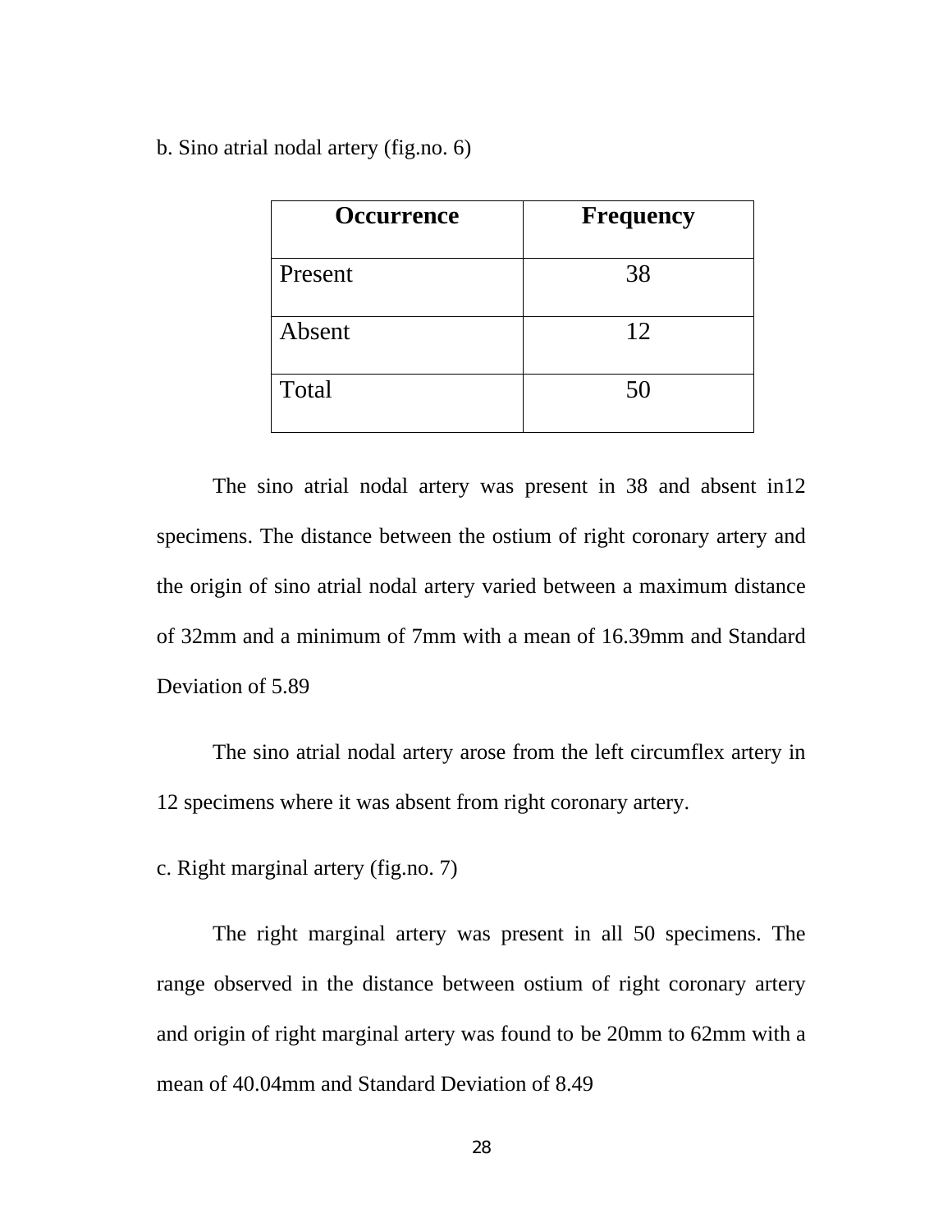b. Sino atrial nodal artery (fig.no. 6)

| Occurrence | Frequency |
|---|---|
| Present | 38 |
| Absent | 12 |
| Total | 50 |

The sino atrial nodal artery was present in 38 and absent in12 specimens. The distance between the ostium of right coronary artery and the origin of sino atrial nodal artery varied between a maximum distance of 32mm and a minimum of 7mm with a mean of 16.39mm and Standard Deviation of 5.89

The sino atrial nodal artery arose from the left circumflex artery in 12 specimens where it was absent from right coronary artery.

c. Right marginal artery (fig.no. 7)

The right marginal artery was present in all 50 specimens. The range observed in the distance between ostium of right coronary artery and origin of right marginal artery was found to be 20mm to 62mm with a mean of 40.04mm and Standard Deviation of 8.49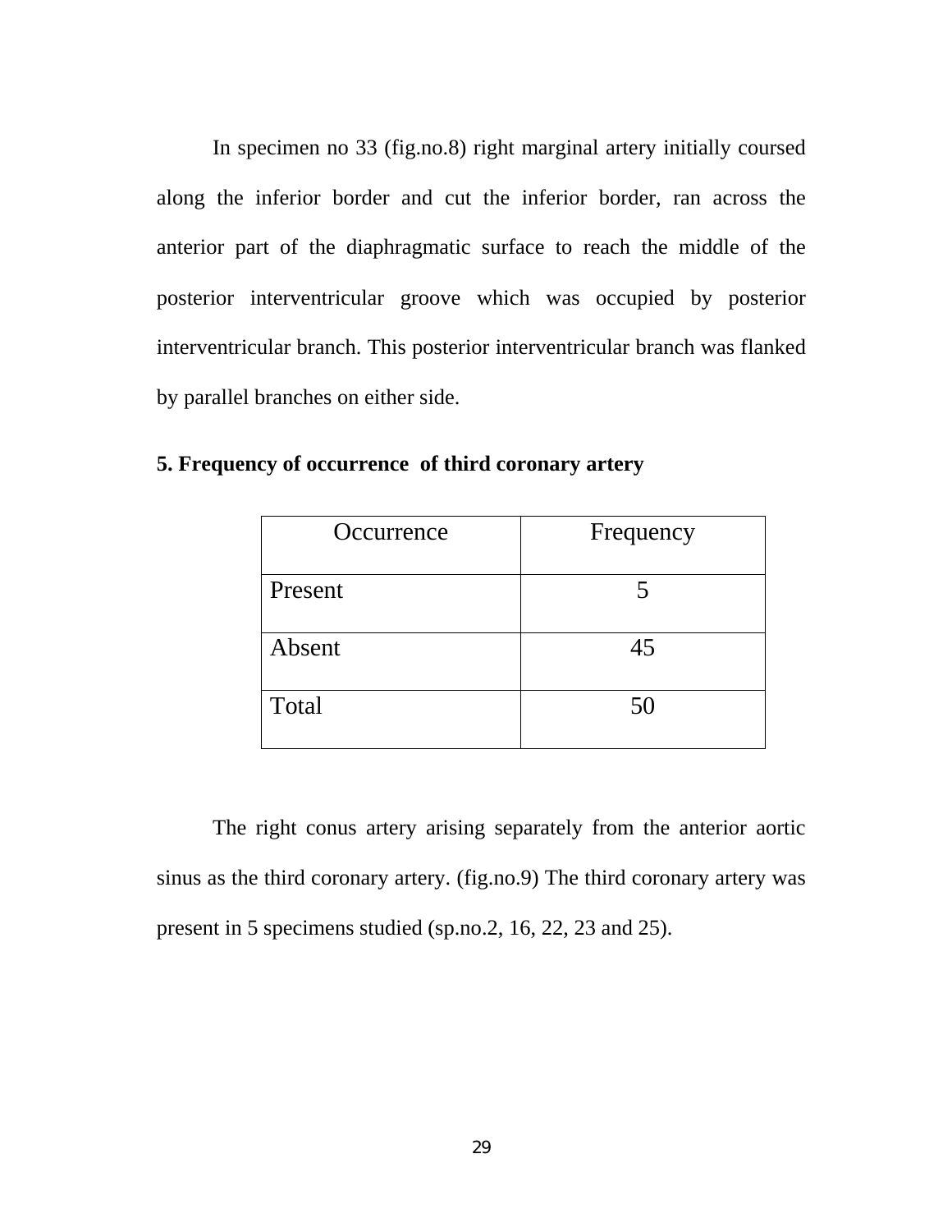In specimen no 33 (fig.no.8) right marginal artery initially coursed along the inferior border and cut the inferior border, ran across the anterior part of the diaphragmatic surface to reach the middle of the posterior interventricular groove which was occupied by posterior interventricular branch. This posterior interventricular branch was flanked by parallel branches on either side.

**5. Frequency of occurrence of third coronary artery**

| Occurrence | Frequency |
| --- | --- |
| Present | 5 |
| Absent | 45 |
| Total | 50 |

The right conus artery arising separately from the anterior aortic sinus as the third coronary artery. (fig.no.9) The third coronary artery was present in 5 specimens studied (sp.no.2, 16, 22, 23 and 25).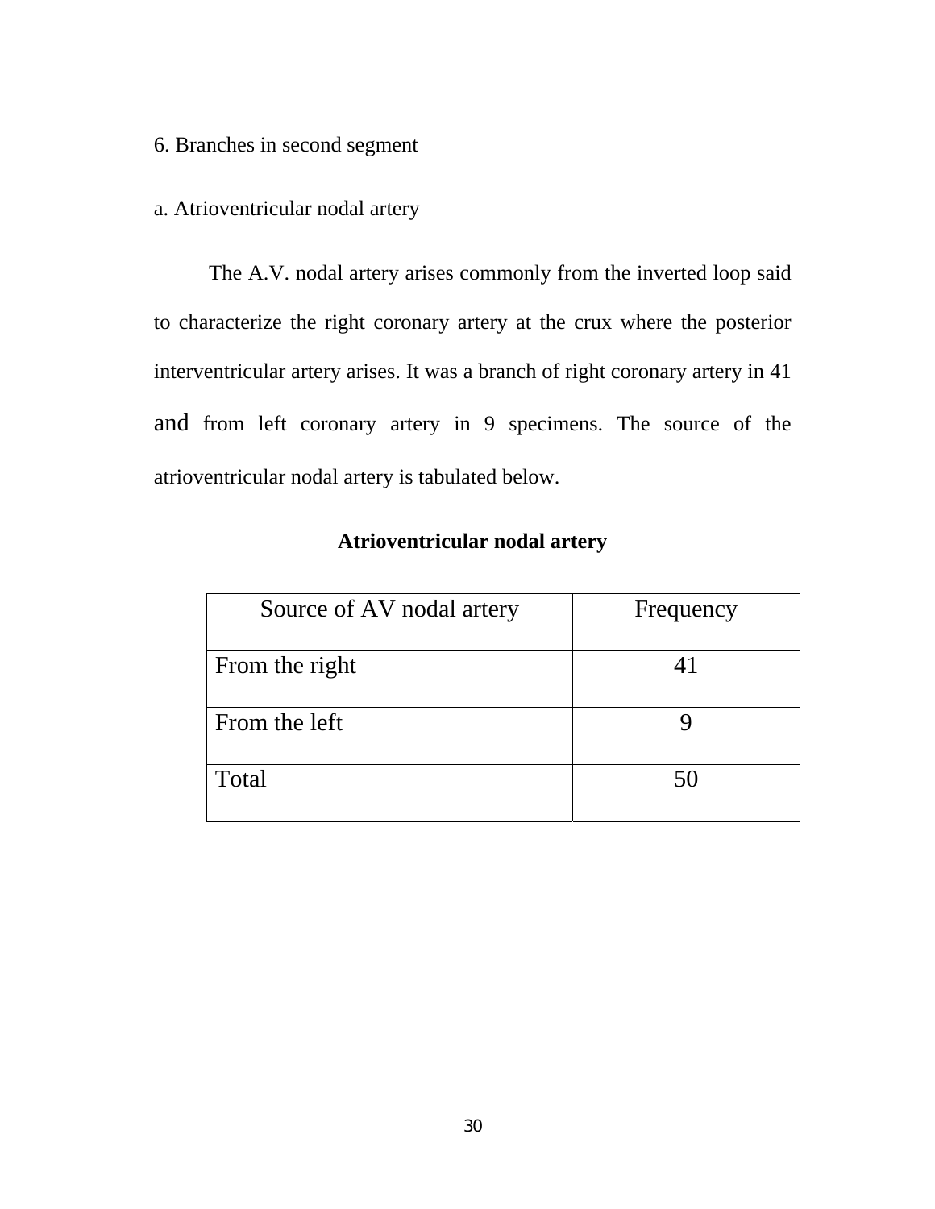6. Branches in second segment

a. Atrioventricular nodal artery

The A.V. nodal artery arises commonly from the inverted loop said to characterize the right coronary artery at the crux where the posterior interventricular artery arises. It was a branch of right coronary artery in 41 and from left coronary artery in 9 specimens. The source of the atrioventricular nodal artery is tabulated below.

**Atrioventricular nodal artery**

| Source of AV nodal artery | Frequency |
|---|---|
| From the right | 41 |
| From the left | 9 |
| Total | 50 |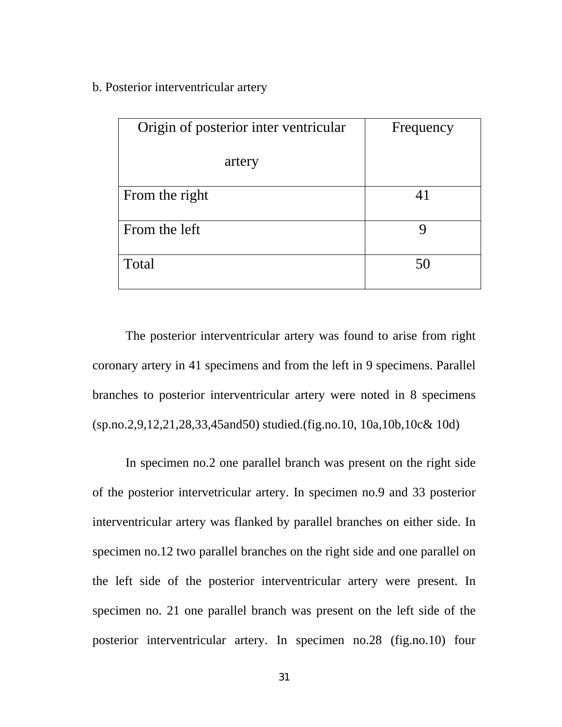b. Posterior interventricular artery

| Origin of posterior inter ventricular artery | Frequency |
|---|---|
| From the right | 41 |
| From the left | 9 |
| Total | 50 |

The posterior interventricular artery was found to arise from right coronary artery in 41 specimens and from the left in 9 specimens. Parallel branches to posterior interventricular artery were noted in 8 specimens (sp.no.2,9,12,21,28,33,45and50) studied.(fig.no.10, 10a,10b,10c& 10d)

In specimen no.2 one parallel branch was present on the right side of the posterior intervetricular artery. In specimen no.9 and 33 posterior interventricular artery was flanked by parallel branches on either side. In specimen no.12 two parallel branches on the right side and one parallel on the left side of the posterior interventricular artery were present. In specimen no. 21 one parallel branch was present on the left side of the posterior interventricular artery. In specimen no.28 (fig.no.10) four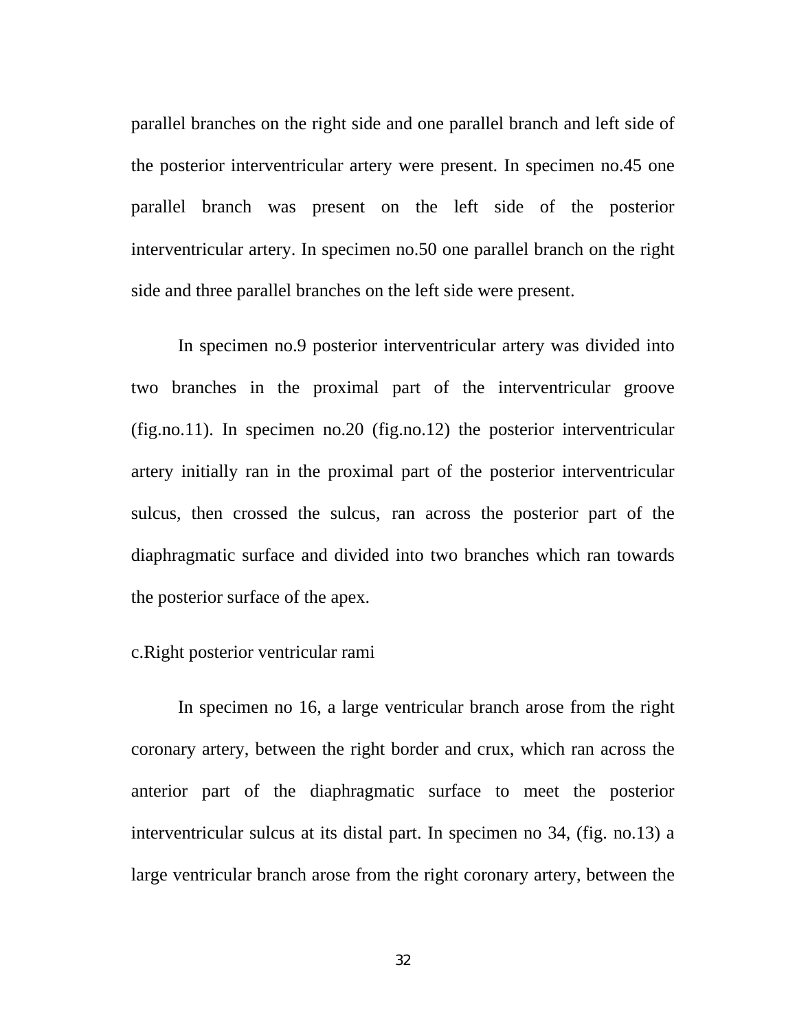parallel branches on the right side and one parallel branch and left side of the posterior interventricular artery were present. In specimen no.45 one parallel branch was present on the left side of the posterior interventricular artery. In specimen no.50 one parallel branch on the right side and three parallel branches on the left side were present.

In specimen no.9 posterior interventricular artery was divided into two branches in the proximal part of the interventricular groove (fig.no.11). In specimen no.20 (fig.no.12) the posterior interventricular artery initially ran in the proximal part of the posterior interventricular sulcus, then crossed the sulcus, ran across the posterior part of the diaphragmatic surface and divided into two branches which ran towards the posterior surface of the apex.

c.Right posterior ventricular rami

In specimen no 16, a large ventricular branch arose from the right coronary artery, between the right border and crux, which ran across the anterior part of the diaphragmatic surface to meet the posterior interventricular sulcus at its distal part. In specimen no 34, (fig. no.13) a large ventricular branch arose from the right coronary artery, between the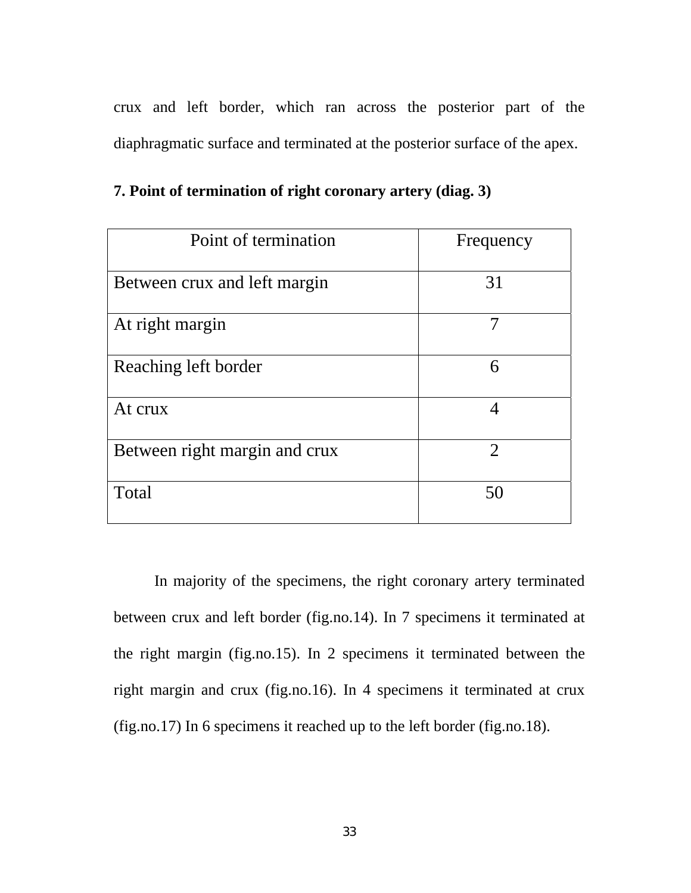crux and left border, which ran across the posterior part of the diaphragmatic surface and terminated at the posterior surface of the apex.

**7. Point of termination of right coronary artery (diag. 3)**

| Point of termination | Frequency |
|---|---|
| Between crux and left margin | 31 |
| At right margin | 7 |
| Reaching left border | 6 |
| At crux | 4 |
| Between right margin and crux | 2 |
| Total | 50 |

In majority of the specimens, the right coronary artery terminated between crux and left border (fig.no.14). In 7 specimens it terminated at the right margin (fig.no.15). In 2 specimens it terminated between the right margin and crux (fig.no.16). In 4 specimens it terminated at crux (fig.no.17) In 6 specimens it reached up to the left border (fig.no.18).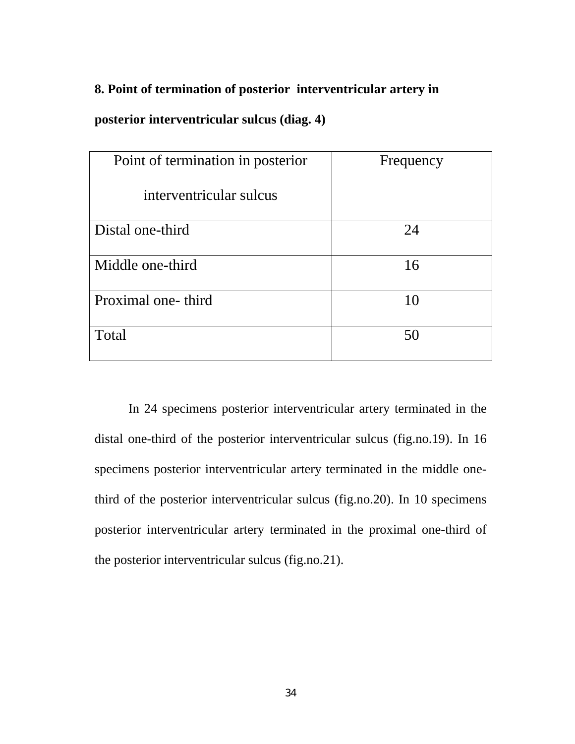**8. Point of termination of posterior interventricular artery in posterior interventricular sulcus (diag. 4)**

| Point of termination in posterior interventricular sulcus | Frequency |
|---|---|
| Distal one-third | 24 |
| Middle one-third | 16 |
| Proximal one- third | 10 |
| Total | 50 |

In 24 specimens posterior interventricular artery terminated in the distal one-third of the posterior interventricular sulcus (fig.no.19). In 16 specimens posterior interventricular artery terminated in the middle one-third of the posterior interventricular sulcus (fig.no.20). In 10 specimens posterior interventricular artery terminated in the proximal one-third of the posterior interventricular sulcus (fig.no.21).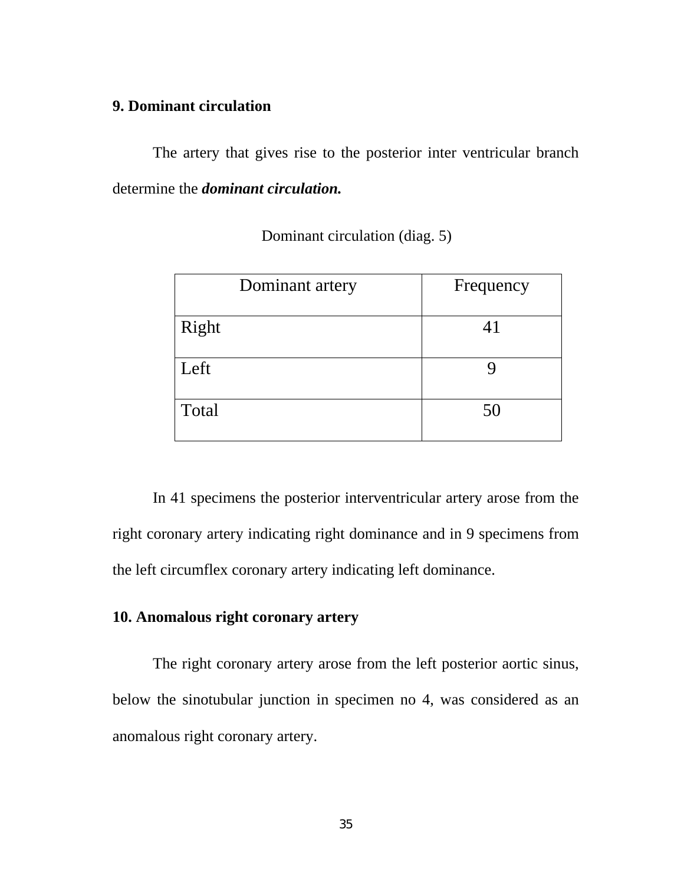**9. Dominant circulation**

The artery that gives rise to the posterior inter ventricular branch determine the ***dominant circulation.***

Dominant circulation (diag. 5)

| Dominant artery | Frequency |
|---|---|
| Right | 41 |
| Left | 9 |
| Total | 50 |

In 41 specimens the posterior interventricular artery arose from the right coronary artery indicating right dominance and in 9 specimens from the left circumflex coronary artery indicating left dominance.

**10. Anomalous right coronary artery**

The right coronary artery arose from the left posterior aortic sinus, below the sinotubular junction in specimen no 4, was considered as an anomalous right coronary artery.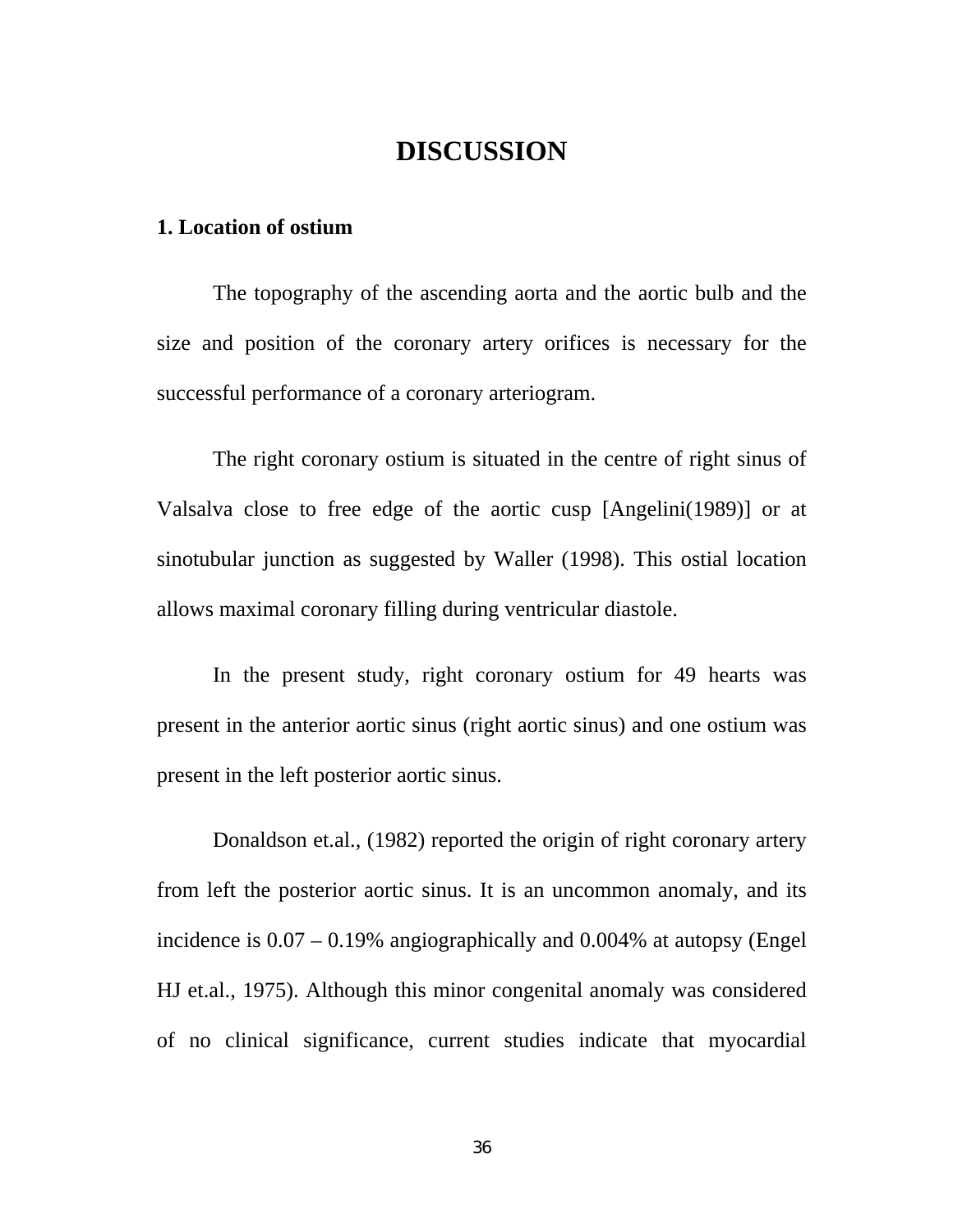# DISCUSSION

## 1. Location of ostium

The topography of the ascending aorta and the aortic bulb and the size and position of the coronary artery orifices is necessary for the successful performance of a coronary arteriogram.

The right coronary ostium is situated in the centre of right sinus of Valsalva close to free edge of the aortic cusp [Angelini(1989)] or at sinotubular junction as suggested by Waller (1998). This ostial location allows maximal coronary filling during ventricular diastole.

In the present study, right coronary ostium for 49 hearts was present in the anterior aortic sinus (right aortic sinus) and one ostium was present in the left posterior aortic sinus.

Donaldson et.al., (1982) reported the origin of right coronary artery from left the posterior aortic sinus. It is an uncommon anomaly, and its incidence is 0.07 – 0.19% angiographically and 0.004% at autopsy (Engel HJ et.al., 1975). Although this minor congenital anomaly was considered of no clinical significance, current studies indicate that myocardial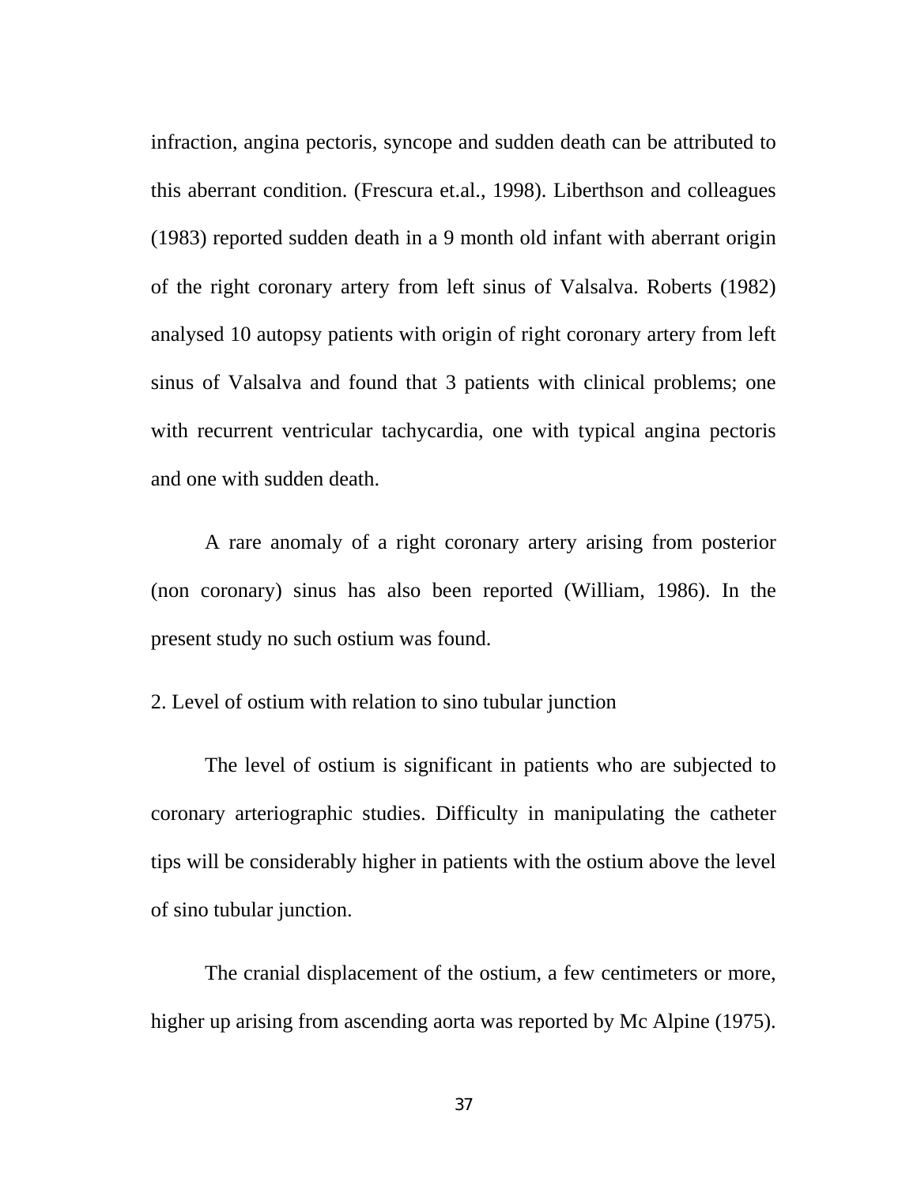infraction, angina pectoris, syncope and sudden death can be attributed to this aberrant condition. (Frescura et.al., 1998). Liberthson and colleagues (1983) reported sudden death in a 9 month old infant with aberrant origin of the right coronary artery from left sinus of Valsalva. Roberts (1982) analysed 10 autopsy patients with origin of right coronary artery from left sinus of Valsalva and found that 3 patients with clinical problems; one with recurrent ventricular tachycardia, one with typical angina pectoris and one with sudden death.

A rare anomaly of a right coronary artery arising from posterior (non coronary) sinus has also been reported (William, 1986). In the present study no such ostium was found.

2. Level of ostium with relation to sino tubular junction

The level of ostium is significant in patients who are subjected to coronary arteriographic studies. Difficulty in manipulating the catheter tips will be considerably higher in patients with the ostium above the level of sino tubular junction.

The cranial displacement of the ostium, a few centimeters or more, higher up arising from ascending aorta was reported by Mc Alpine (1975).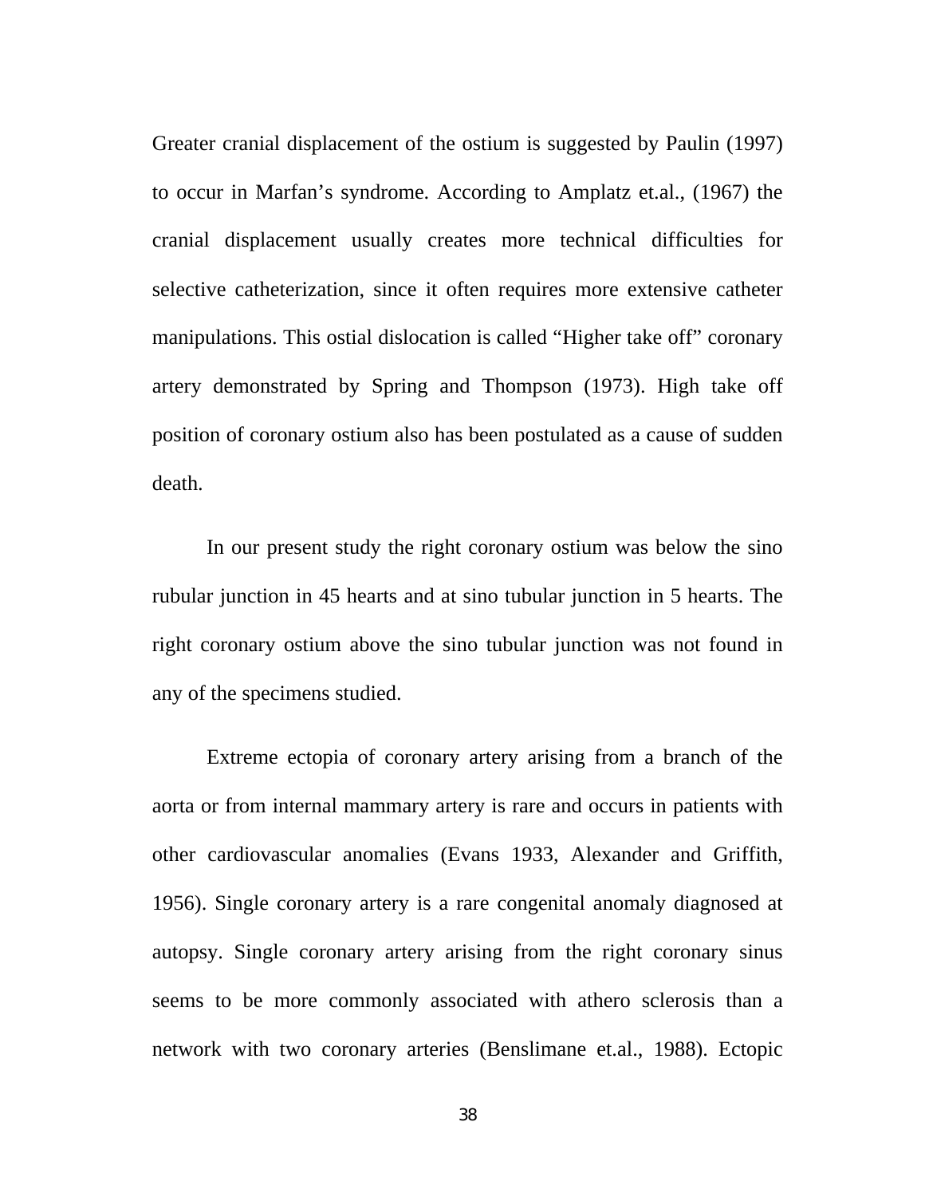Greater cranial displacement of the ostium is suggested by Paulin (1997) to occur in Marfan's syndrome. According to Amplatz et.al., (1967) the cranial displacement usually creates more technical difficulties for selective catheterization, since it often requires more extensive catheter manipulations. This ostial dislocation is called "Higher take off" coronary artery demonstrated by Spring and Thompson (1973). High take off position of coronary ostium also has been postulated as a cause of sudden death.

In our present study the right coronary ostium was below the sino rubular junction in 45 hearts and at sino tubular junction in 5 hearts. The right coronary ostium above the sino tubular junction was not found in any of the specimens studied.

Extreme ectopia of coronary artery arising from a branch of the aorta or from internal mammary artery is rare and occurs in patients with other cardiovascular anomalies (Evans 1933, Alexander and Griffith, 1956). Single coronary artery is a rare congenital anomaly diagnosed at autopsy. Single coronary artery arising from the right coronary sinus seems to be more commonly associated with athero sclerosis than a network with two coronary arteries (Benslimane et.al., 1988). Ectopic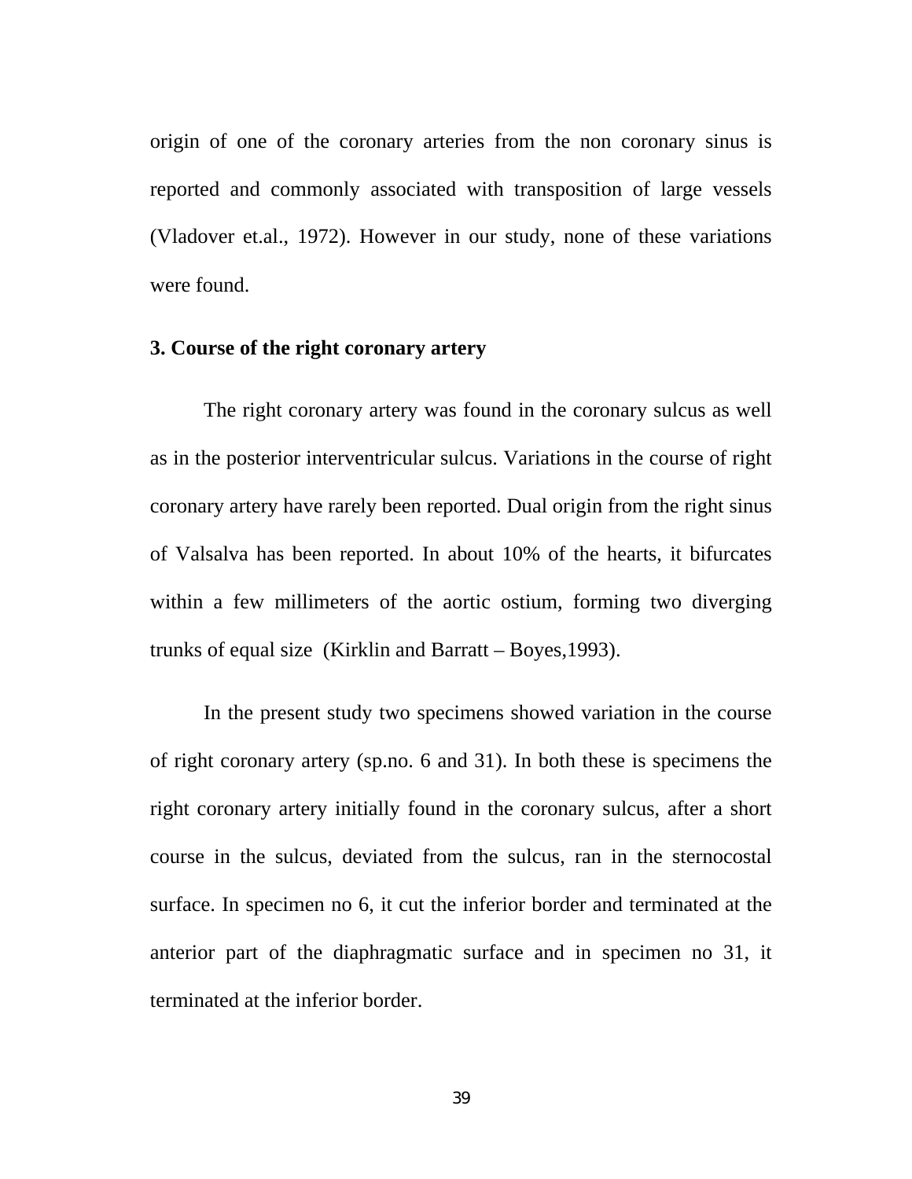origin of one of the coronary arteries from the non coronary sinus is reported and commonly associated with transposition of large vessels (Vladover et.al., 1972). However in our study, none of these variations were found.

**3. Course of the right coronary artery**

The right coronary artery was found in the coronary sulcus as well as in the posterior interventricular sulcus. Variations in the course of right coronary artery have rarely been reported. Dual origin from the right sinus of Valsalva has been reported. In about 10% of the hearts, it bifurcates within a few millimeters of the aortic ostium, forming two diverging trunks of equal size (Kirklin and Barratt – Boyes,1993).

In the present study two specimens showed variation in the course of right coronary artery (sp.no. 6 and 31). In both these is specimens the right coronary artery initially found in the coronary sulcus, after a short course in the sulcus, deviated from the sulcus, ran in the sternocostal surface. In specimen no 6, it cut the inferior border and terminated at the anterior part of the diaphragmatic surface and in specimen no 31, it terminated at the inferior border.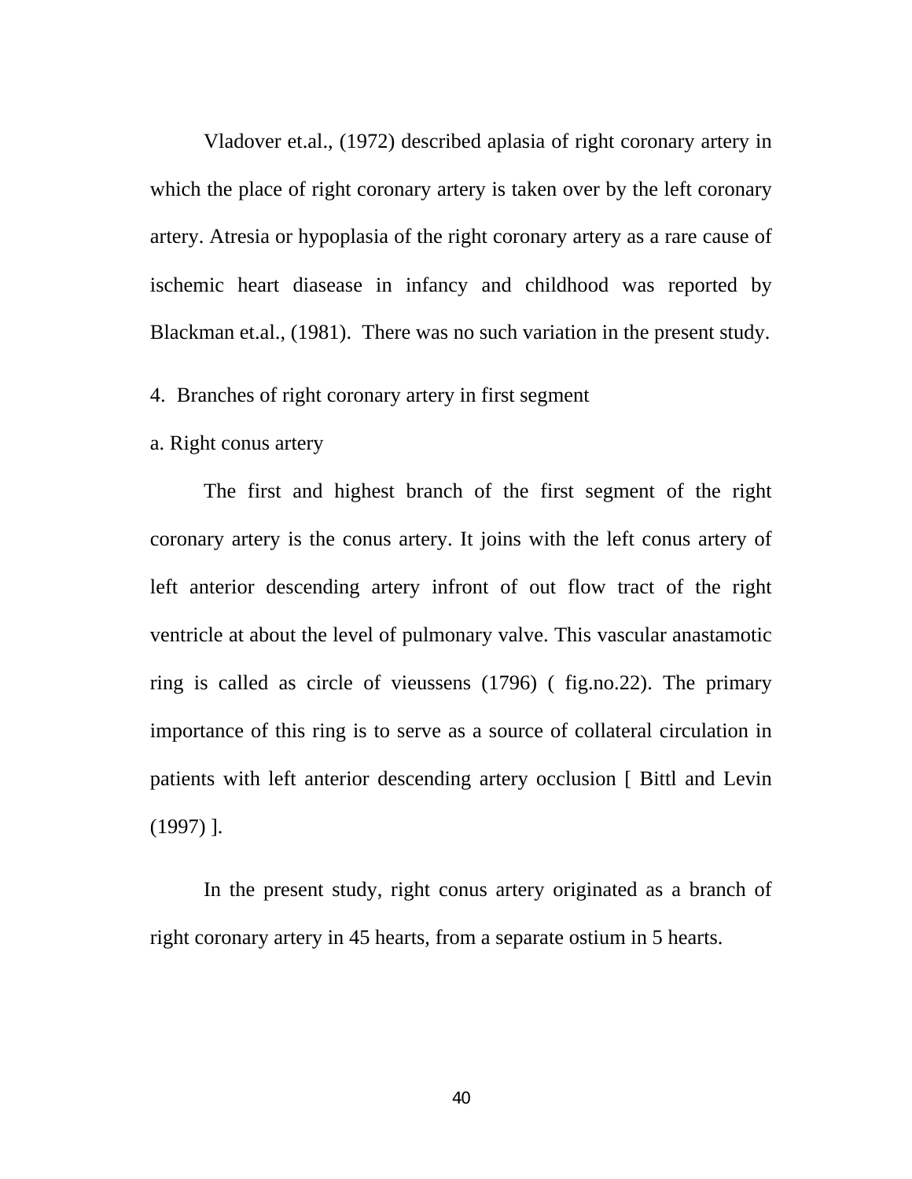Vladover et.al., (1972) described aplasia of right coronary artery in which the place of right coronary artery is taken over by the left coronary artery. Atresia or hypoplasia of the right coronary artery as a rare cause of ischemic heart diasease in infancy and childhood was reported by Blackman et.al., (1981). There was no such variation in the present study.

4. Branches of right coronary artery in first segment

a. Right conus artery

The first and highest branch of the first segment of the right coronary artery is the conus artery. It joins with the left conus artery of left anterior descending artery infront of out flow tract of the right ventricle at about the level of pulmonary valve. This vascular anastamotic ring is called as circle of vieussens (1796) ( fig.no.22). The primary importance of this ring is to serve as a source of collateral circulation in patients with left anterior descending artery occlusion [ Bittl and Levin (1997) ].

In the present study, right conus artery originated as a branch of right coronary artery in 45 hearts, from a separate ostium in 5 hearts.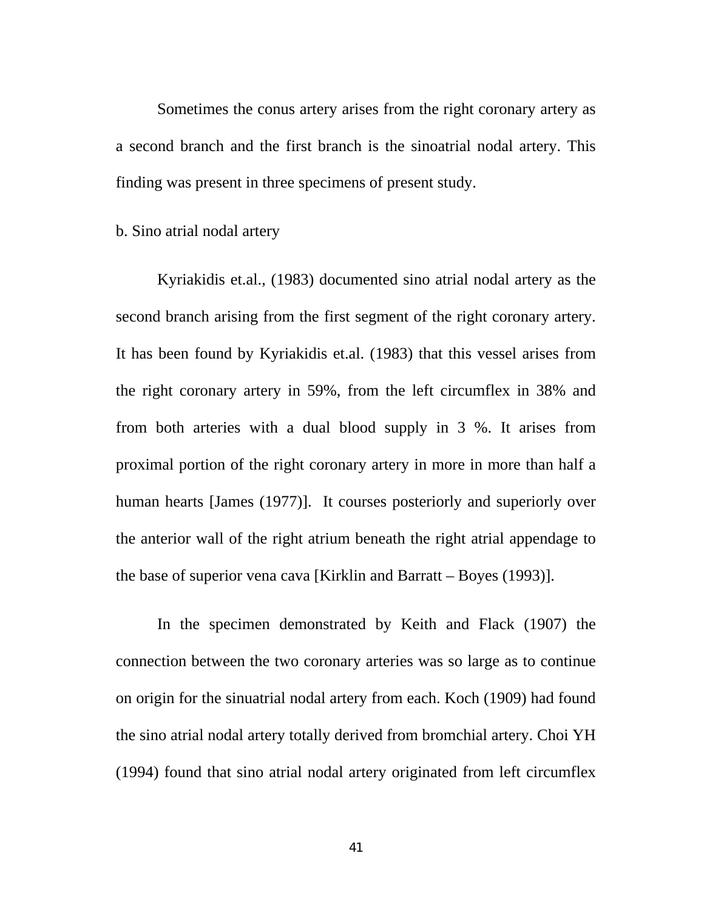Sometimes the conus artery arises from the right coronary artery as a second branch and the first branch is the sinoatrial nodal artery. This finding was present in three specimens of present study.

b. Sino atrial nodal artery

Kyriakidis et.al., (1983) documented sino atrial nodal artery as the second branch arising from the first segment of the right coronary artery. It has been found by Kyriakidis et.al. (1983) that this vessel arises from the right coronary artery in 59%, from the left circumflex in 38% and from both arteries with a dual blood supply in 3 %. It arises from proximal portion of the right coronary artery in more in more than half a human hearts [James (1977)]. It courses posteriorly and superiorly over the anterior wall of the right atrium beneath the right atrial appendage to the base of superior vena cava [Kirklin and Barratt – Boyes (1993)].

In the specimen demonstrated by Keith and Flack (1907) the connection between the two coronary arteries was so large as to continue on origin for the sinuatrial nodal artery from each. Koch (1909) had found the sino atrial nodal artery totally derived from bromchial artery. Choi YH (1994) found that sino atrial nodal artery originated from left circumflex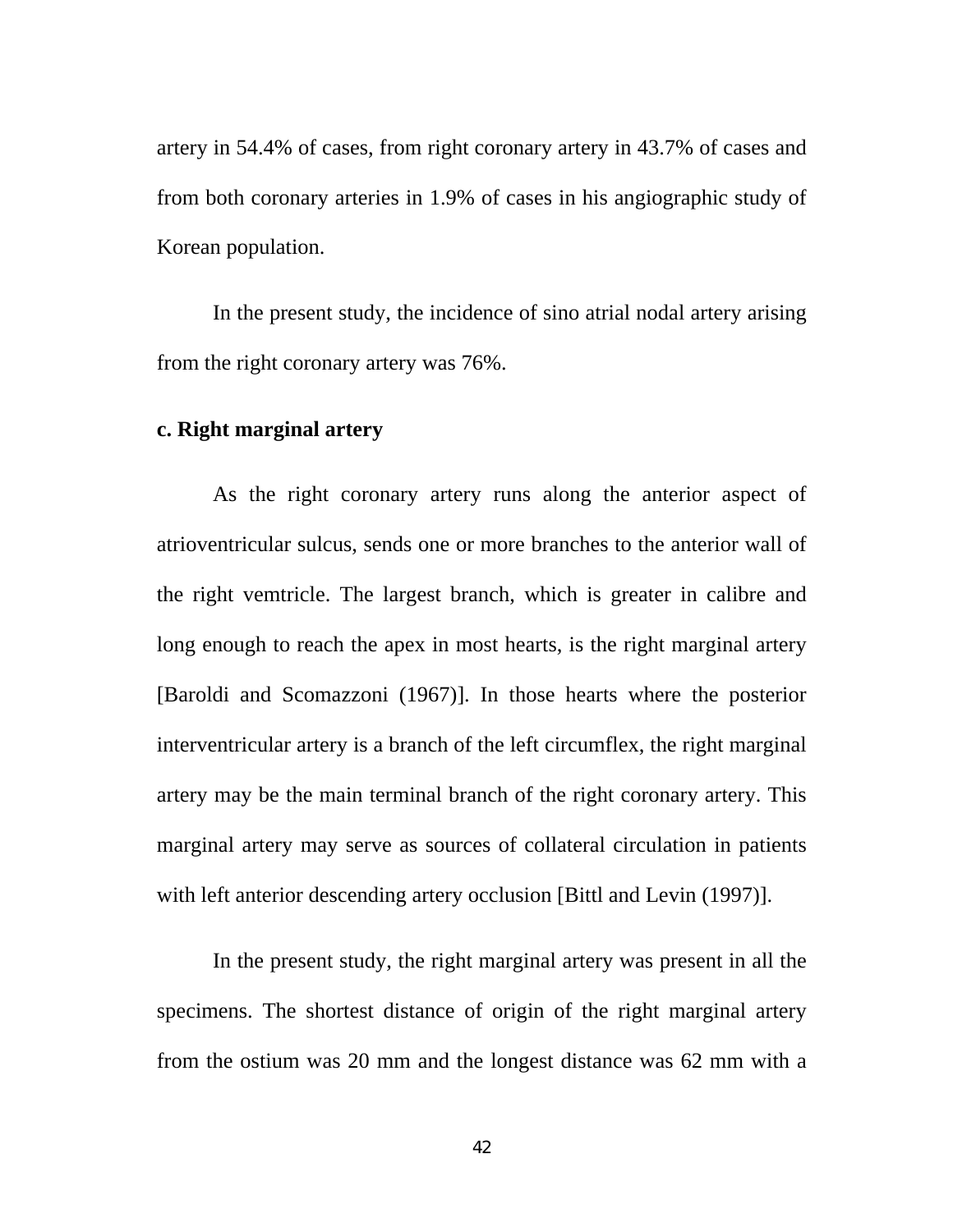artery in 54.4% of cases, from right coronary artery in 43.7% of cases and from both coronary arteries in 1.9% of cases in his angiographic study of Korean population.

In the present study, the incidence of sino atrial nodal artery arising from the right coronary artery was 76%.

**c. Right marginal artery**

As the right coronary artery runs along the anterior aspect of atrioventricular sulcus, sends one or more branches to the anterior wall of the right vemtricle. The largest branch, which is greater in calibre and long enough to reach the apex in most hearts, is the right marginal artery [Baroldi and Scomazzoni (1967)]. In those hearts where the posterior interventricular artery is a branch of the left circumflex, the right marginal artery may be the main terminal branch of the right coronary artery. This marginal artery may serve as sources of collateral circulation in patients with left anterior descending artery occlusion [Bittl and Levin (1997)].

In the present study, the right marginal artery was present in all the specimens. The shortest distance of origin of the right marginal artery from the ostium was 20 mm and the longest distance was 62 mm with a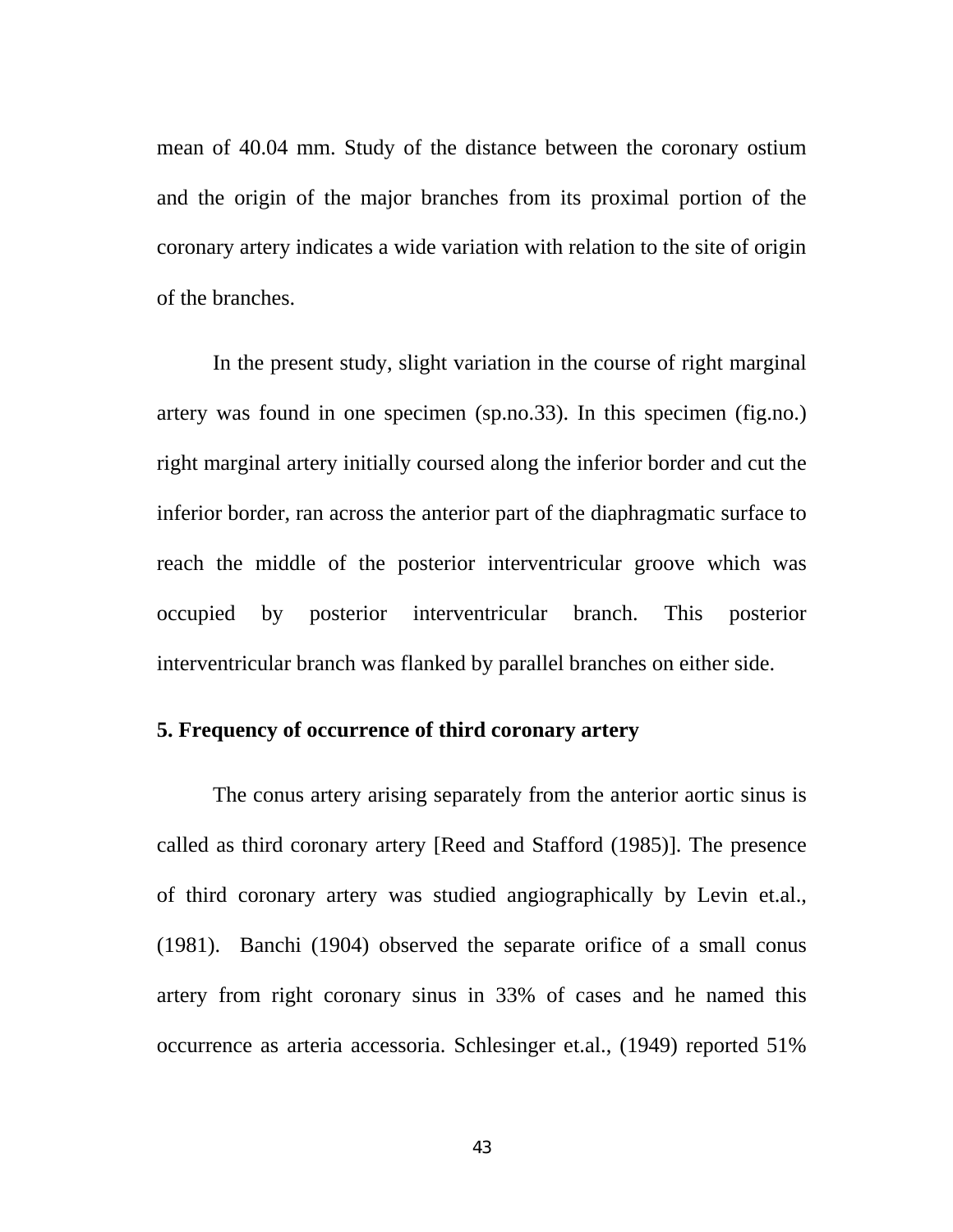mean of 40.04 mm. Study of the distance between the coronary ostium and the origin of the major branches from its proximal portion of the coronary artery indicates a wide variation with relation to the site of origin of the branches.

In the present study, slight variation in the course of right marginal artery was found in one specimen (sp.no.33). In this specimen (fig.no.) right marginal artery initially coursed along the inferior border and cut the inferior border, ran across the anterior part of the diaphragmatic surface to reach the middle of the posterior interventricular groove which was occupied by posterior interventricular branch. This posterior interventricular branch was flanked by parallel branches on either side.

**5. Frequency of occurrence of third coronary artery**

The conus artery arising separately from the anterior aortic sinus is called as third coronary artery [Reed and Stafford (1985)]. The presence of third coronary artery was studied angiographically by Levin et.al., (1981). Banchi (1904) observed the separate orifice of a small conus artery from right coronary sinus in 33% of cases and he named this occurrence as arteria accessoria. Schlesinger et.al., (1949) reported 51%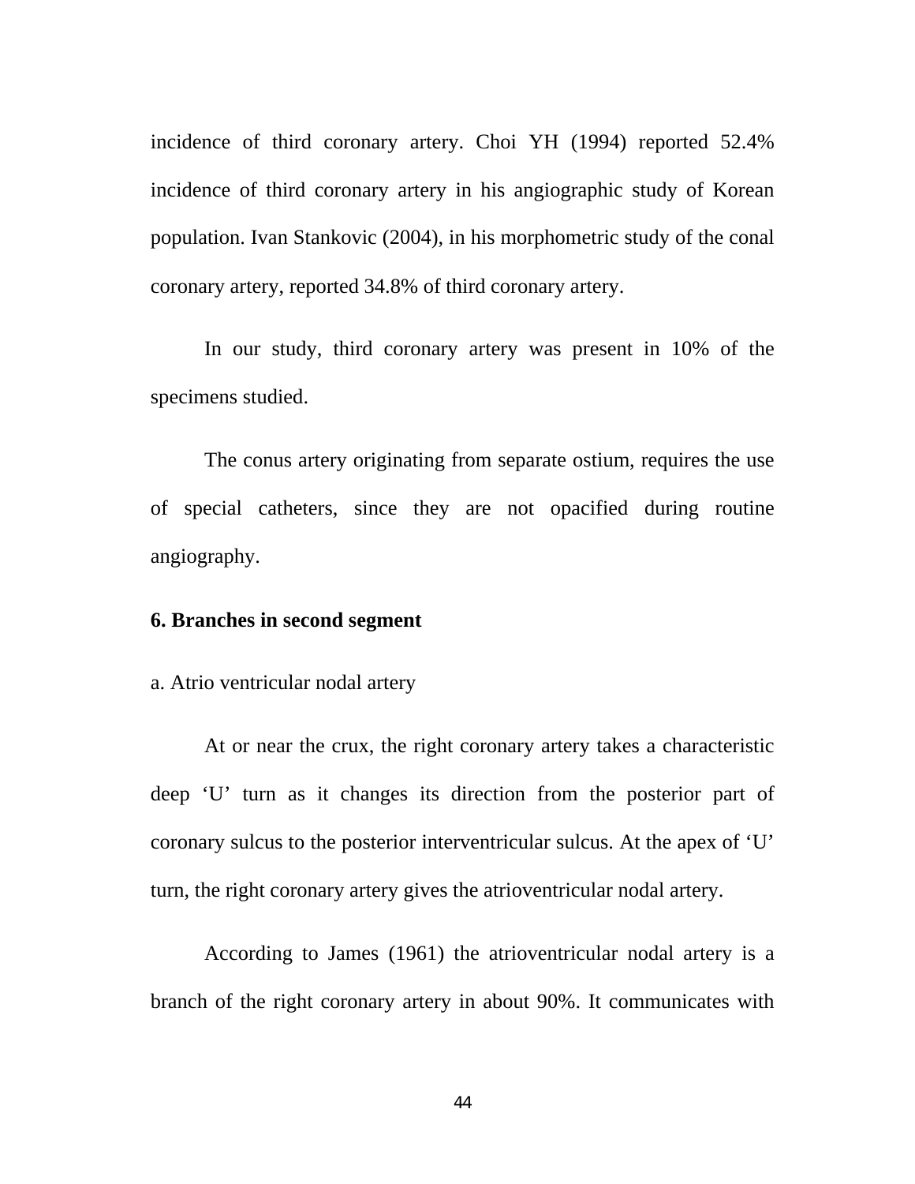incidence of third coronary artery. Choi YH (1994) reported 52.4% incidence of third coronary artery in his angiographic study of Korean population. Ivan Stankovic (2004), in his morphometric study of the conal coronary artery, reported 34.8% of third coronary artery.

In our study, third coronary artery was present in 10% of the specimens studied.

The conus artery originating from separate ostium, requires the use of special catheters, since they are not opacified during routine angiography.

**6. Branches in second segment**

a. Atrio ventricular nodal artery

At or near the crux, the right coronary artery takes a characteristic deep 'U' turn as it changes its direction from the posterior part of coronary sulcus to the posterior interventricular sulcus. At the apex of 'U' turn, the right coronary artery gives the atrioventricular nodal artery.

According to James (1961) the atrioventricular nodal artery is a branch of the right coronary artery in about 90%. It communicates with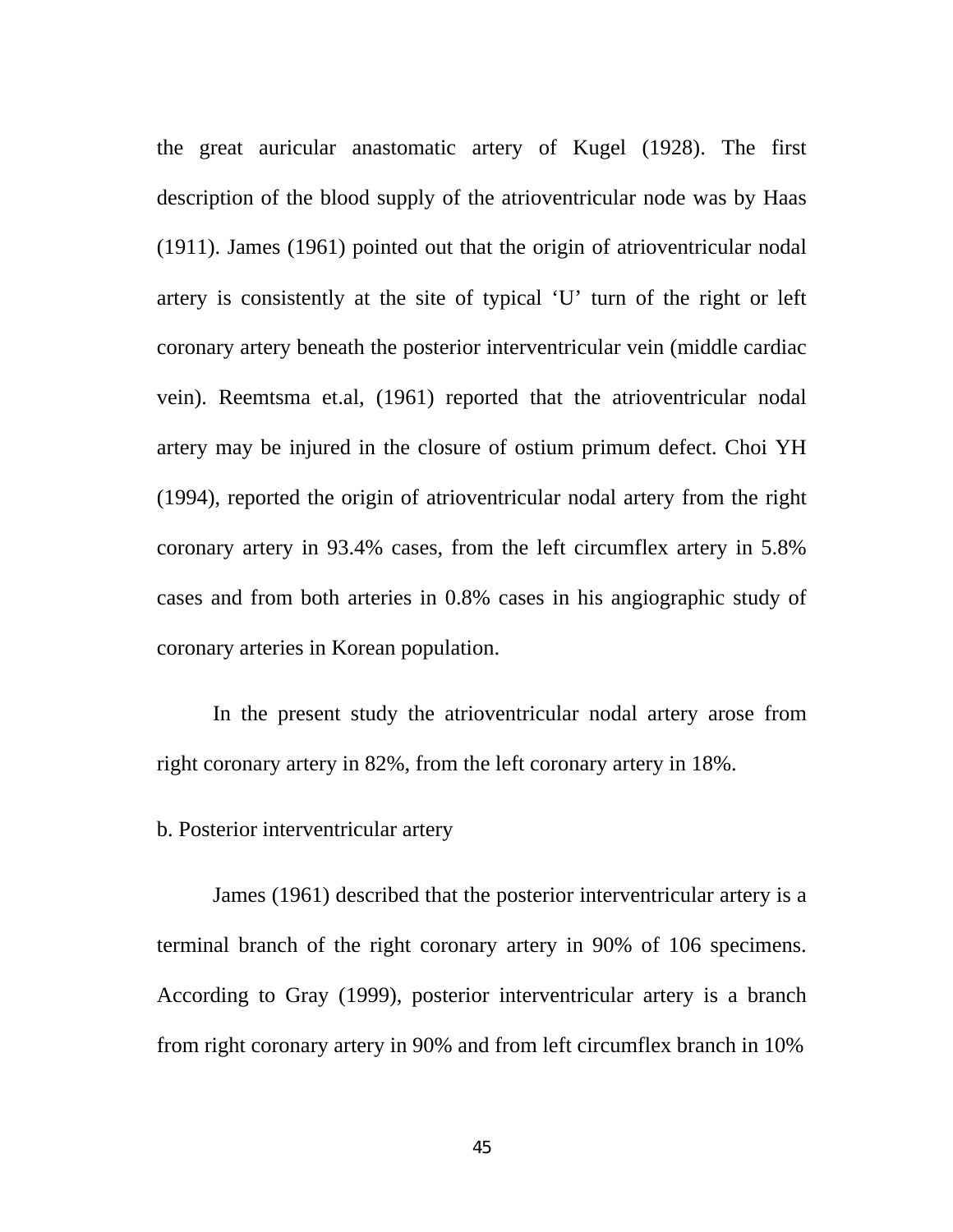the great auricular anastomatic artery of Kugel (1928). The first description of the blood supply of the atrioventricular node was by Haas (1911). James (1961) pointed out that the origin of atrioventricular nodal artery is consistently at the site of typical 'U' turn of the right or left coronary artery beneath the posterior interventricular vein (middle cardiac vein). Reemtsma et.al, (1961) reported that the atrioventricular nodal artery may be injured in the closure of ostium primum defect. Choi YH (1994), reported the origin of atrioventricular nodal artery from the right coronary artery in 93.4% cases, from the left circumflex artery in 5.8% cases and from both arteries in 0.8% cases in his angiographic study of coronary arteries in Korean population.

In the present study the atrioventricular nodal artery arose from right coronary artery in 82%, from the left coronary artery in 18%.

b. Posterior interventricular artery

James (1961) described that the posterior interventricular artery is a terminal branch of the right coronary artery in 90% of 106 specimens. According to Gray (1999), posterior interventricular artery is a branch from right coronary artery in 90% and from left circumflex branch in 10%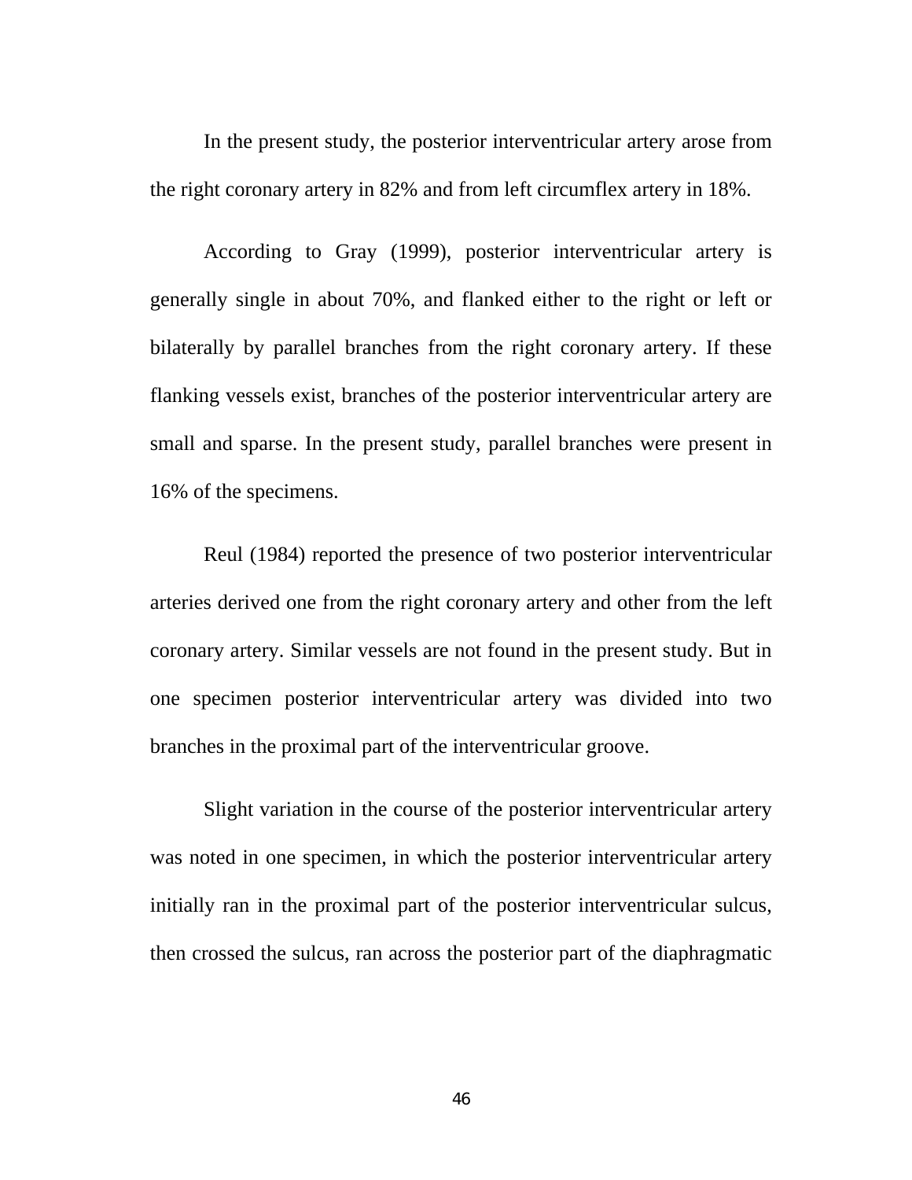In the present study, the posterior interventricular artery arose from the right coronary artery in 82% and from left circumflex artery in 18%.

According to Gray (1999), posterior interventricular artery is generally single in about 70%, and flanked either to the right or left or bilaterally by parallel branches from the right coronary artery. If these flanking vessels exist, branches of the posterior interventricular artery are small and sparse. In the present study, parallel branches were present in 16% of the specimens.

Reul (1984) reported the presence of two posterior interventricular arteries derived one from the right coronary artery and other from the left coronary artery. Similar vessels are not found in the present study. But in one specimen posterior interventricular artery was divided into two branches in the proximal part of the interventricular groove.

Slight variation in the course of the posterior interventricular artery was noted in one specimen, in which the posterior interventricular artery initially ran in the proximal part of the posterior interventricular sulcus, then crossed the sulcus, ran across the posterior part of the diaphragmatic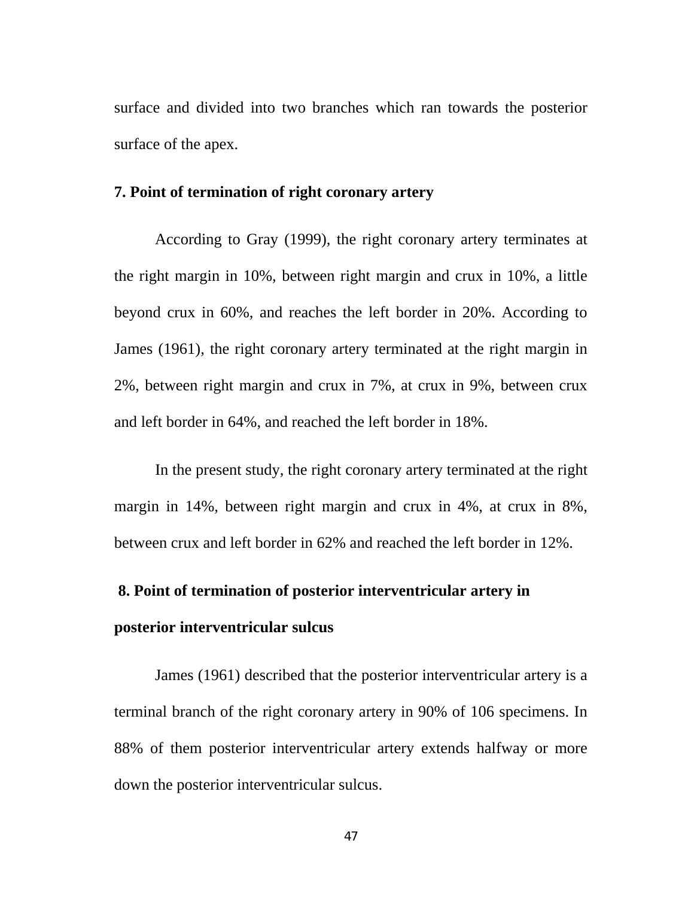surface and divided into two branches which ran towards the posterior surface of the apex.

**7. Point of termination of right coronary artery**

According to Gray (1999), the right coronary artery terminates at the right margin in 10%, between right margin and crux in 10%, a little beyond crux in 60%, and reaches the left border in 20%. According to James (1961), the right coronary artery terminated at the right margin in 2%, between right margin and crux in 7%, at crux in 9%, between crux and left border in 64%, and reached the left border in 18%.

In the present study, the right coronary artery terminated at the right margin in 14%, between right margin and crux in 4%, at crux in 8%, between crux and left border in 62% and reached the left border in 12%.

**8. Point of termination of posterior interventricular artery in posterior interventricular sulcus**

James (1961) described that the posterior interventricular artery is a terminal branch of the right coronary artery in 90% of 106 specimens. In 88% of them posterior interventricular artery extends halfway or more down the posterior interventricular sulcus.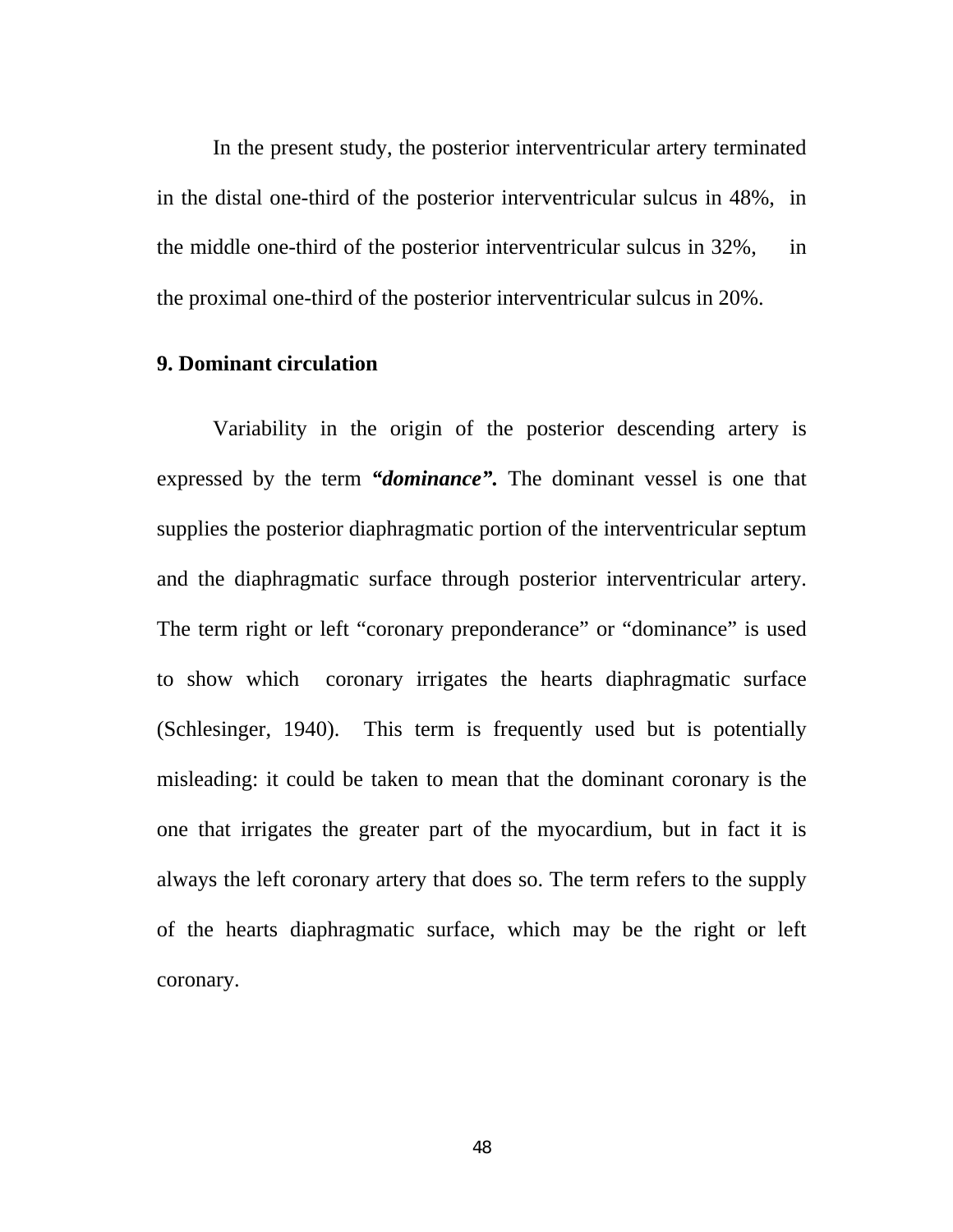In the present study, the posterior interventricular artery terminated in the distal one-third of the posterior interventricular sulcus in 48%, in the middle one-third of the posterior interventricular sulcus in 32%, in the proximal one-third of the posterior interventricular sulcus in 20%.

## 9. Dominant circulation

Variability in the origin of the posterior descending artery is expressed by the term ***"dominance".*** The dominant vessel is one that supplies the posterior diaphragmatic portion of the interventricular septum and the diaphragmatic surface through posterior interventricular artery. The term right or left "coronary preponderance" or "dominance" is used to show which coronary irrigates the hearts diaphragmatic surface (Schlesinger, 1940). This term is frequently used but is potentially misleading: it could be taken to mean that the dominant coronary is the one that irrigates the greater part of the myocardium, but in fact it is always the left coronary artery that does so. The term refers to the supply of the hearts diaphragmatic surface, which may be the right or left coronary.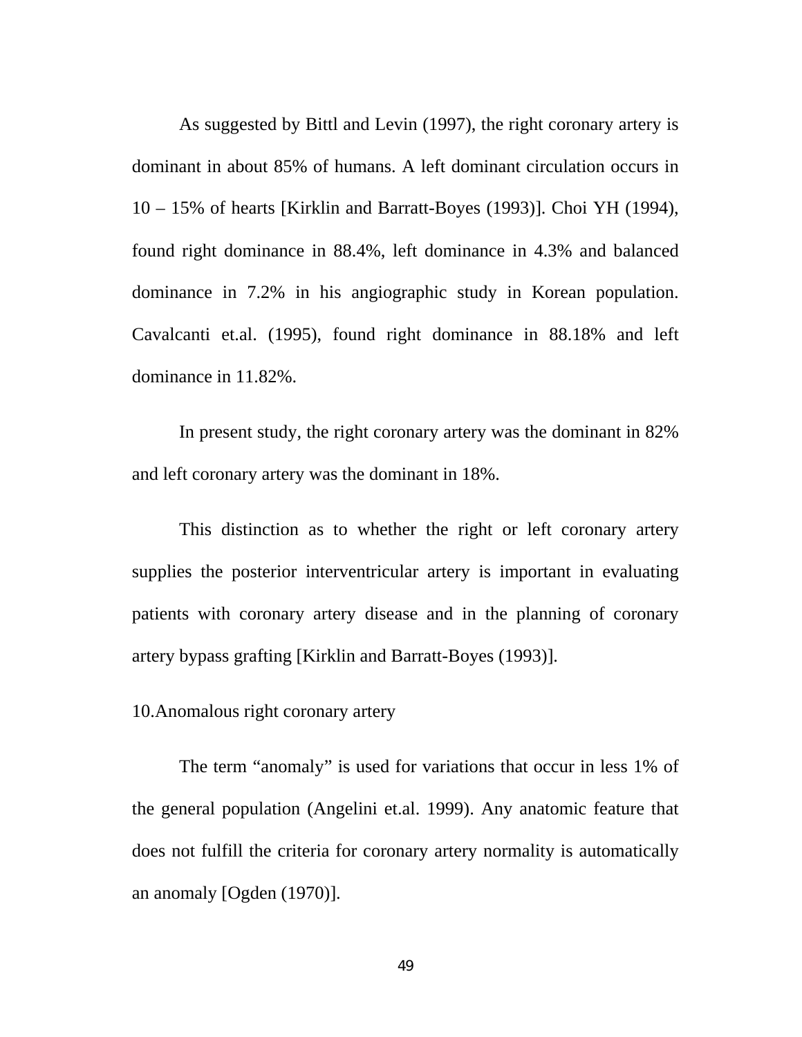As suggested by Bittl and Levin (1997), the right coronary artery is dominant in about 85% of humans. A left dominant circulation occurs in 10 – 15% of hearts [Kirklin and Barratt-Boyes (1993)]. Choi YH (1994), found right dominance in 88.4%, left dominance in 4.3% and balanced dominance in 7.2% in his angiographic study in Korean population. Cavalcanti et.al. (1995), found right dominance in 88.18% and left dominance in 11.82%.

In present study, the right coronary artery was the dominant in 82% and left coronary artery was the dominant in 18%.

This distinction as to whether the right or left coronary artery supplies the posterior interventricular artery is important in evaluating patients with coronary artery disease and in the planning of coronary artery bypass grafting [Kirklin and Barratt-Boyes (1993)].

10.Anomalous right coronary artery

The term "anomaly" is used for variations that occur in less 1% of the general population (Angelini et.al. 1999). Any anatomic feature that does not fulfill the criteria for coronary artery normality is automatically an anomaly [Ogden (1970)].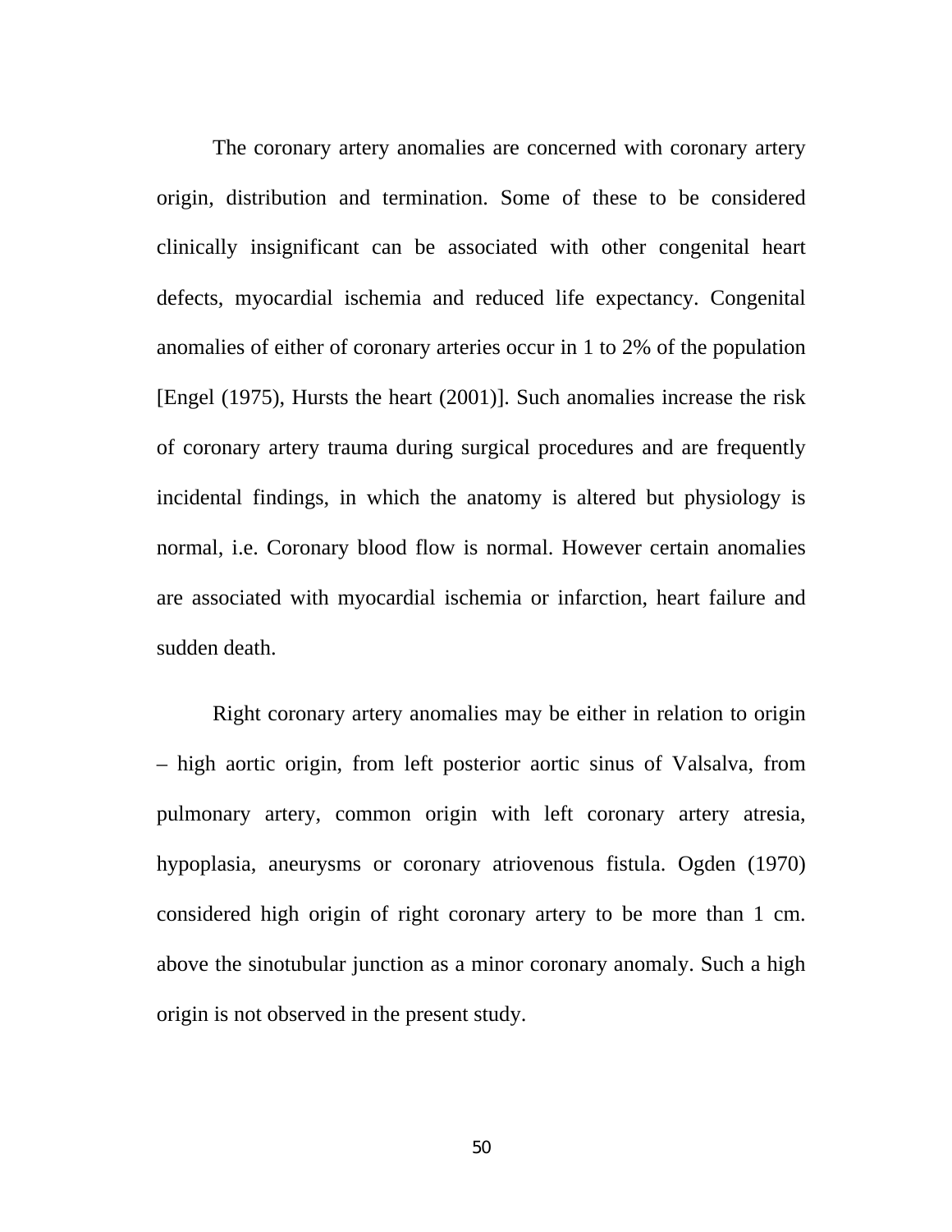The coronary artery anomalies are concerned with coronary artery origin, distribution and termination. Some of these to be considered clinically insignificant can be associated with other congenital heart defects, myocardial ischemia and reduced life expectancy. Congenital anomalies of either of coronary arteries occur in 1 to 2% of the population [Engel (1975), Hursts the heart (2001)]. Such anomalies increase the risk of coronary artery trauma during surgical procedures and are frequently incidental findings, in which the anatomy is altered but physiology is normal, i.e. Coronary blood flow is normal. However certain anomalies are associated with myocardial ischemia or infarction, heart failure and sudden death.

Right coronary artery anomalies may be either in relation to origin – high aortic origin, from left posterior aortic sinus of Valsalva, from pulmonary artery, common origin with left coronary artery atresia, hypoplasia, aneurysms or coronary atriovenous fistula. Ogden (1970) considered high origin of right coronary artery to be more than 1 cm. above the sinotubular junction as a minor coronary anomaly. Such a high origin is not observed in the present study.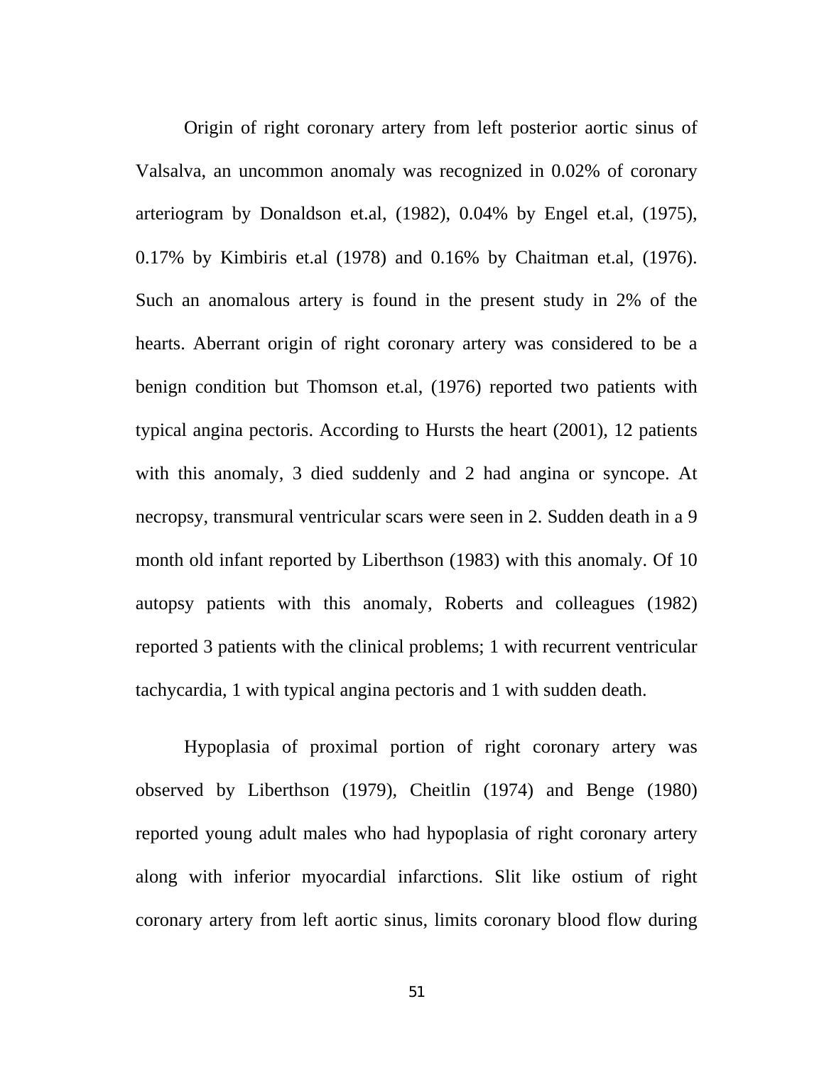Origin of right coronary artery from left posterior aortic sinus of Valsalva, an uncommon anomaly was recognized in 0.02% of coronary arteriogram by Donaldson et.al, (1982), 0.04% by Engel et.al, (1975), 0.17% by Kimbiris et.al (1978) and 0.16% by Chaitman et.al, (1976). Such an anomalous artery is found in the present study in 2% of the hearts. Aberrant origin of right coronary artery was considered to be a benign condition but Thomson et.al, (1976) reported two patients with typical angina pectoris. According to Hursts the heart (2001), 12 patients with this anomaly, 3 died suddenly and 2 had angina or syncope. At necropsy, transmural ventricular scars were seen in 2. Sudden death in a 9 month old infant reported by Liberthson (1983) with this anomaly. Of 10 autopsy patients with this anomaly, Roberts and colleagues (1982) reported 3 patients with the clinical problems; 1 with recurrent ventricular tachycardia, 1 with typical angina pectoris and 1 with sudden death.

Hypoplasia of proximal portion of right coronary artery was observed by Liberthson (1979), Cheitlin (1974) and Benge (1980) reported young adult males who had hypoplasia of right coronary artery along with inferior myocardial infarctions. Slit like ostium of right coronary artery from left aortic sinus, limits coronary blood flow during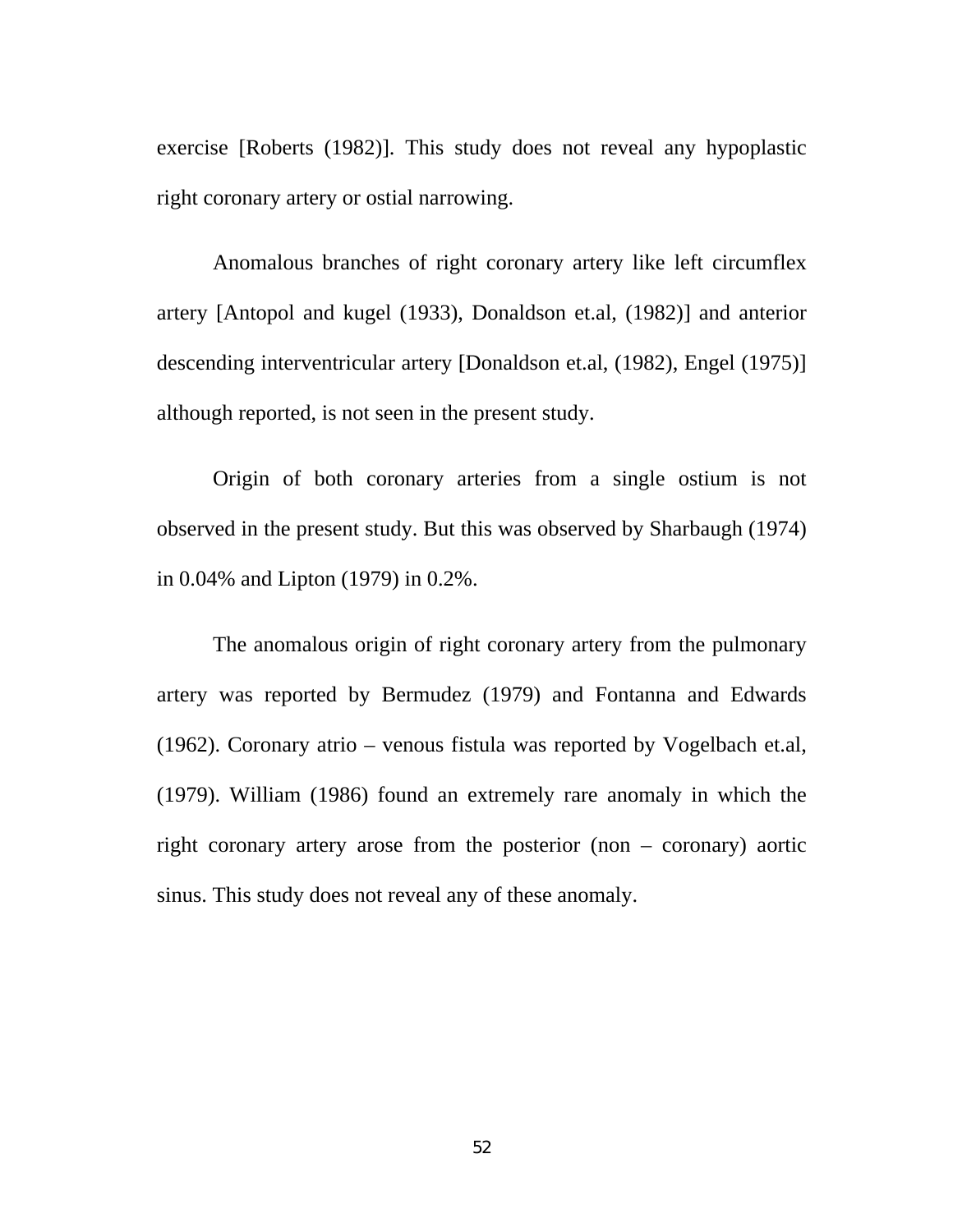exercise [Roberts (1982)]. This study does not reveal any hypoplastic right coronary artery or ostial narrowing.

Anomalous branches of right coronary artery like left circumflex artery [Antopol and kugel (1933), Donaldson et.al, (1982)] and anterior descending interventricular artery [Donaldson et.al, (1982), Engel (1975)] although reported, is not seen in the present study.

Origin of both coronary arteries from a single ostium is not observed in the present study. But this was observed by Sharbaugh (1974) in 0.04% and Lipton (1979) in 0.2%.

The anomalous origin of right coronary artery from the pulmonary artery was reported by Bermudez (1979) and Fontanna and Edwards (1962). Coronary atrio – venous fistula was reported by Vogelbach et.al, (1979). William (1986) found an extremely rare anomaly in which the right coronary artery arose from the posterior (non – coronary) aortic sinus. This study does not reveal any of these anomaly.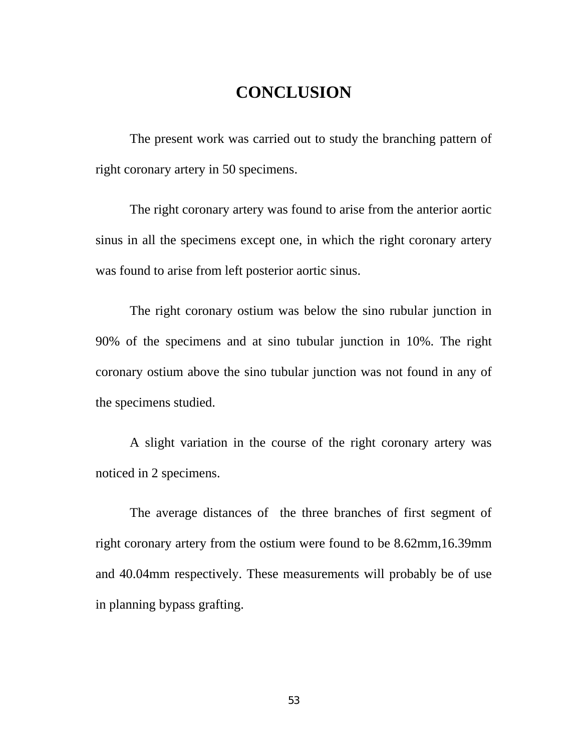# CONCLUSION

The present work was carried out to study the branching pattern of right coronary artery in 50 specimens.

The right coronary artery was found to arise from the anterior aortic sinus in all the specimens except one, in which the right coronary artery was found to arise from left posterior aortic sinus.

The right coronary ostium was below the sino rubular junction in 90% of the specimens and at sino tubular junction in 10%. The right coronary ostium above the sino tubular junction was not found in any of the specimens studied.

A slight variation in the course of the right coronary artery was noticed in 2 specimens.

The average distances of the three branches of first segment of right coronary artery from the ostium were found to be 8.62mm,16.39mm and 40.04mm respectively. These measurements will probably be of use in planning bypass grafting.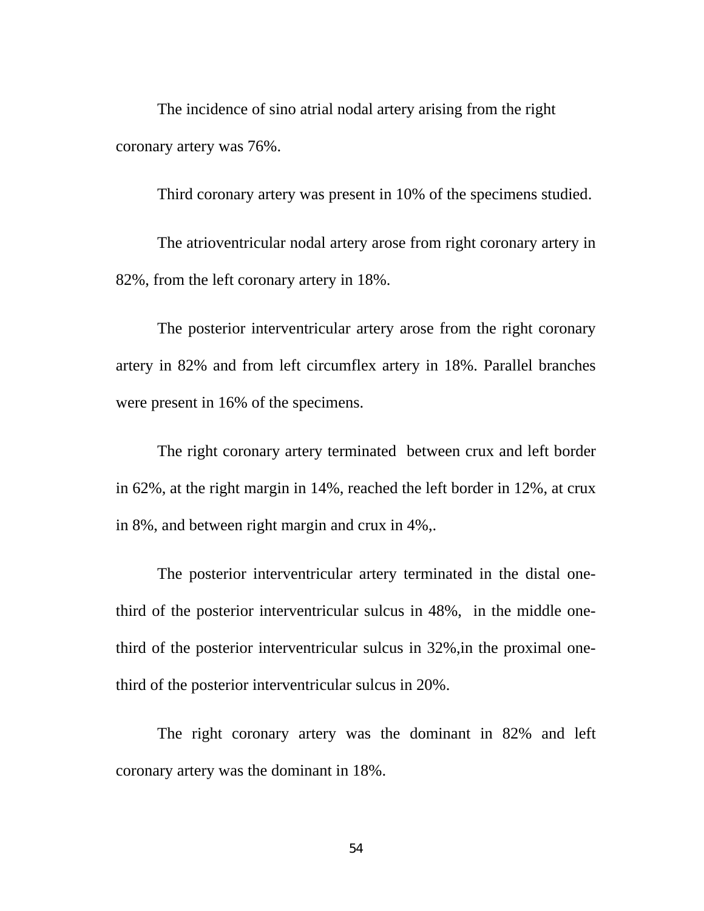The incidence of sino atrial nodal artery arising from the right coronary artery was 76%.

Third coronary artery was present in 10% of the specimens studied.

The atrioventricular nodal artery arose from right coronary artery in 82%, from the left coronary artery in 18%.

The posterior interventricular artery arose from the right coronary artery in 82% and from left circumflex artery in 18%. Parallel branches were present in 16% of the specimens.

The right coronary artery terminated between crux and left border in 62%, at the right margin in 14%, reached the left border in 12%, at crux in 8%, and between right margin and crux in 4%,.

The posterior interventricular artery terminated in the distal one-third of the posterior interventricular sulcus in 48%, in the middle one-third of the posterior interventricular sulcus in 32%,in the proximal one-third of the posterior interventricular sulcus in 20%.

The right coronary artery was the dominant in 82% and left coronary artery was the dominant in 18%.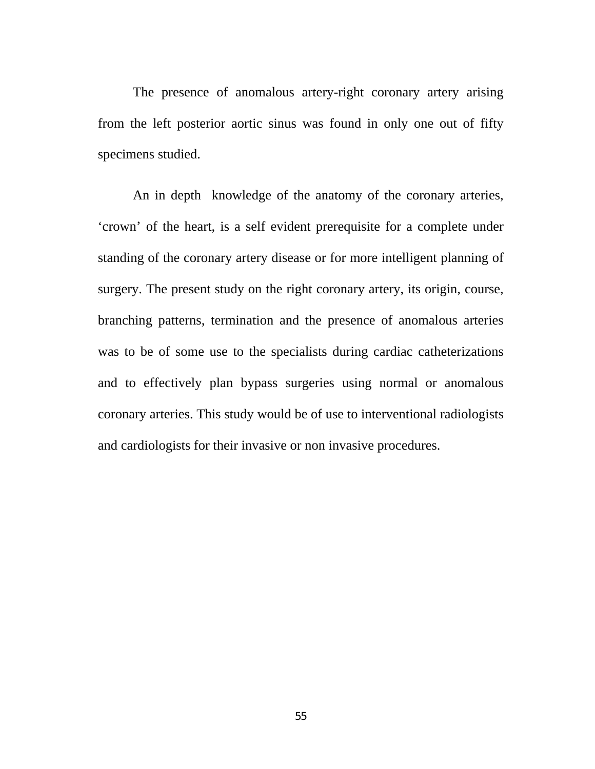The presence of anomalous artery-right coronary artery arising from the left posterior aortic sinus was found in only one out of fifty specimens studied.

An in depth knowledge of the anatomy of the coronary arteries, ‘crown’ of the heart, is a self evident prerequisite for a complete under standing of the coronary artery disease or for more intelligent planning of surgery. The present study on the right coronary artery, its origin, course, branching patterns, termination and the presence of anomalous arteries was to be of some use to the specialists during cardiac catheterizations and to effectively plan bypass surgeries using normal or anomalous coronary arteries. This study would be of use to interventional radiologists and cardiologists for their invasive or non invasive procedures.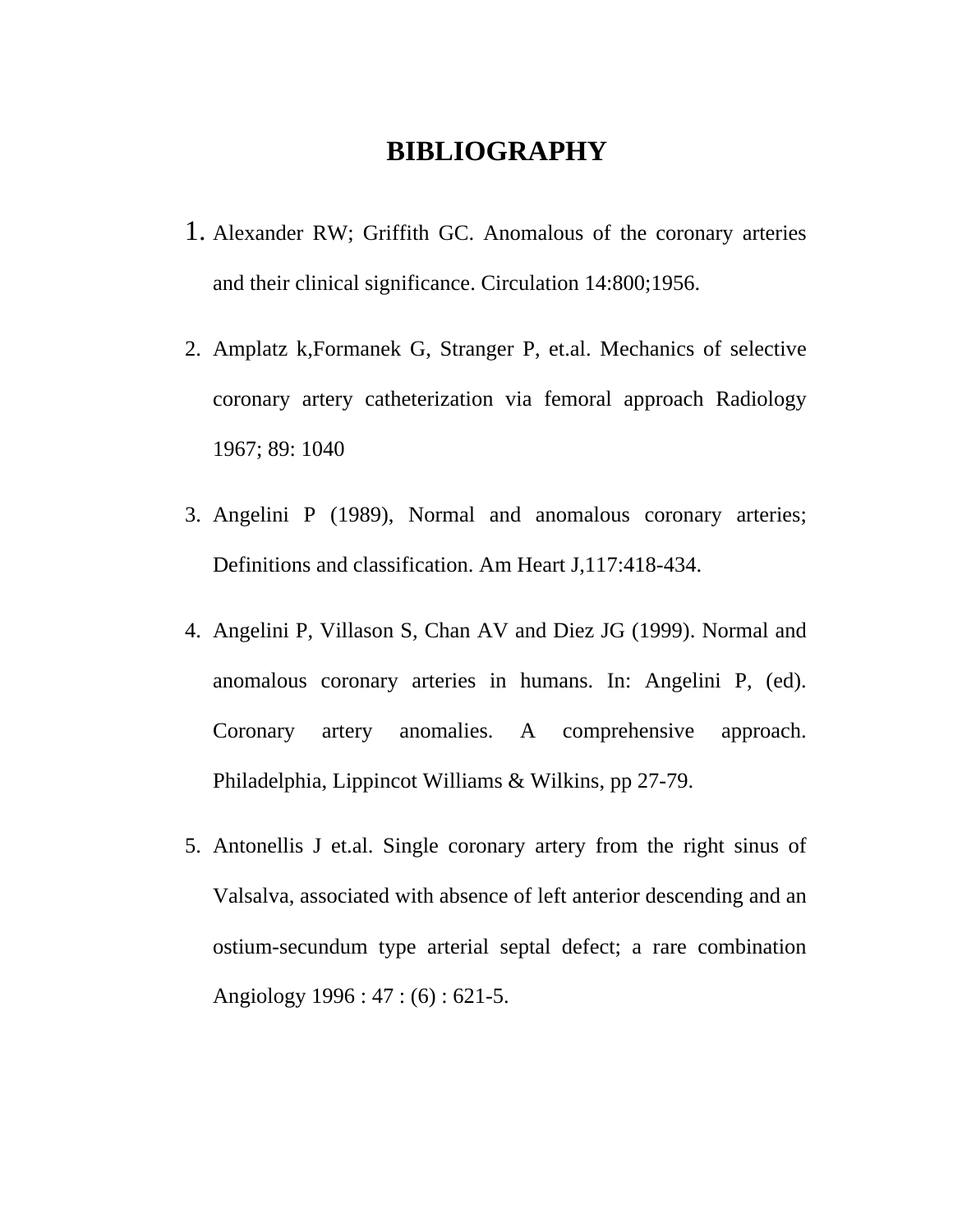# BIBLIOGRAPHY

1. Alexander RW; Griffith GC. Anomalous of the coronary arteries and their clinical significance. Circulation 14:800;1956.

2. Amplatz k,Formanek G, Stranger P, et.al. Mechanics of selective coronary artery catheterization via femoral approach Radiology 1967; 89: 1040

3. Angelini P (1989), Normal and anomalous coronary arteries; Definitions and classification. Am Heart J,117:418-434.

4. Angelini P, Villason S, Chan AV and Diez JG (1999). Normal and anomalous coronary arteries in humans. In: Angelini P, (ed). Coronary artery anomalies. A comprehensive approach. Philadelphia, Lippincot Williams & Wilkins, pp 27-79.

5. Antonellis J et.al. Single coronary artery from the right sinus of Valsalva, associated with absence of left anterior descending and an ostium-secundum type arterial septal defect; a rare combination Angiology 1996 : 47 : (6) : 621-5.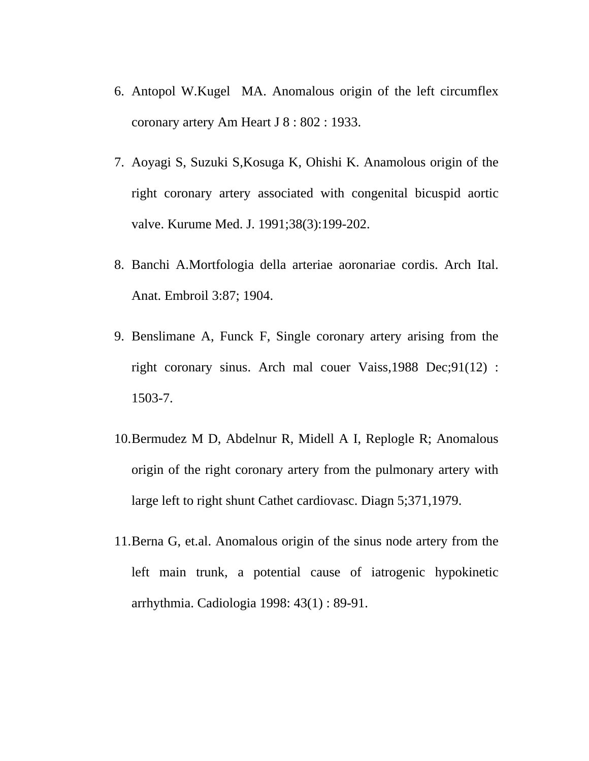6. Antopol W.Kugel  MA. Anomalous origin of the left circumflex coronary artery Am Heart J 8 : 802 : 1933.

7. Aoyagi S, Suzuki S,Kosuga K, Ohishi K. Anamolous origin of the right coronary artery associated with congenital bicuspid aortic valve. Kurume Med. J. 1991;38(3):199-202.

8. Banchi A.Mortfologia della arteriae aoronariae cordis. Arch Ital. Anat. Embroil 3:87; 1904.

9. Benslimane A, Funck F, Single coronary artery arising from the right coronary sinus. Arch mal couer Vaiss,1988 Dec;91(12) : 1503-7.

10. Bermudez M D, Abdelnur R, Midell A I, Replogle R; Anomalous origin of the right coronary artery from the pulmonary artery with large left to right shunt Cathet cardiovasc. Diagn 5;371,1979.

11. Berna G, et.al. Anomalous origin of the sinus node artery from the left main trunk, a potential cause of iatrogenic hypokinetic arrhythmia. Cadiologia 1998: 43(1) : 89-91.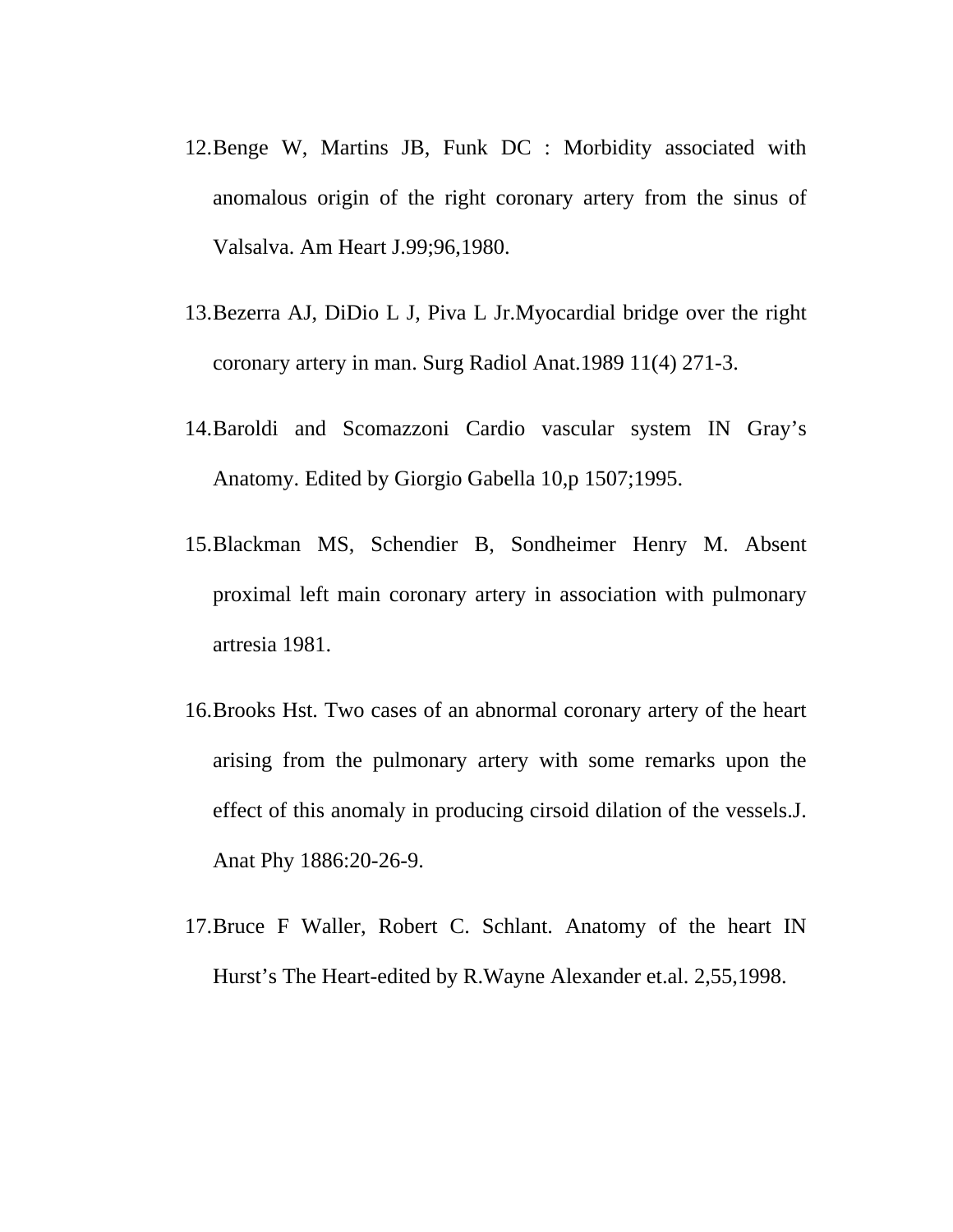12. Benge W, Martins JB, Funk DC : Morbidity associated with anomalous origin of the right coronary artery from the sinus of Valsalva. Am Heart J.99;96,1980.

13. Bezerra AJ, DiDio L J, Piva L Jr.Myocardial bridge over the right coronary artery in man. Surg Radiol Anat.1989 11(4) 271-3.

14. Baroldi and Scomazzoni Cardio vascular system IN Gray's Anatomy. Edited by Giorgio Gabella 10,p 1507;1995.

15. Blackman MS, Schendier B, Sondheimer Henry M. Absent proximal left main coronary artery in association with pulmonary artresia 1981.

16. Brooks Hst. Two cases of an abnormal coronary artery of the heart arising from the pulmonary artery with some remarks upon the effect of this anomaly in producing cirsoid dilation of the vessels.J. Anat Phy 1886:20-26-9.

17. Bruce F Waller, Robert C. Schlant. Anatomy of the heart IN Hurst's The Heart-edited by R.Wayne Alexander et.al. 2,55,1998.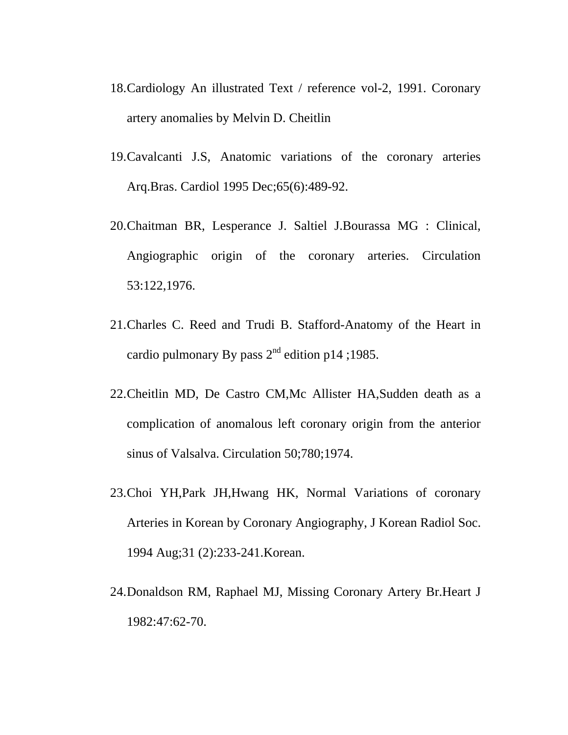18. Cardiology An illustrated Text / reference vol-2, 1991. Coronary artery anomalies by Melvin D. Cheitlin

19. Cavalcanti J.S, Anatomic variations of the coronary arteries Arq.Bras. Cardiol 1995 Dec;65(6):489-92.

20. Chaitman BR, Lesperance J. Saltiel J.Bourassa MG : Clinical, Angiographic origin of the coronary arteries. Circulation 53:122,1976.

21. Charles C. Reed and Trudi B. Stafford-Anatomy of the Heart in cardio pulmonary By pass 2nd edition p14 ;1985.

22. Cheitlin MD, De Castro CM,Mc Allister HA,Sudden death as a complication of anomalous left coronary origin from the anterior sinus of Valsalva. Circulation 50;780;1974.

23. Choi YH,Park JH,Hwang HK, Normal Variations of coronary Arteries in Korean by Coronary Angiography, J Korean Radiol Soc. 1994 Aug;31 (2):233-241.Korean.

24. Donaldson RM, Raphael MJ, Missing Coronary Artery Br.Heart J 1982:47:62-70.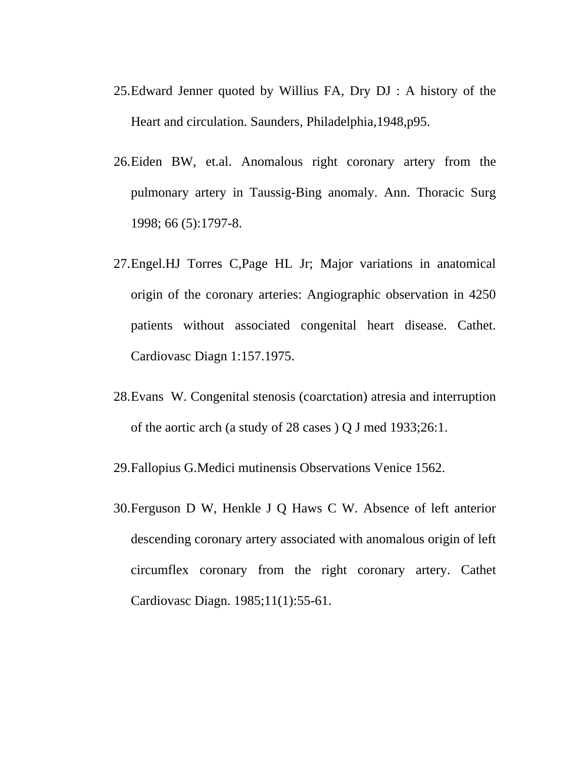25. Edward Jenner quoted by Willius FA, Dry DJ : A history of the Heart and circulation. Saunders, Philadelphia,1948,p95.

26. Eiden BW, et.al. Anomalous right coronary artery from the pulmonary artery in Taussig-Bing anomaly. Ann. Thoracic Surg 1998; 66 (5):1797-8.

27. Engel.HJ Torres C,Page HL Jr; Major variations in anatomical origin of the coronary arteries: Angiographic observation in 4250 patients without associated congenital heart disease. Cathet. Cardiovasc Diagn 1:157.1975.

28. Evans W. Congenital stenosis (coarctation) atresia and interruption of the aortic arch (a study of 28 cases ) Q J med 1933;26:1.

29. Fallopius G.Medici mutinensis Observations Venice 1562.

30. Ferguson D W, Henkle J Q Haws C W. Absence of left anterior descending coronary artery associated with anomalous origin of left circumflex coronary from the right coronary artery. Cathet Cardiovasc Diagn. 1985;11(1):55-61.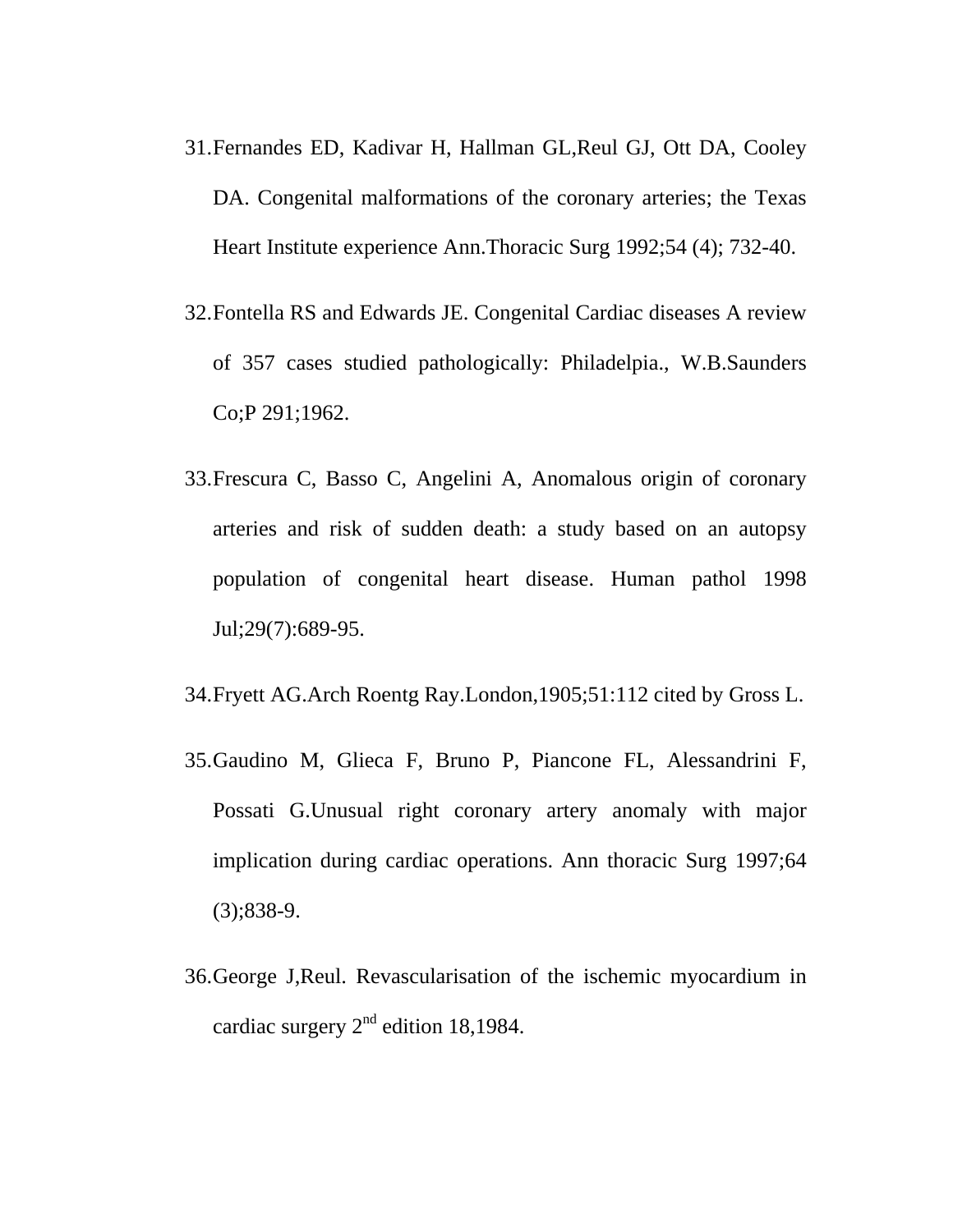31. Fernandes ED, Kadivar H, Hallman GL,Reul GJ, Ott DA, Cooley DA. Congenital malformations of the coronary arteries; the Texas Heart Institute experience Ann.Thoracic Surg 1992;54 (4); 732-40.

32. Fontella RS and Edwards JE. Congenital Cardiac diseases A review of 357 cases studied pathologically: Philadelpia., W.B.Saunders Co;P 291;1962.

33. Frescura C, Basso C, Angelini A, Anomalous origin of coronary arteries and risk of sudden death: a study based on an autopsy population of congenital heart disease. Human pathol 1998 Jul;29(7):689-95.

34. Fryett AG.Arch Roentg Ray.London,1905;51:112 cited by Gross L.

35. Gaudino M, Glieca F, Bruno P, Piancone FL, Alessandrini F, Possati G.Unusual right coronary artery anomaly with major implication during cardiac operations. Ann thoracic Surg 1997;64 (3);838-9.

36. George J,Reul. Revascularisation of the ischemic myocardium in cardiac surgery 2nd edition 18,1984.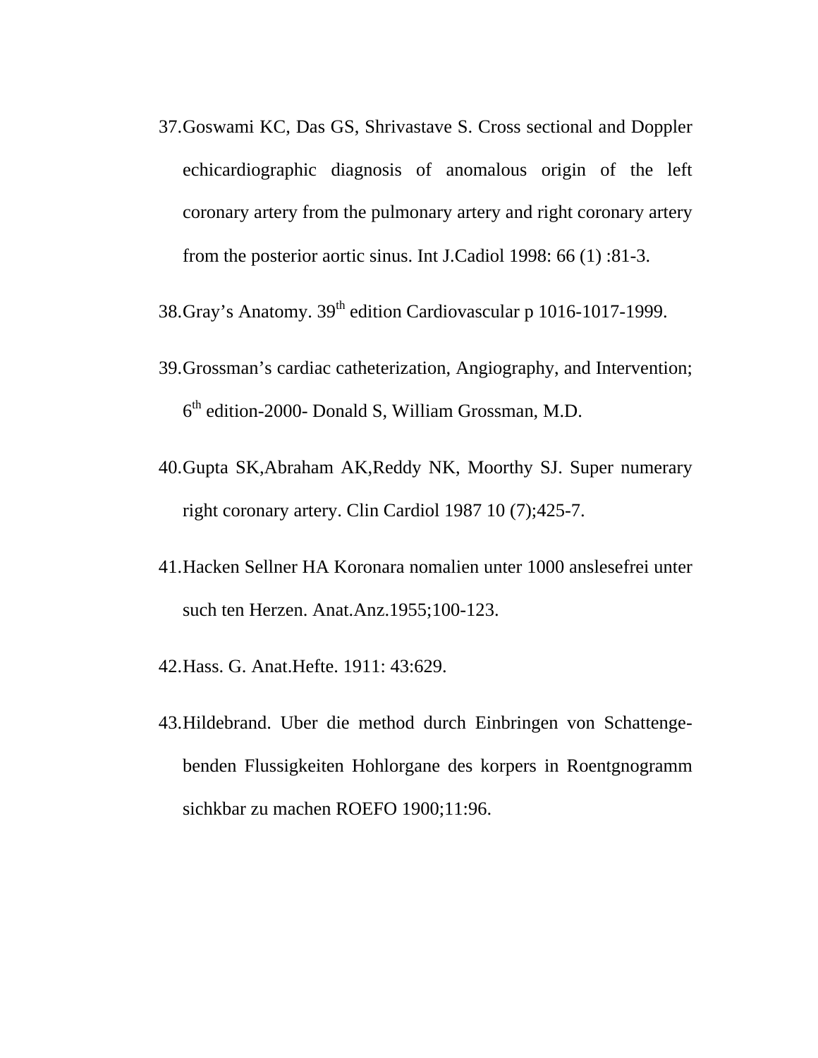37. Goswami KC, Das GS, Shrivastave S. Cross sectional and Doppler echicardiographic diagnosis of anomalous origin of the left coronary artery from the pulmonary artery and right coronary artery from the posterior aortic sinus. Int J.Cadiol 1998: 66 (1) :81-3.

38. Gray's Anatomy. 39th edition Cardiovascular p 1016-1017-1999.

39. Grossman's cardiac catheterization, Angiography, and Intervention; 6th edition-2000- Donald S, William Grossman, M.D.

40. Gupta SK,Abraham AK,Reddy NK, Moorthy SJ. Super numerary right coronary artery. Clin Cardiol 1987 10 (7);425-7.

41. Hacken Sellner HA Koronara nomalien unter 1000 anslesefrei unter such ten Herzen. Anat.Anz.1955;100-123.

42. Hass. G. Anat.Hefte. 1911: 43:629.

43. Hildebrand. Uber die method durch Einbringen von Schattengebenden Flussigkeiten Hohlorgane des korpers in Roentgnogramm sichkbar zu machen ROEFO 1900;11:96.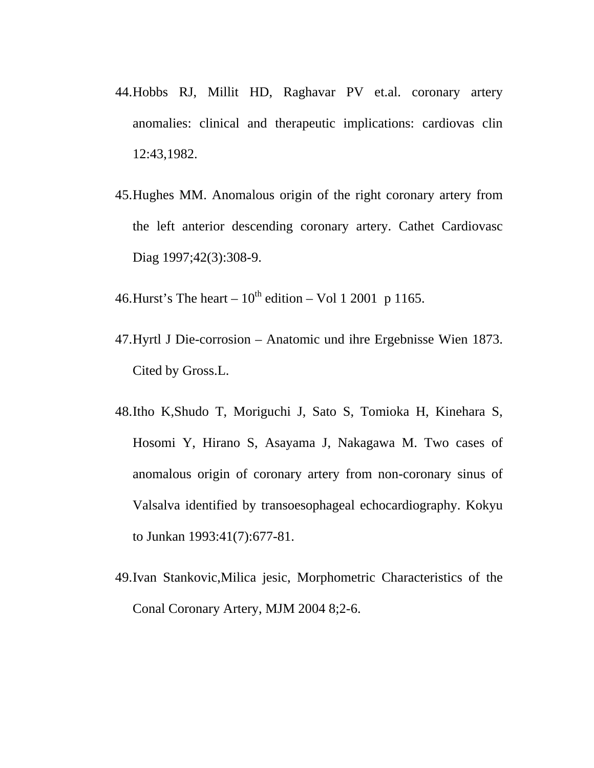44. Hobbs RJ, Millit HD, Raghavar PV et.al. coronary artery anomalies: clinical and therapeutic implications: cardiovas clin 12:43,1982.

45. Hughes MM. Anomalous origin of the right coronary artery from the left anterior descending coronary artery. Cathet Cardiovasc Diag 1997;42(3):308-9.

46. Hurst's The heart – 10th edition – Vol 1 2001 p 1165.

47. Hyrtl J Die-corrosion – Anatomic und ihre Ergebnisse Wien 1873. Cited by Gross.L.

48. Itho K,Shudo T, Moriguchi J, Sato S, Tomioka H, Kinehara S, Hosomi Y, Hirano S, Asayama J, Nakagawa M. Two cases of anomalous origin of coronary artery from non-coronary sinus of Valsalva identified by transoesophageal echocardiography. Kokyu to Junkan 1993:41(7):677-81.

49. Ivan Stankovic,Milica jesic, Morphometric Characteristics of the Conal Coronary Artery, MJM 2004 8;2-6.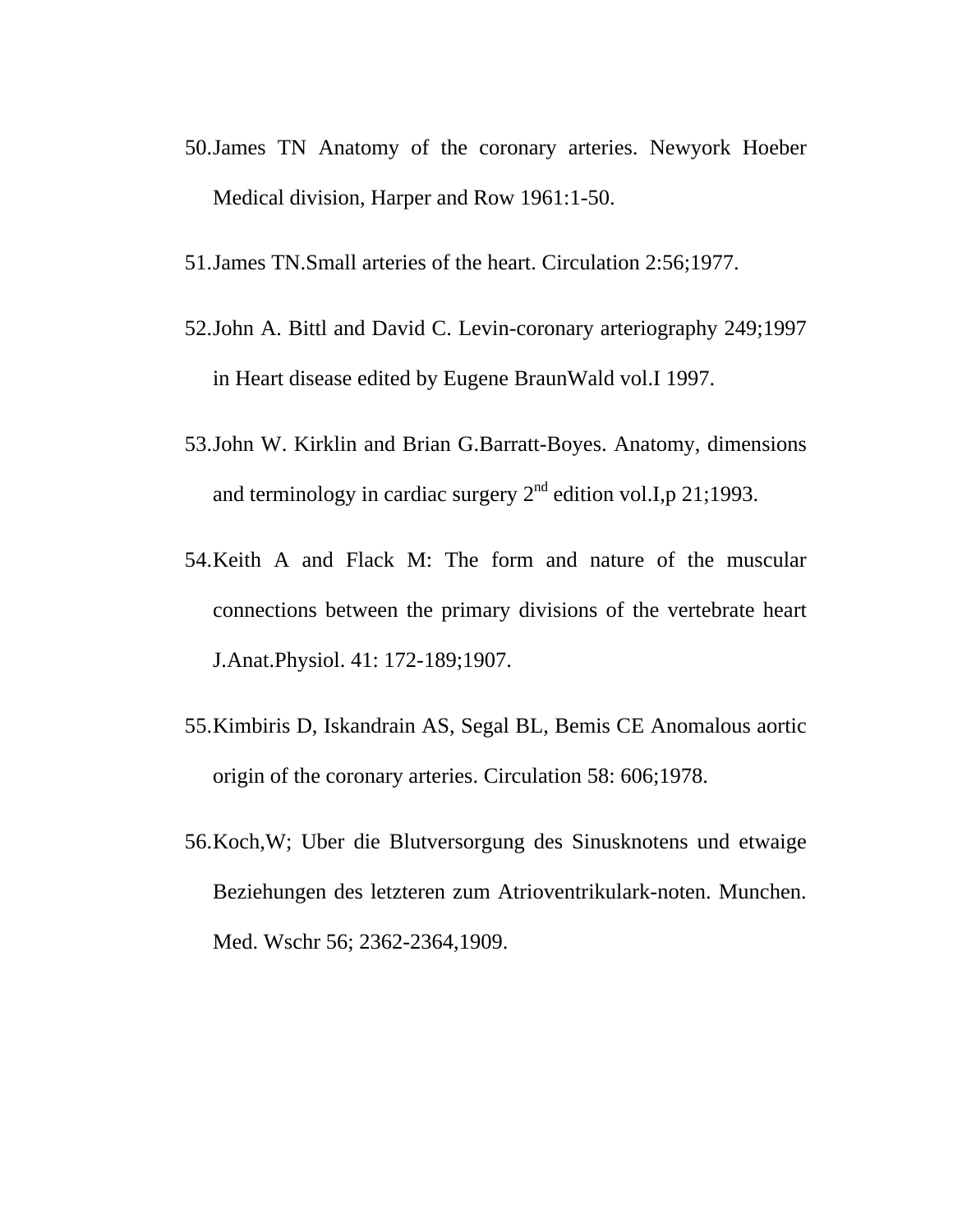50. James TN Anatomy of the coronary arteries. Newyork Hoeber Medical division, Harper and Row 1961:1-50.

51. James TN.Small arteries of the heart. Circulation 2:56;1977.

52. John A. Bittl and David C. Levin-coronary arteriography 249;1997 in Heart disease edited by Eugene BraunWald vol.I 1997.

53. John W. Kirklin and Brian G.Barratt-Boyes. Anatomy, dimensions and terminology in cardiac surgery 2nd edition vol.I,p 21;1993.

54. Keith A and Flack M: The form and nature of the muscular connections between the primary divisions of the vertebrate heart J.Anat.Physiol. 41: 172-189;1907.

55. Kimbiris D, Iskandrain AS, Segal BL, Bemis CE Anomalous aortic origin of the coronary arteries. Circulation 58: 606;1978.

56. Koch,W; Uber die Blutversorgung des Sinusknotens und etwaige Beziehungen des letzteren zum Atrioventrikulark-noten. Munchen. Med. Wschr 56; 2362-2364,1909.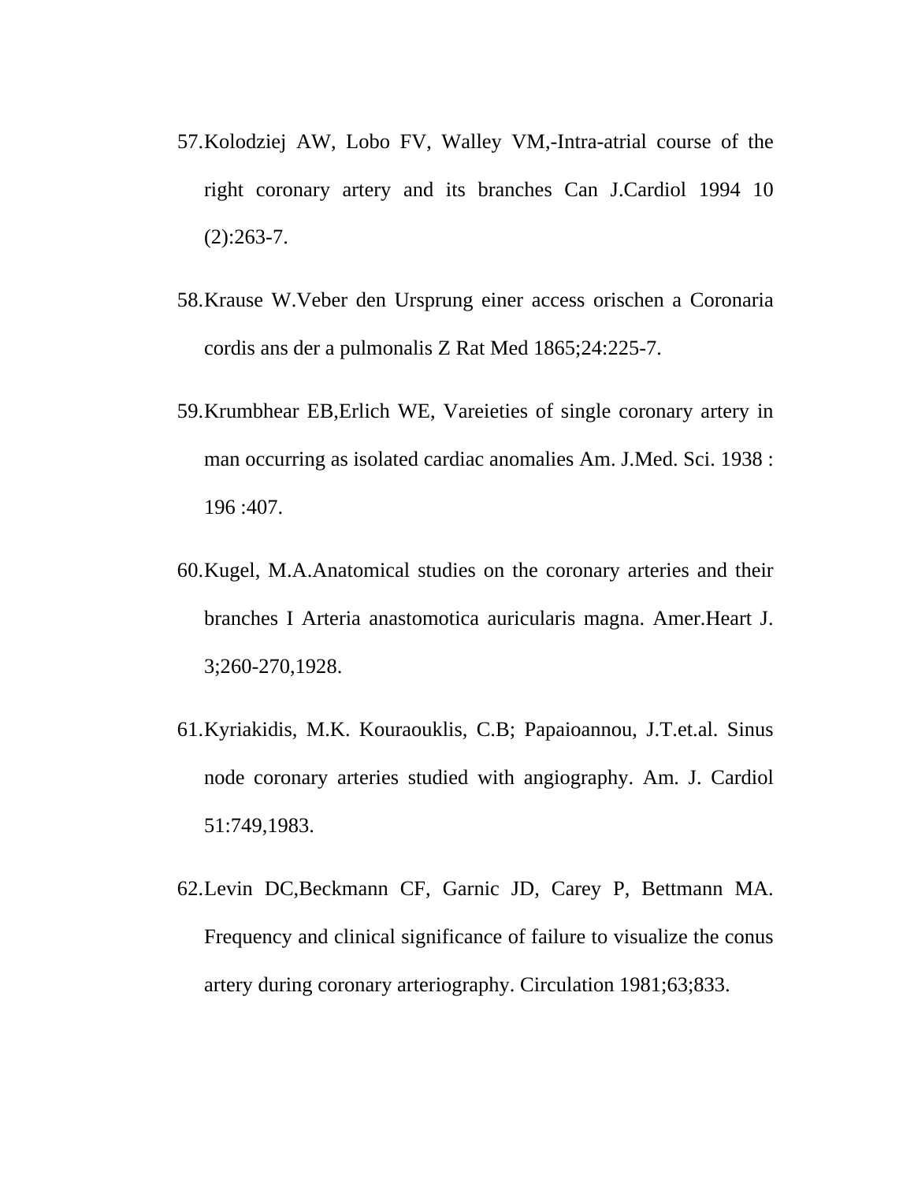57. Kolodziej AW, Lobo FV, Walley VM,-Intra-atrial course of the right coronary artery and its branches Can J.Cardiol 1994 10 (2):263-7.

58. Krause W.Veber den Ursprung einer access orischen a Coronaria cordis ans der a pulmonalis Z Rat Med 1865;24:225-7.

59. Krumbhear EB,Erlich WE, Vareieties of single coronary artery in man occurring as isolated cardiac anomalies Am. J.Med. Sci. 1938 : 196 :407.

60. Kugel, M.A.Anatomical studies on the coronary arteries and their branches I Arteria anastomotica auricularis magna. Amer.Heart J. 3;260-270,1928.

61. Kyriakidis, M.K. Kouraouklis, C.B; Papaioannou, J.T.et.al. Sinus node coronary arteries studied with angiography. Am. J. Cardiol 51:749,1983.

62. Levin DC,Beckmann CF, Garnic JD, Carey P, Bettmann MA. Frequency and clinical significance of failure to visualize the conus artery during coronary arteriography. Circulation 1981;63;833.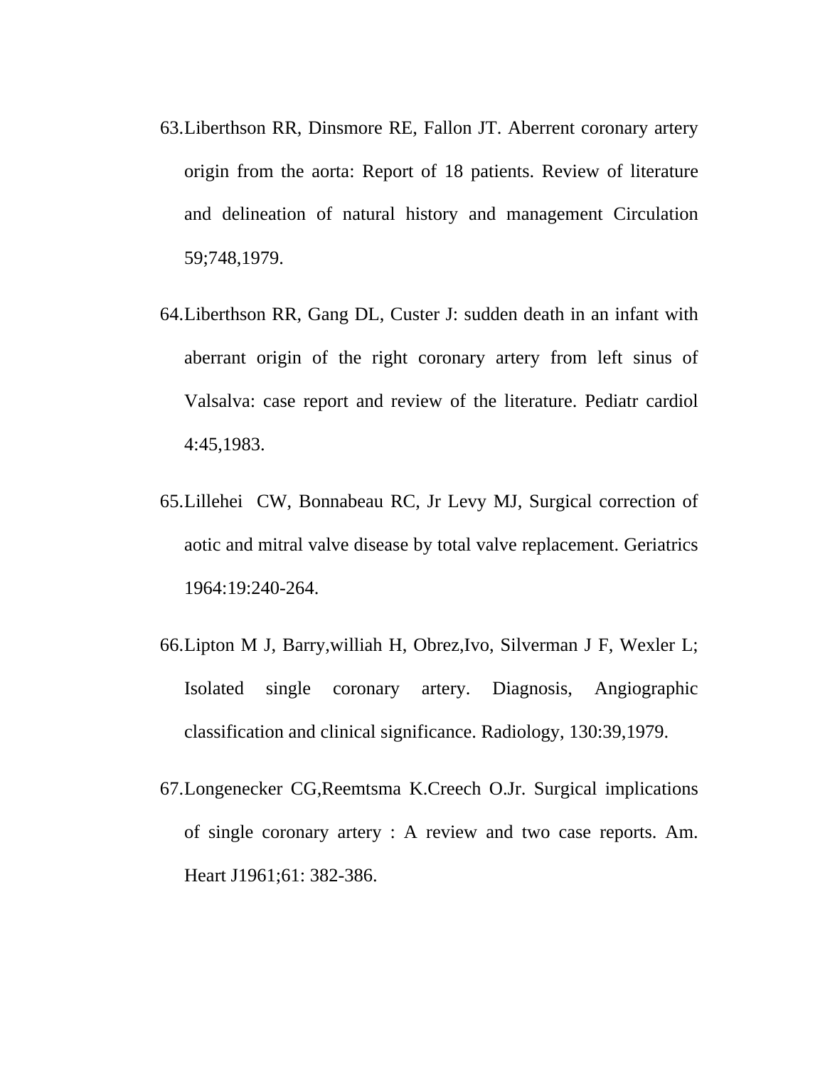63. Liberthson RR, Dinsmore RE, Fallon JT. Aberrent coronary artery origin from the aorta: Report of 18 patients. Review of literature and delineation of natural history and management Circulation 59;748,1979.

64. Liberthson RR, Gang DL, Custer J: sudden death in an infant with aberrant origin of the right coronary artery from left sinus of Valsalva: case report and review of the literature. Pediatr cardiol 4:45,1983.

65. Lillehei CW, Bonnabeau RC, Jr Levy MJ, Surgical correction of aotic and mitral valve disease by total valve replacement. Geriatrics 1964:19:240-264.

66. Lipton M J, Barry,williah H, Obrez,Ivo, Silverman J F, Wexler L; Isolated single coronary artery. Diagnosis, Angiographic classification and clinical significance. Radiology, 130:39,1979.

67. Longenecker CG,Reemtsma K.Creech O.Jr. Surgical implications of single coronary artery : A review and two case reports. Am. Heart J1961;61: 382-386.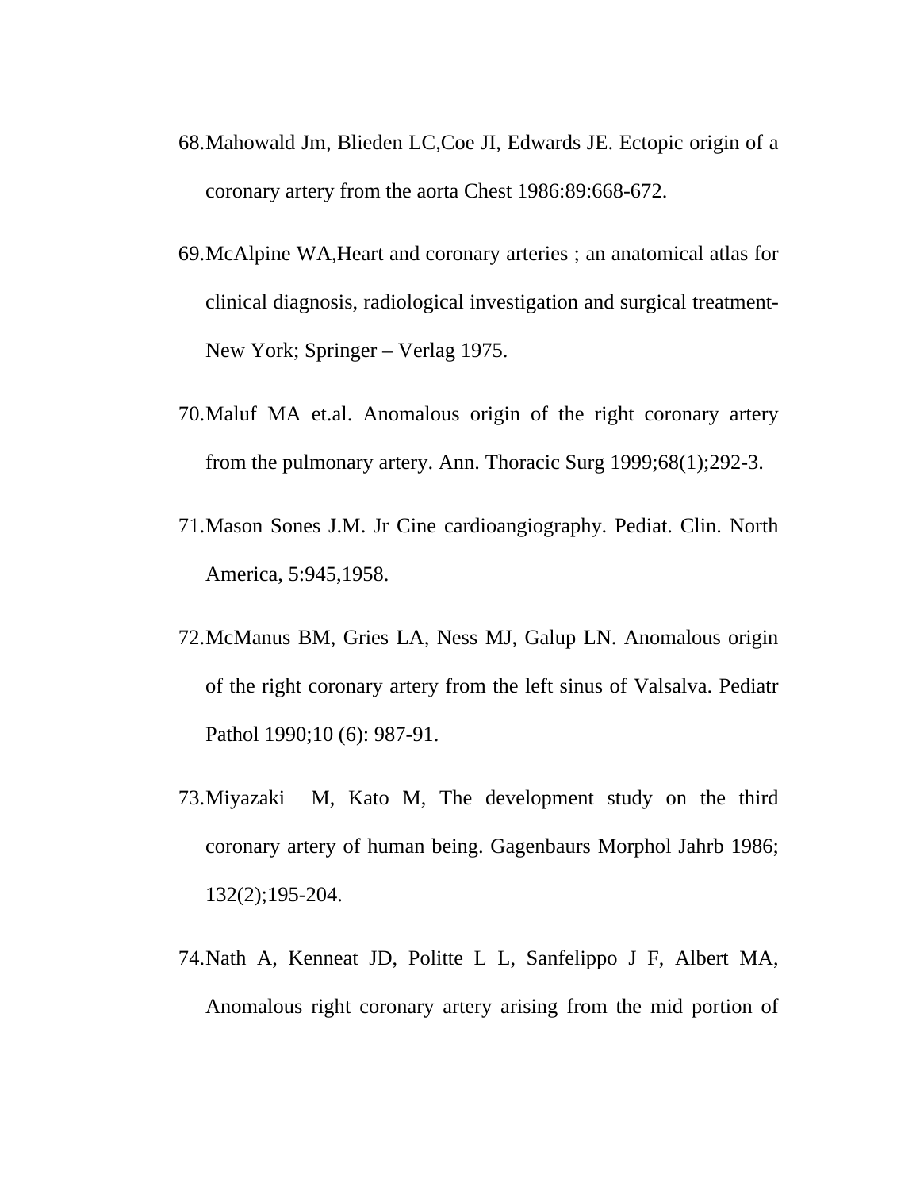68. Mahowald Jm, Blieden LC,Coe JI, Edwards JE. Ectopic origin of a coronary artery from the aorta Chest 1986:89:668-672.

69. McAlpine WA,Heart and coronary arteries ; an anatomical atlas for clinical diagnosis, radiological investigation and surgical treatment- New York; Springer – Verlag 1975.

70. Maluf MA et.al. Anomalous origin of the right coronary artery from the pulmonary artery. Ann. Thoracic Surg 1999;68(1);292-3.

71. Mason Sones J.M. Jr Cine cardioangiography. Pediat. Clin. North America, 5:945,1958.

72. McManus BM, Gries LA, Ness MJ, Galup LN. Anomalous origin of the right coronary artery from the left sinus of Valsalva. Pediatr Pathol 1990;10 (6): 987-91.

73. Miyazaki M, Kato M, The development study on the third coronary artery of human being. Gagenbaurs Morphol Jahrb 1986; 132(2);195-204.

74. Nath A, Kenneat JD, Politte L L, Sanfelippo J F, Albert MA, Anomalous right coronary artery arising from the mid portion of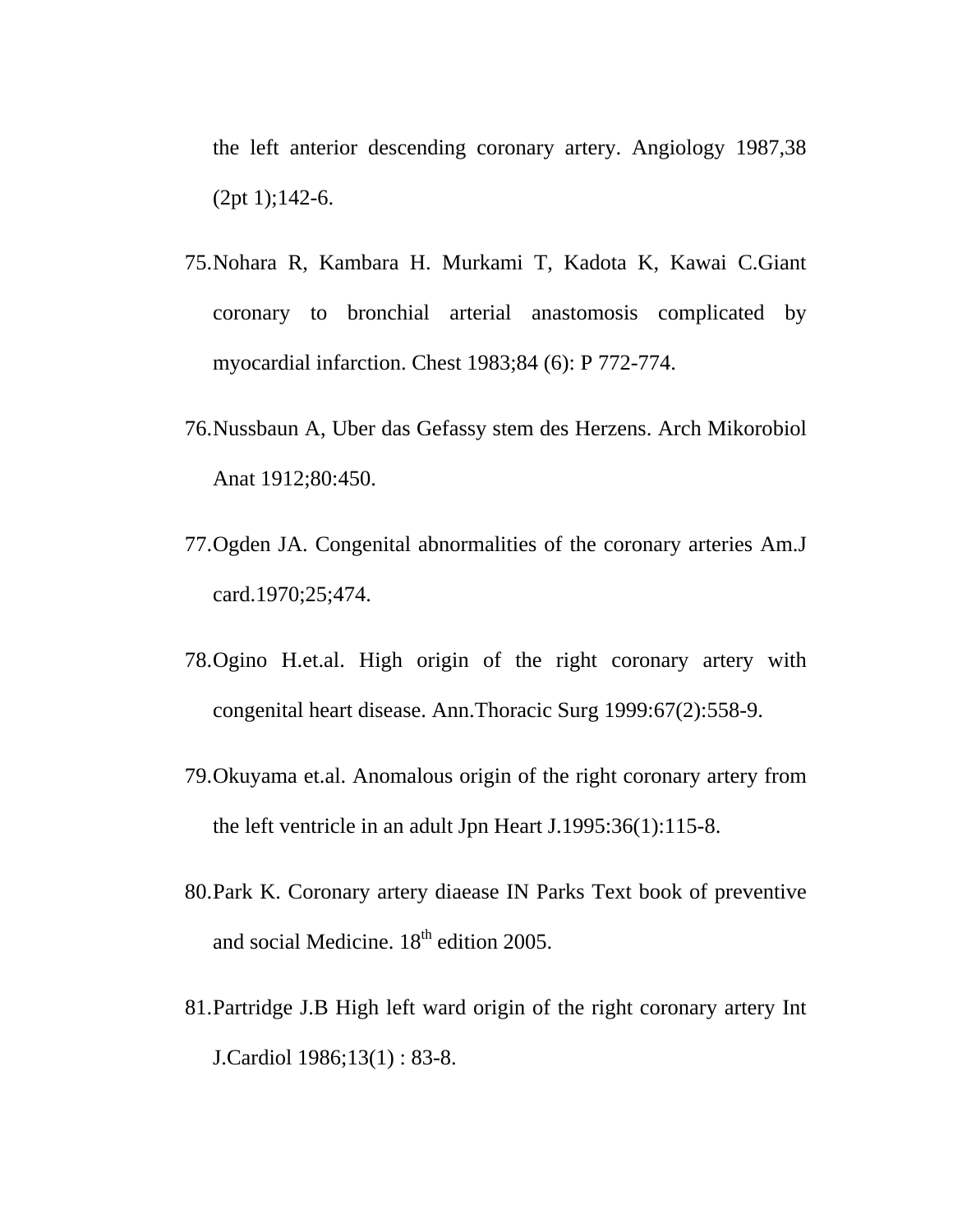the left anterior descending coronary artery. Angiology 1987,38 (2pt 1);142-6.

75. Nohara R, Kambara H. Murkami T, Kadota K, Kawai C.Giant coronary to bronchial arterial anastomosis complicated by myocardial infarction. Chest 1983;84 (6): P 772-774.

76. Nussbaun A, Uber das Gefassy stem des Herzens. Arch Mikorobiol Anat 1912;80:450.

77. Ogden JA. Congenital abnormalities of the coronary arteries Am.J card.1970;25;474.

78. Ogino H.et.al. High origin of the right coronary artery with congenital heart disease. Ann.Thoracic Surg 1999:67(2):558-9.

79. Okuyama et.al. Anomalous origin of the right coronary artery from the left ventricle in an adult Jpn Heart J.1995:36(1):115-8.

80. Park K. Coronary artery diaease IN Parks Text book of preventive and social Medicine. 18th edition 2005.

81. Partridge J.B High left ward origin of the right coronary artery Int J.Cardiol 1986;13(1) : 83-8.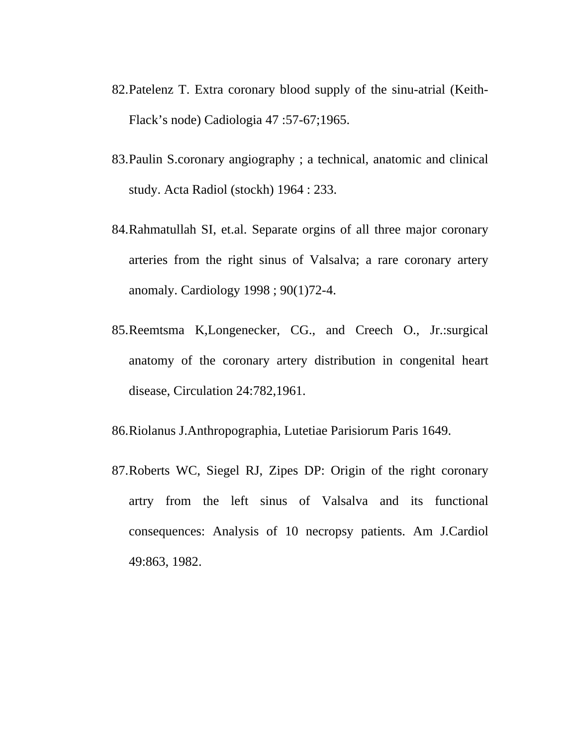82. Patelenz T. Extra coronary blood supply of the sinu-atrial (Keith-Flack's node) Cadiologia 47 :57-67;1965.

83. Paulin S.coronary angiography ; a technical, anatomic and clinical study. Acta Radiol (stockh) 1964 : 233.

84. Rahmatullah SI, et.al. Separate orgins of all three major coronary arteries from the right sinus of Valsalva; a rare coronary artery anomaly. Cardiology 1998 ; 90(1)72-4.

85. Reemtsma K,Longenecker, CG., and Creech O., Jr.:surgical anatomy of the coronary artery distribution in congenital heart disease, Circulation 24:782,1961.

86. Riolanus J.Anthropographia, Lutetiae Parisiorum Paris 1649.

87. Roberts WC, Siegel RJ, Zipes DP: Origin of the right coronary artry from the left sinus of Valsalva and its functional consequences: Analysis of 10 necropsy patients. Am J.Cardiol 49:863, 1982.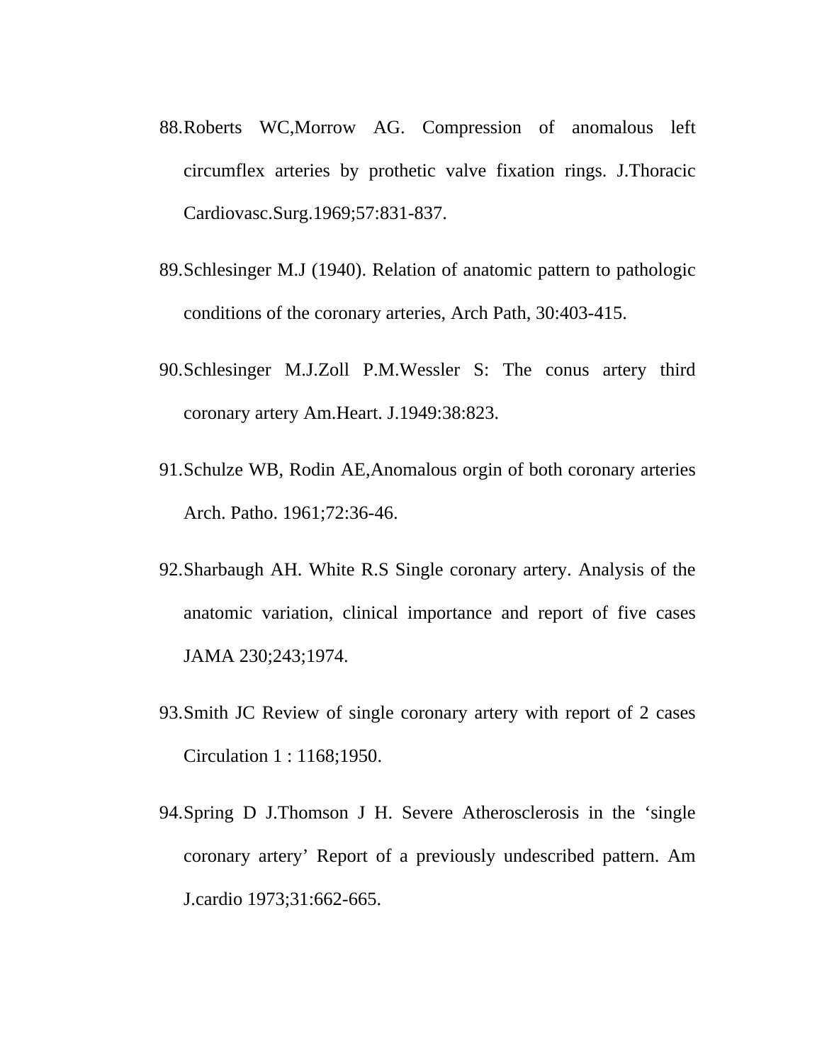88. Roberts WC,Morrow AG. Compression of anomalous left circumflex arteries by prothetic valve fixation rings. J.Thoracic Cardiovasc.Surg.1969;57:831-837.

89. Schlesinger M.J (1940). Relation of anatomic pattern to pathologic conditions of the coronary arteries, Arch Path, 30:403-415.

90. Schlesinger M.J.Zoll P.M.Wessler S: The conus artery third coronary artery Am.Heart. J.1949:38:823.

91. Schulze WB, Rodin AE,Anomalous orgin of both coronary arteries Arch. Patho. 1961;72:36-46.

92. Sharbaugh AH. White R.S Single coronary artery. Analysis of the anatomic variation, clinical importance and report of five cases JAMA 230;243;1974.

93. Smith JC Review of single coronary artery with report of 2 cases Circulation 1 : 1168;1950.

94. Spring D J.Thomson J H. Severe Atherosclerosis in the 'single coronary artery' Report of a previously undescribed pattern. Am J.cardio 1973;31:662-665.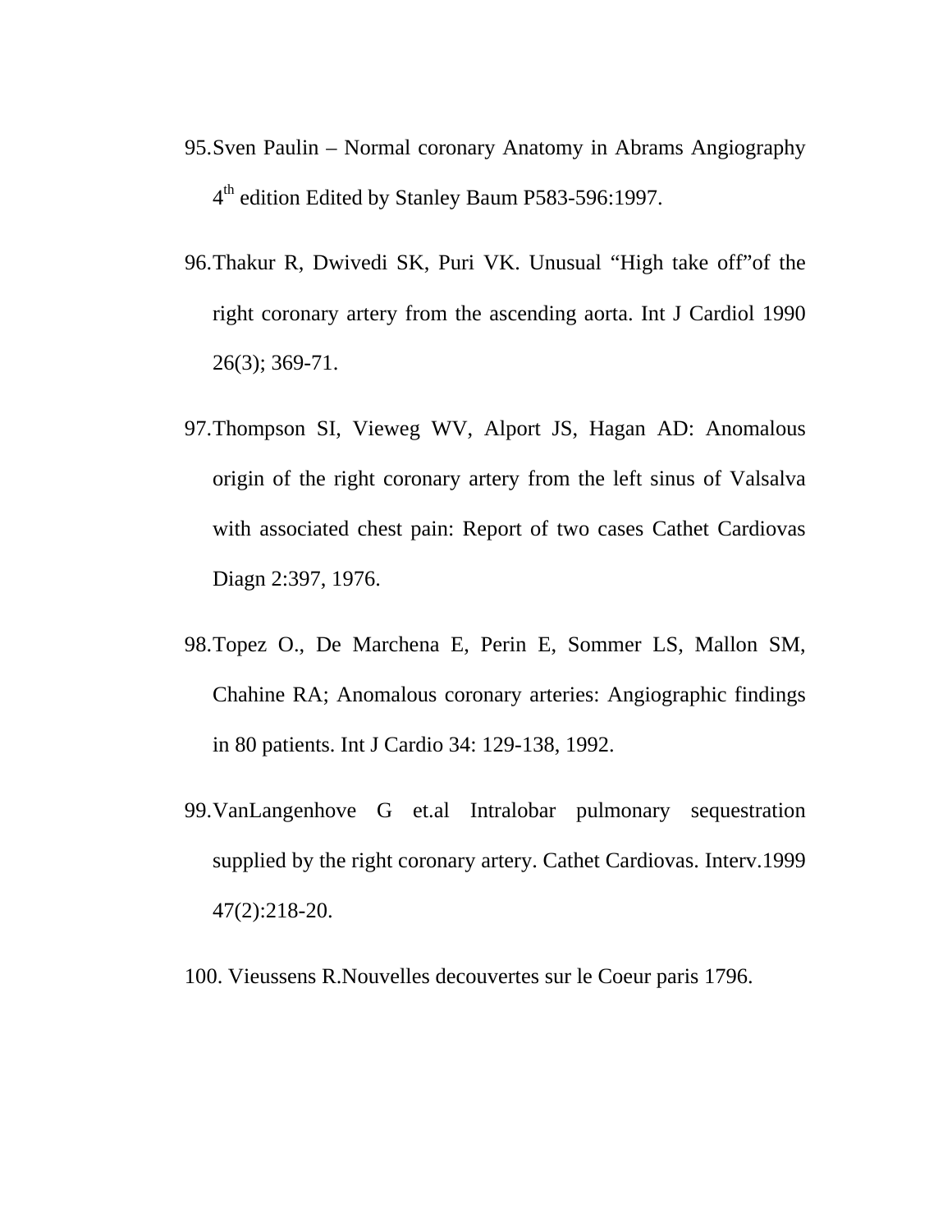95. Sven Paulin – Normal coronary Anatomy in Abrams Angiography 4th edition Edited by Stanley Baum P583-596:1997.

96. Thakur R, Dwivedi SK, Puri VK. Unusual "High take off"of the right coronary artery from the ascending aorta. Int J Cardiol 1990 26(3); 369-71.

97. Thompson SI, Vieweg WV, Alport JS, Hagan AD: Anomalous origin of the right coronary artery from the left sinus of Valsalva with associated chest pain: Report of two cases Cathet Cardiovas Diagn 2:397, 1976.

98. Topez O., De Marchena E, Perin E, Sommer LS, Mallon SM, Chahine RA; Anomalous coronary arteries: Angiographic findings in 80 patients. Int J Cardio 34: 129-138, 1992.

99. VanLangenhove G et.al Intralobar pulmonary sequestration supplied by the right coronary artery. Cathet Cardiovas. Interv.1999 47(2):218-20.

100. Vieussens R.Nouvelles decouvertes sur le Coeur paris 1796.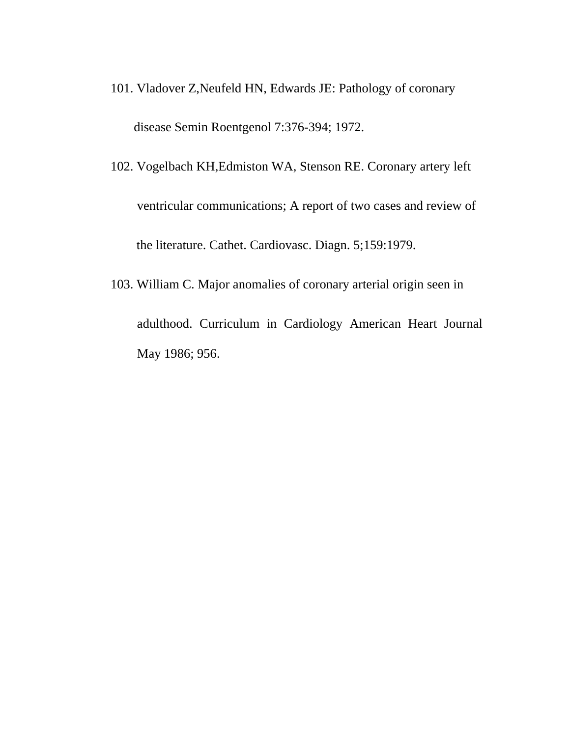101. Vladover Z,Neufeld HN, Edwards JE: Pathology of coronary disease Semin Roentgenol 7:376-394; 1972.

102. Vogelbach KH,Edmiston WA, Stenson RE. Coronary artery left ventricular communications; A report of two cases and review of the literature. Cathet. Cardiovasc. Diagn. 5;159:1979.

103. William C. Major anomalies of coronary arterial origin seen in adulthood. Curriculum in Cardiology American Heart Journal May 1986; 956.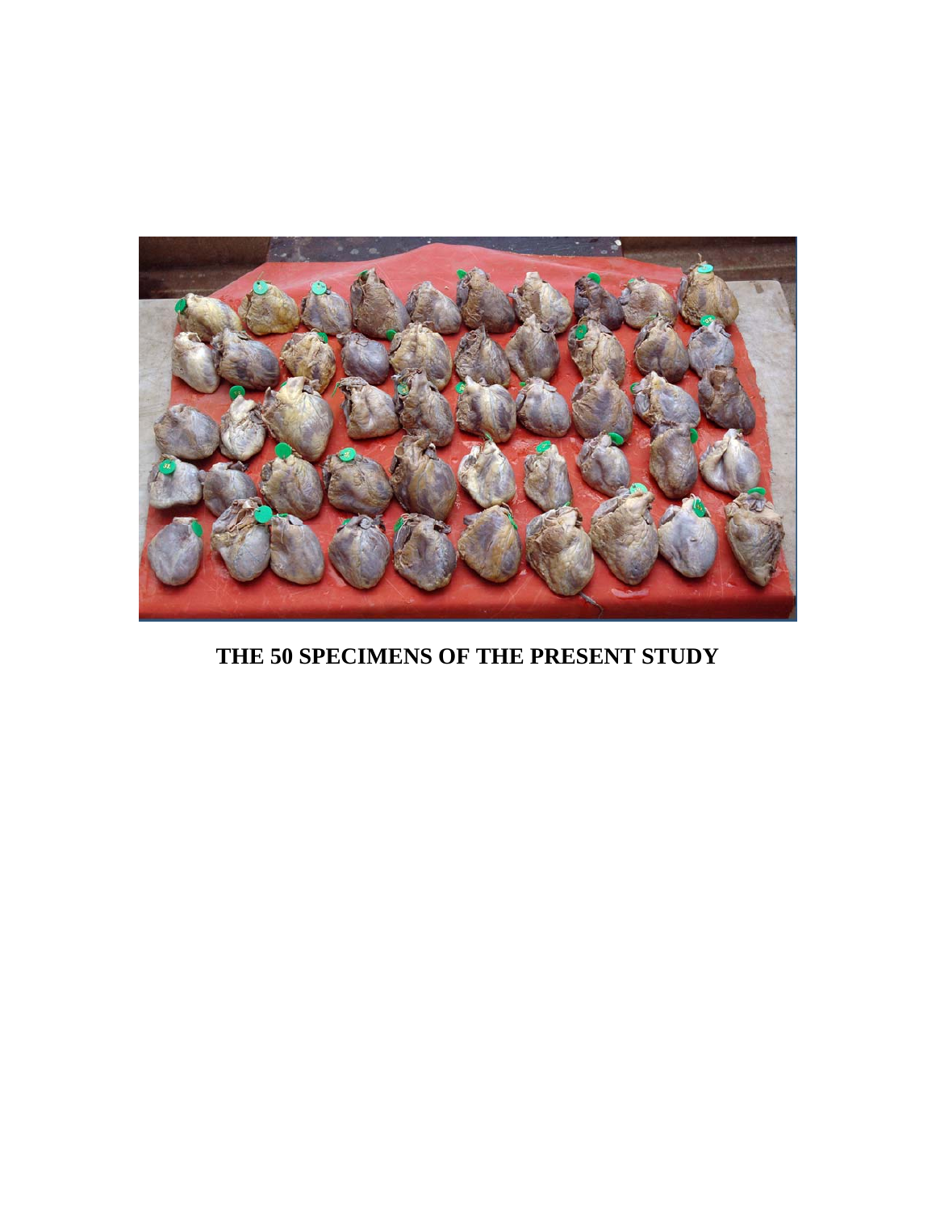**THE 50 SPECIMENS OF THE PRESENT STUDY**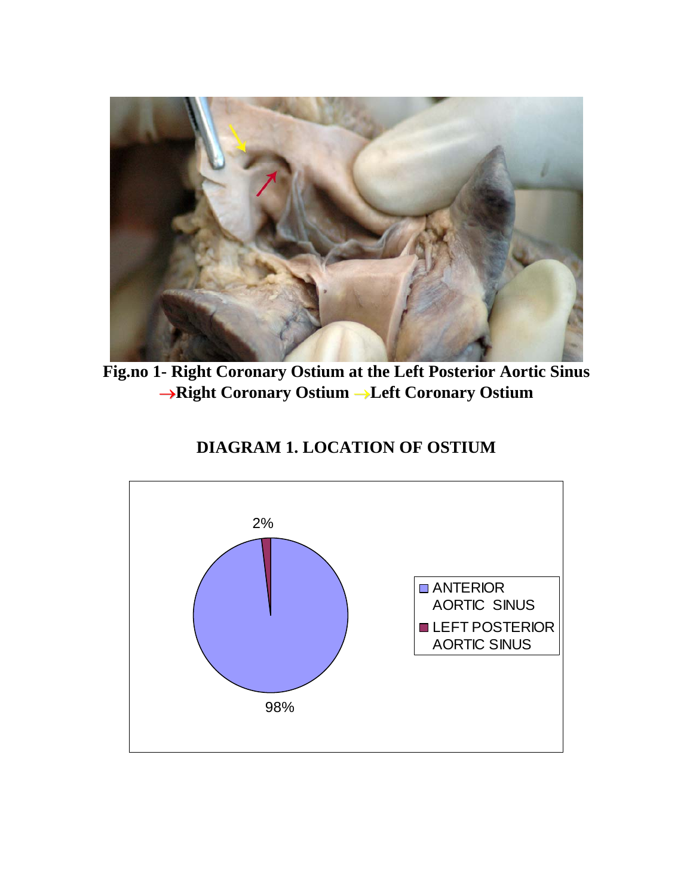**Fig.no 1- Right Coronary Ostium at the Left Posterior Aortic Sinus**
**→Right Coronary Ostium →Left Coronary Ostium**

**DIAGRAM 1. LOCATION OF OSTIUM**

| Location | Percentage |
|---|---|
| ANTERIOR AORTIC SINUS | 98% |
| LEFT POSTERIOR AORTIC SINUS | 2% |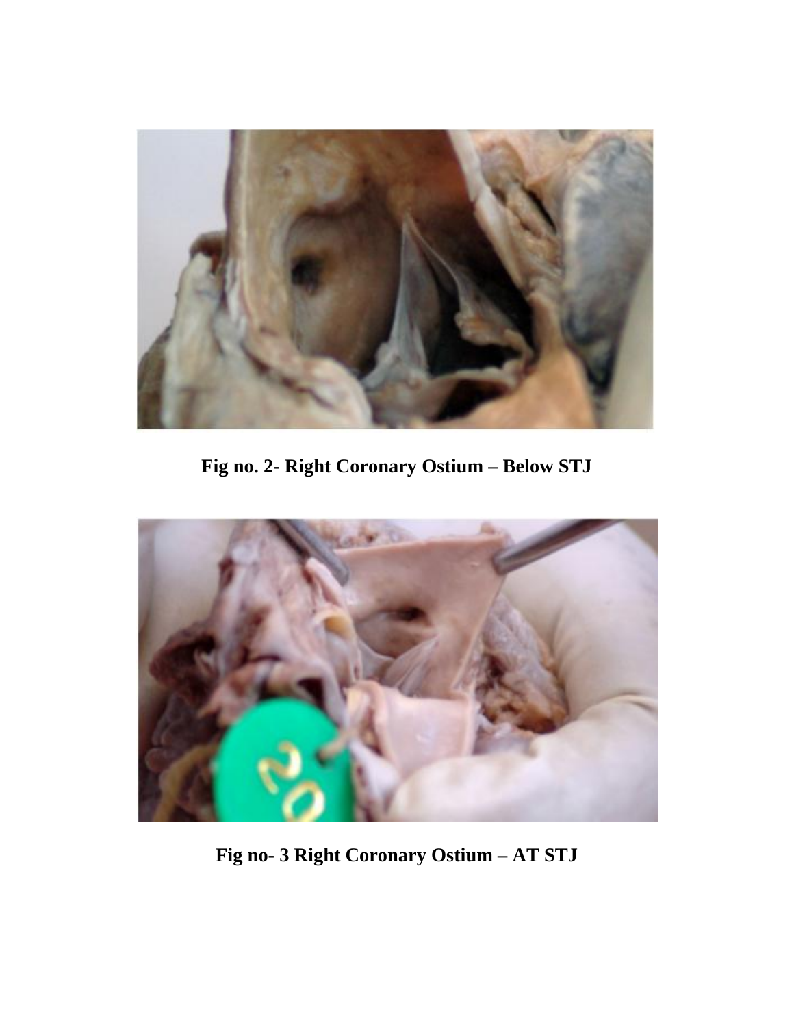**Fig no. 2- Right Coronary Ostium – Below STJ**

**Fig no- 3 Right Coronary Ostium – AT STJ**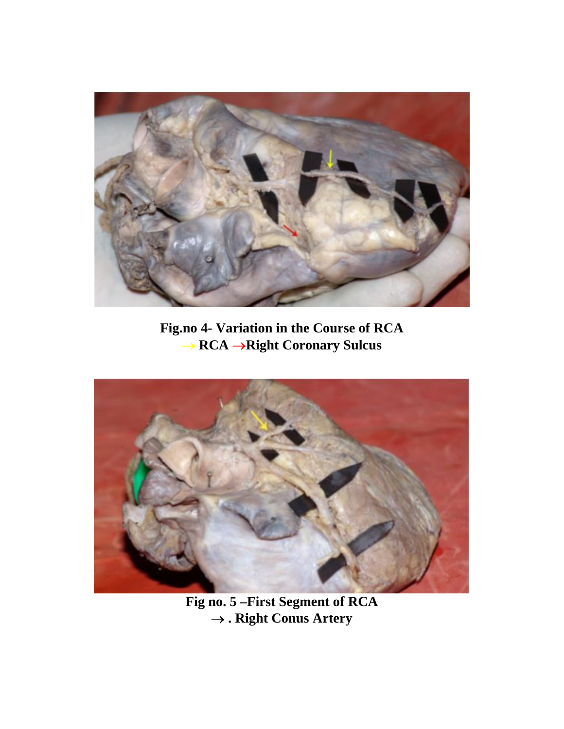**Fig.no 4- Variation in the Course of RCA**
**→ RCA →Right Coronary Sulcus**

**Fig no. 5 –First Segment of RCA**
**→ . Right Conus Artery**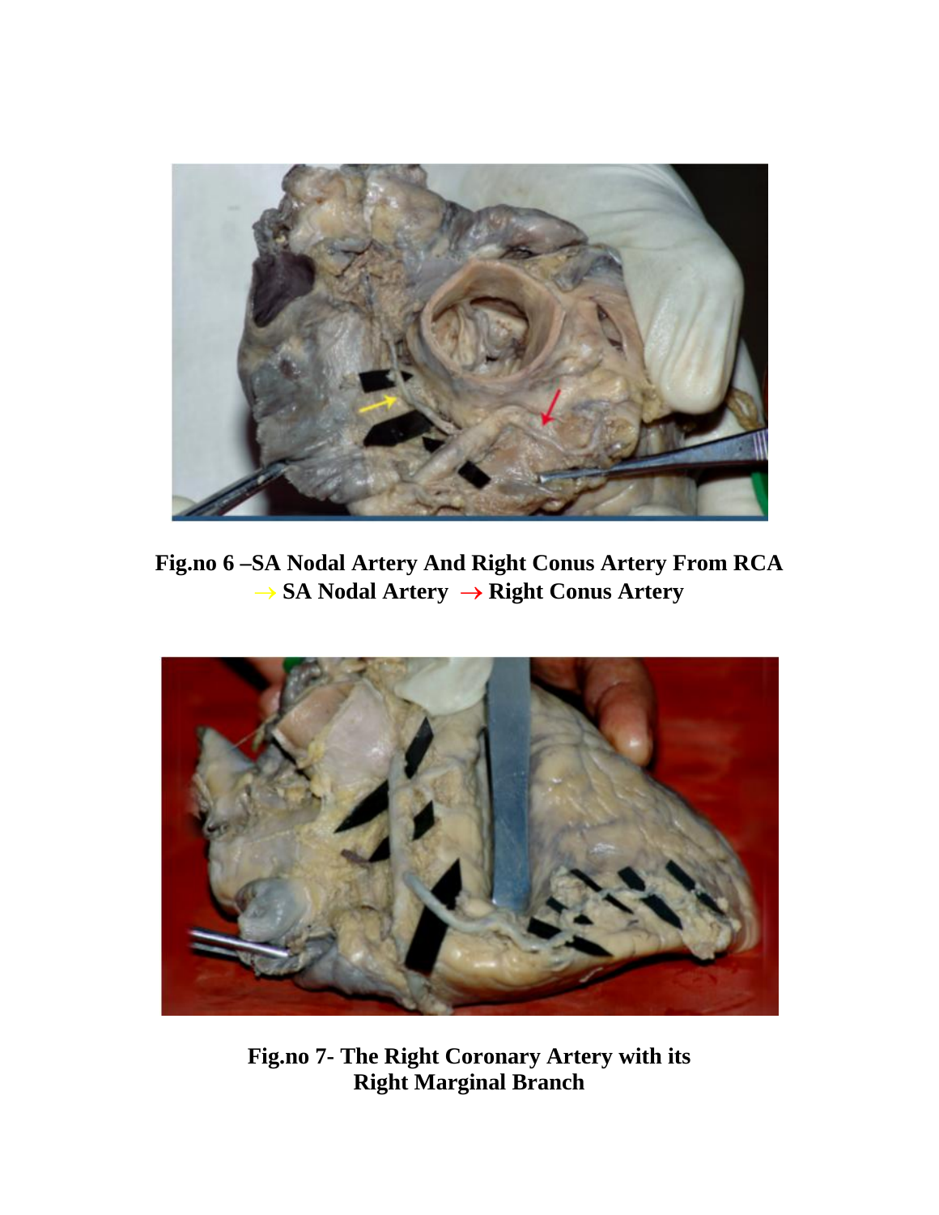**Fig.no 6 –SA Nodal Artery And Right Conus Artery From RCA**
**→ SA Nodal Artery → Right Conus Artery**

**Fig.no 7- The Right Coronary Artery with its Right Marginal Branch**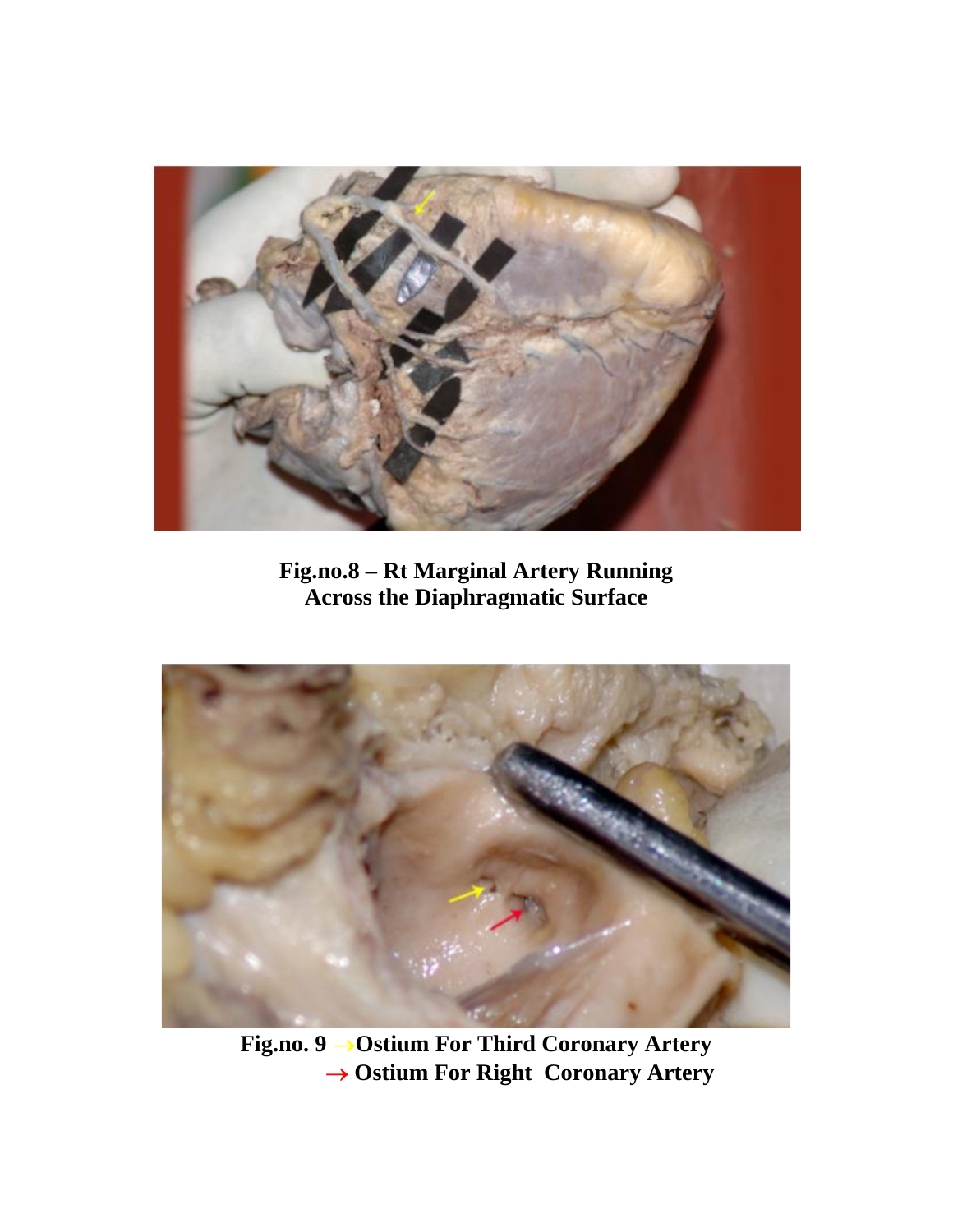**Fig.no.8 – Rt Marginal Artery Running Across the Diaphragmatic Surface**

**Fig.no. 9 →Ostium For Third Coronary Artery**
**→ Ostium For Right Coronary Artery**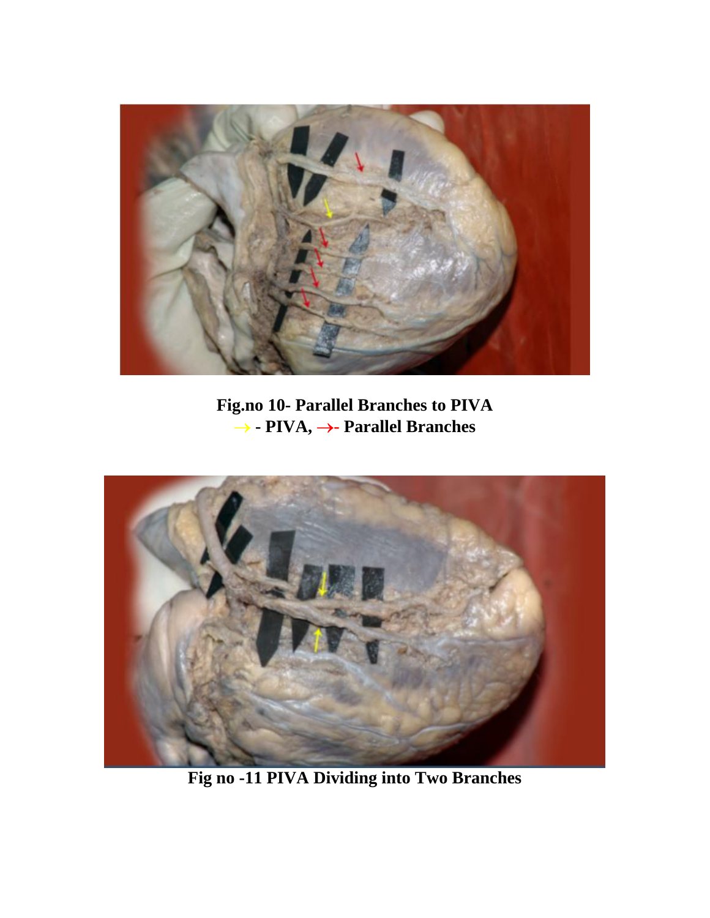**Fig.no 10- Parallel Branches to PIVA**
**→ - PIVA, →- Parallel Branches**

**Fig no -11 PIVA Dividing into Two Branches**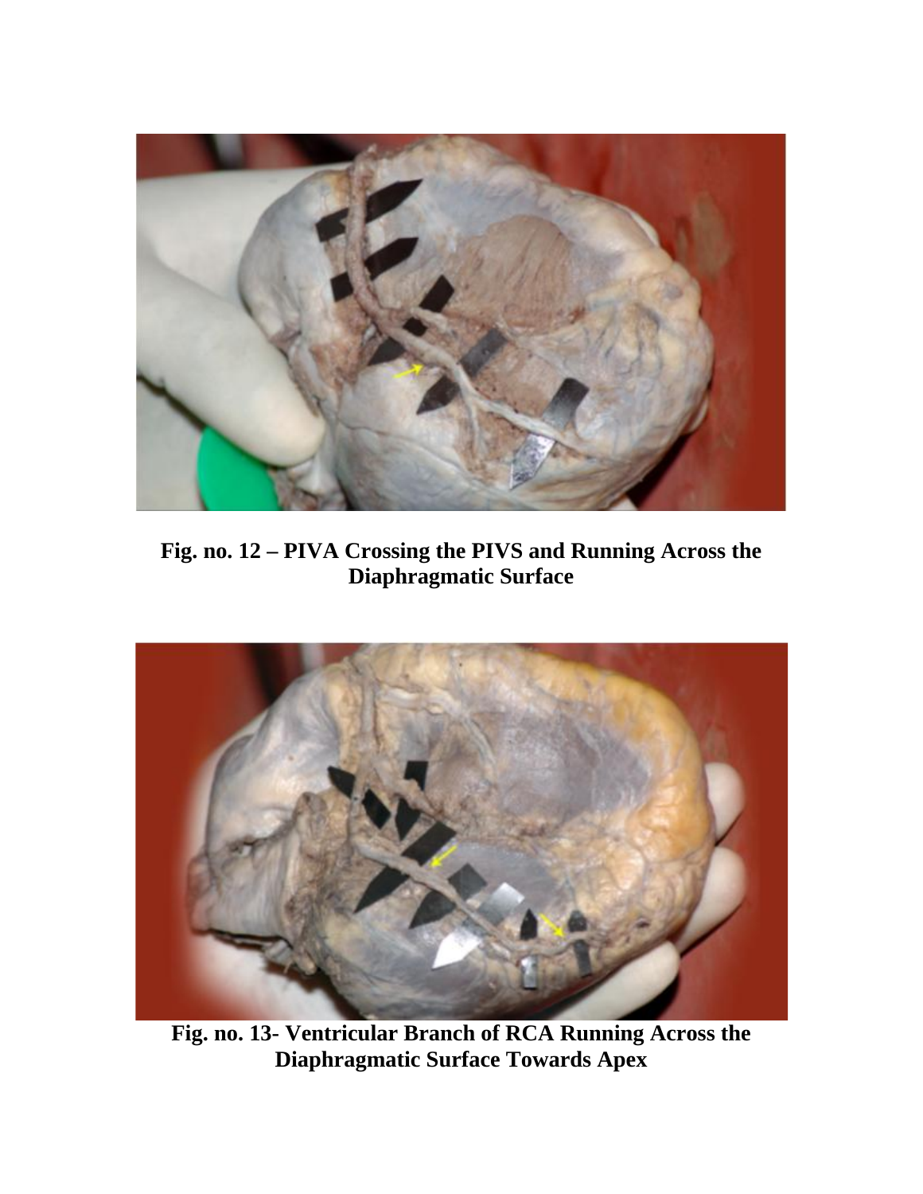**Fig. no. 12 – PIVA Crossing the PIVS and Running Across the Diaphragmatic Surface**

**Fig. no. 13- Ventricular Branch of RCA Running Across the Diaphragmatic Surface Towards Apex**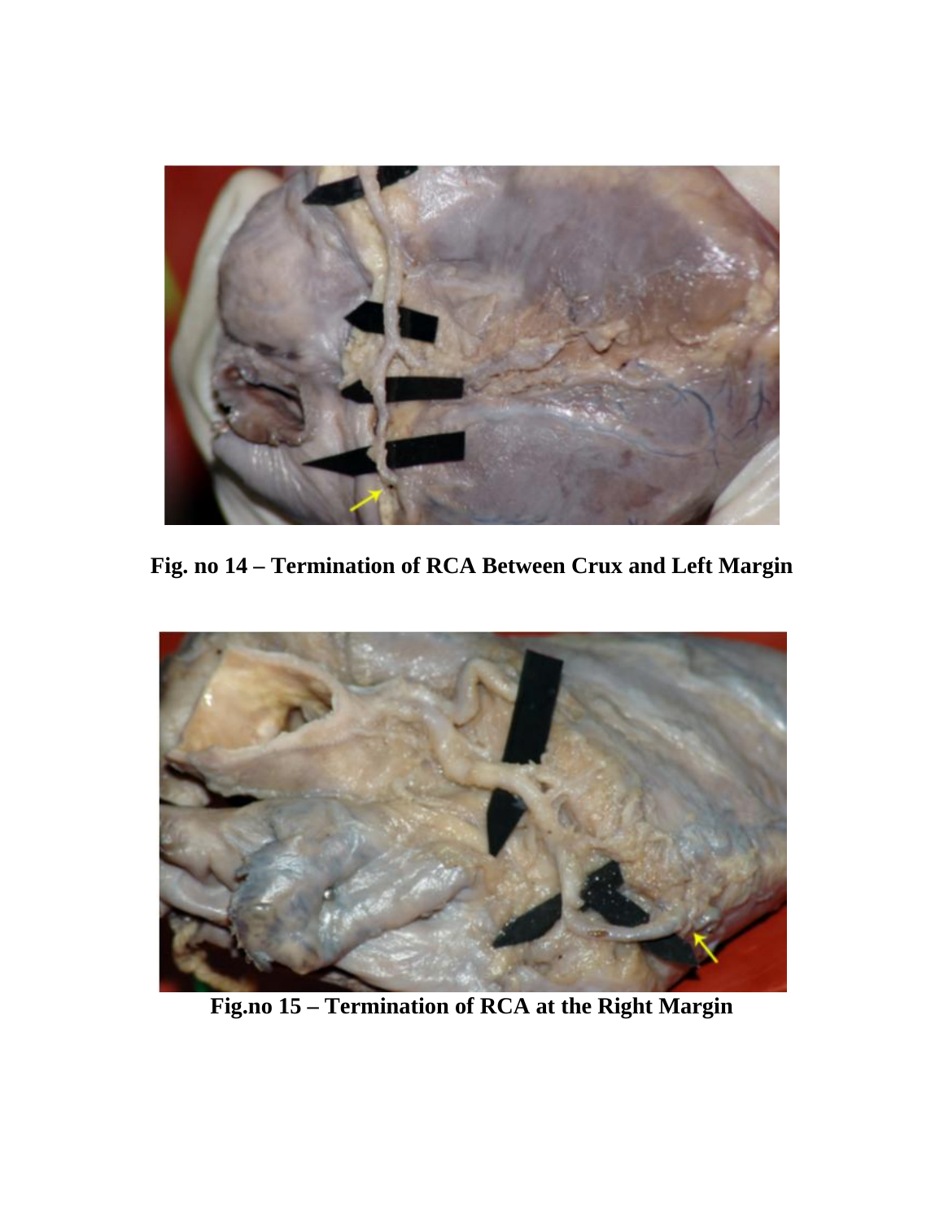**Fig. no 14 – Termination of RCA Between Crux and Left Margin**

**Fig.no 15 – Termination of RCA at the Right Margin**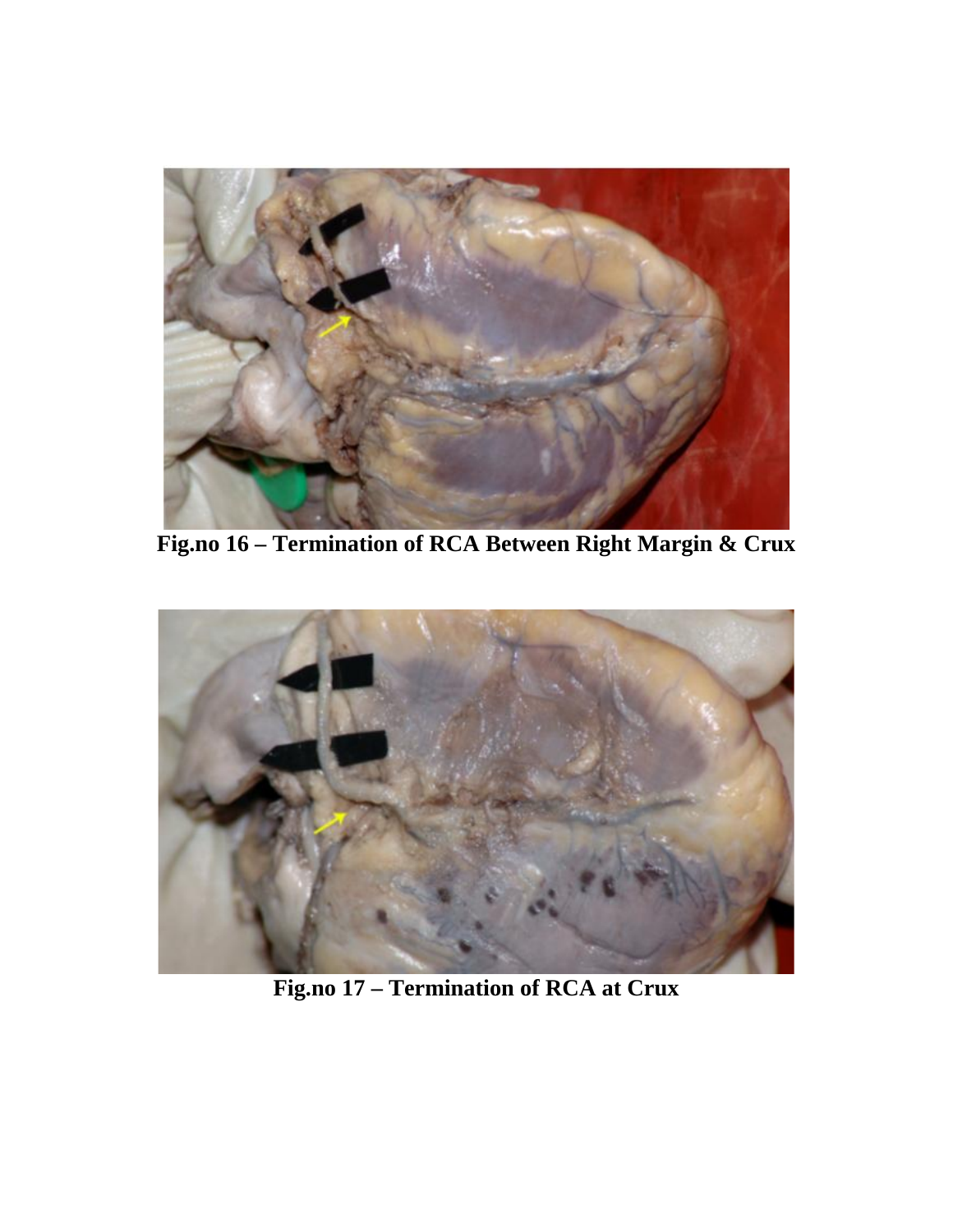**Fig.no 16 – Termination of RCA Between Right Margin & Crux**

**Fig.no 17 – Termination of RCA at Crux**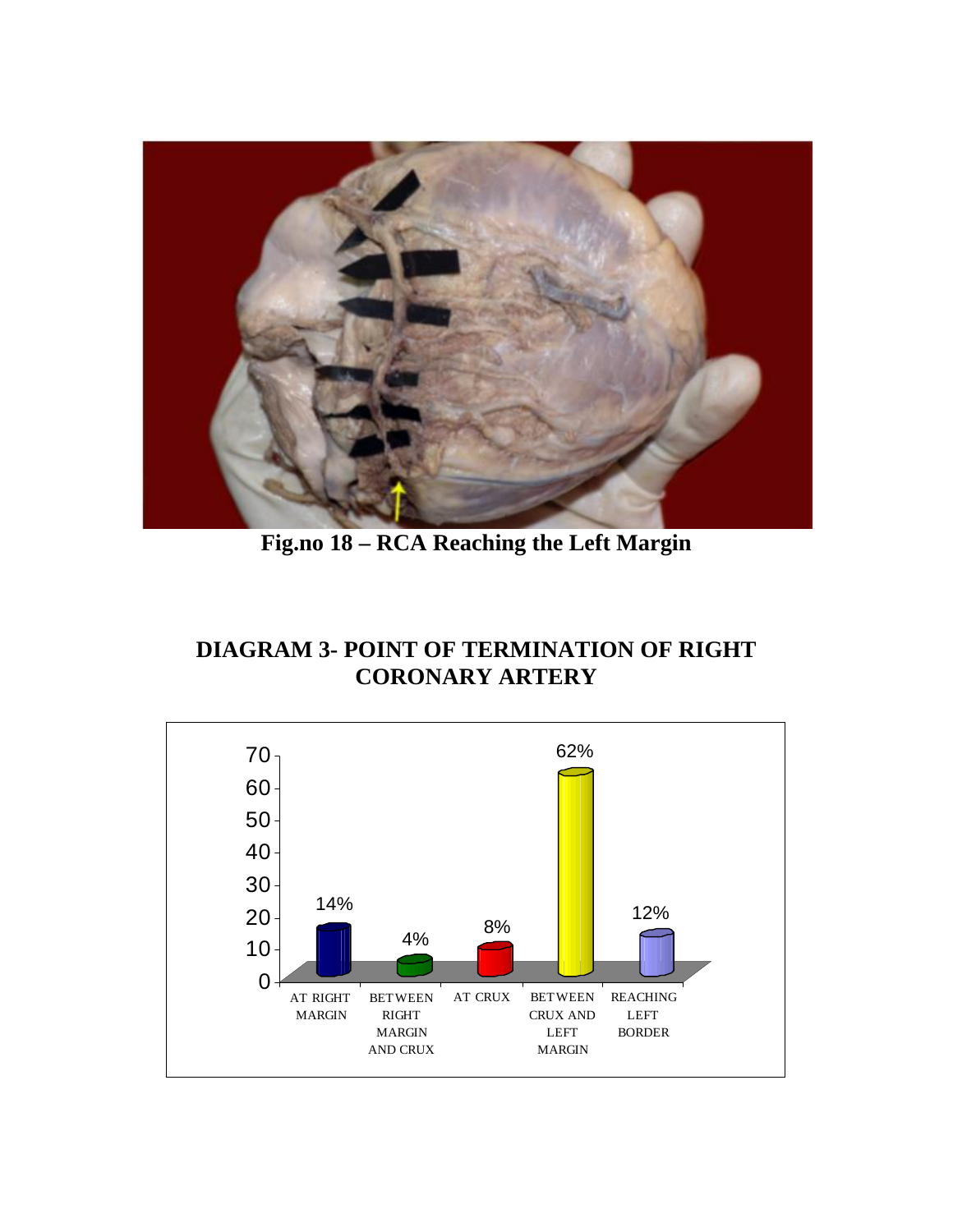**Fig.no 18 – RCA Reaching the Left Margin**

## DIAGRAM 3- POINT OF TERMINATION OF RIGHT CORONARY ARTERY

| Point of termination | Percentage |
|---|---|
| AT RIGHT MARGIN | 14% |
| BETWEEN RIGHT MARGIN AND CRUX | 4% |
| AT CRUX | 8% |
| BETWEEN CRUX AND LEFT MARGIN | 62% |
| REACHING LEFT BORDER | 12% |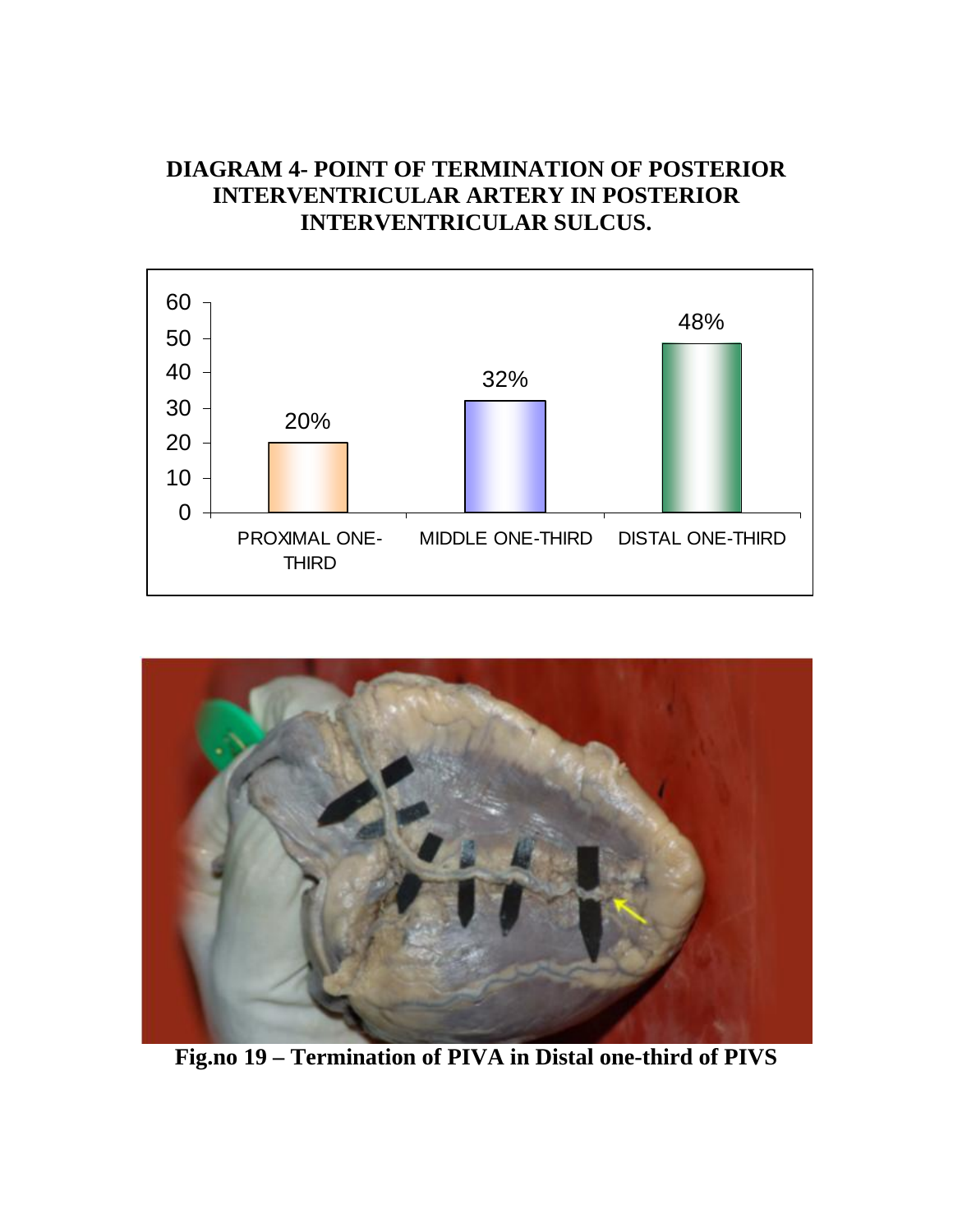**DIAGRAM 4- POINT OF TERMINATION OF POSTERIOR INTERVENTRICULAR ARTERY IN POSTERIOR INTERVENTRICULAR SULCUS.**

| Point of termination | Percentage |
|---|---|
| PROXIMAL ONE-THIRD | 20% |
| MIDDLE ONE-THIRD | 32% |
| DISTAL ONE-THIRD | 48% |

**Fig.no 19 – Termination of PIVA in Distal one-third of PIVS**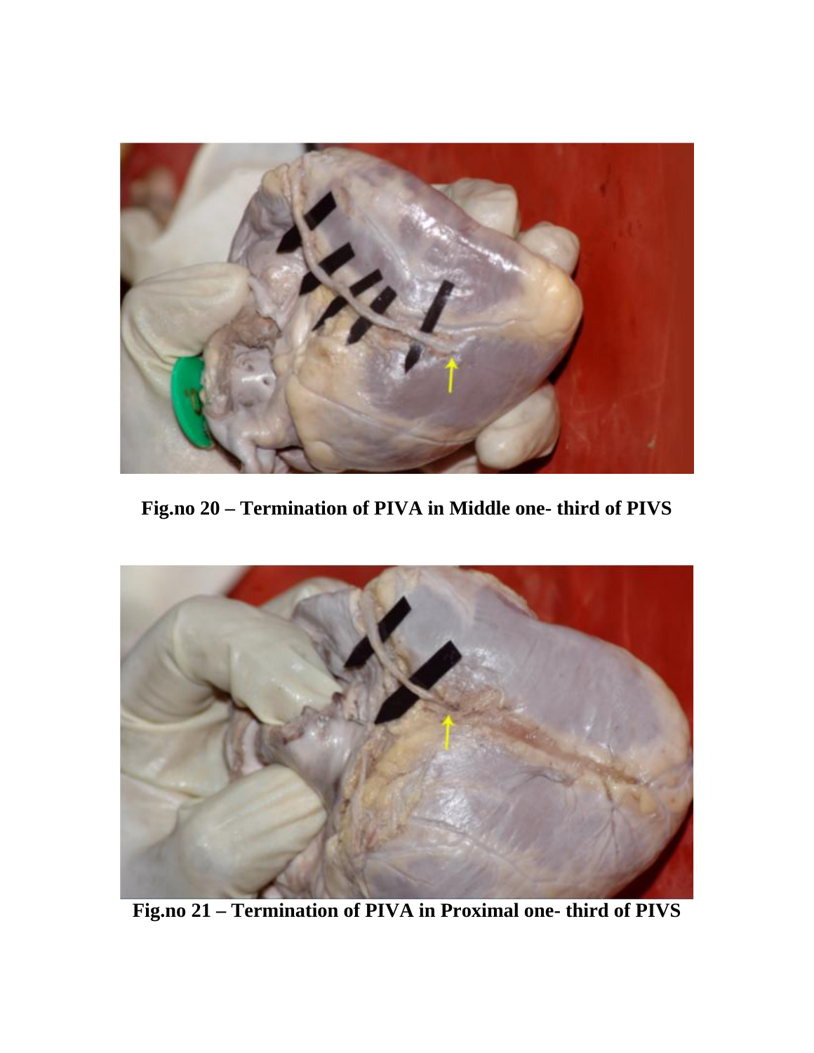**Fig.no 20 – Termination of PIVA in Middle one- third of PIVS**

**Fig.no 21 – Termination of PIVA in Proximal one- third of PIVS**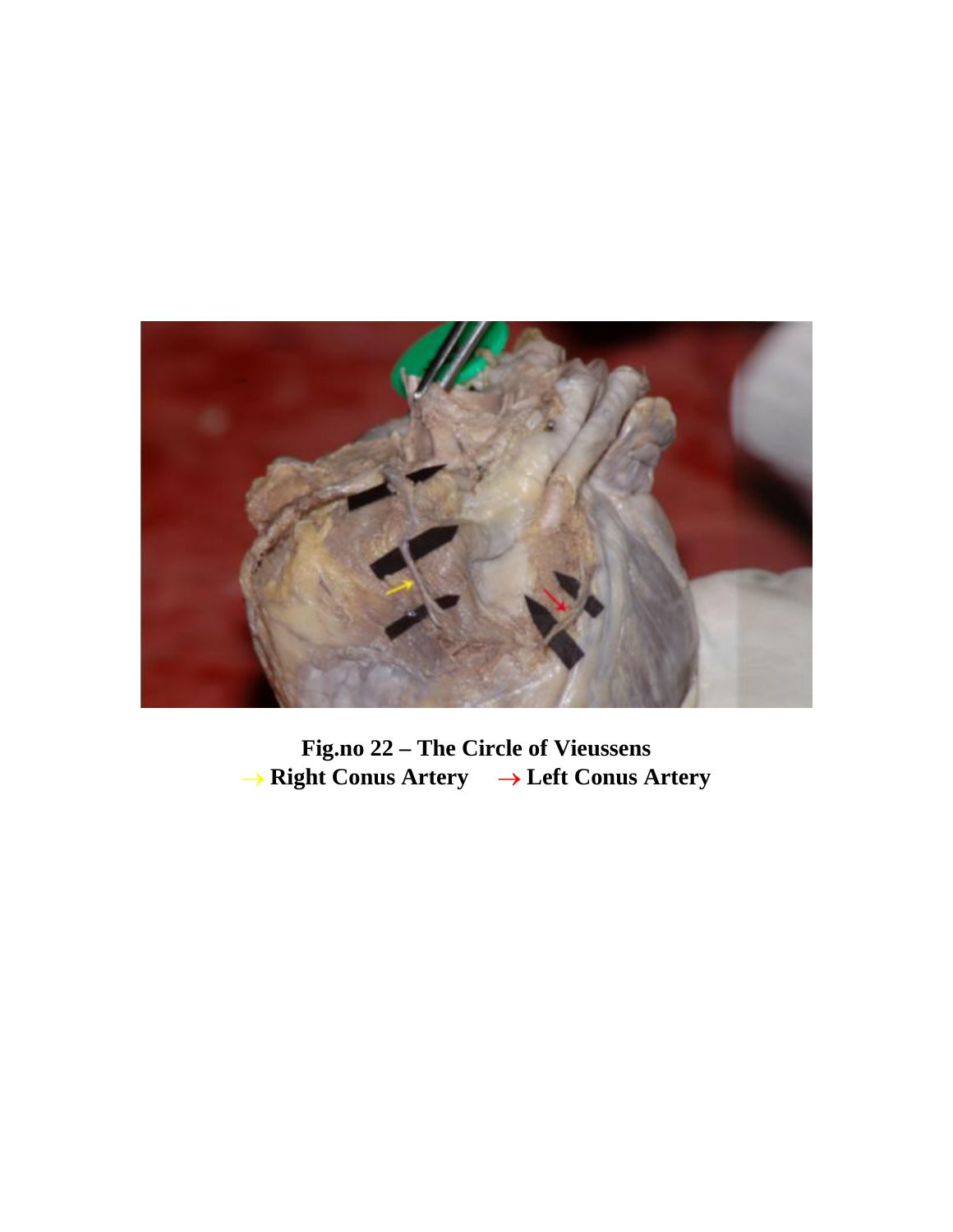**Fig.no 22 – The Circle of Vieussens**
**→ Right Conus Artery → Left Conus Artery**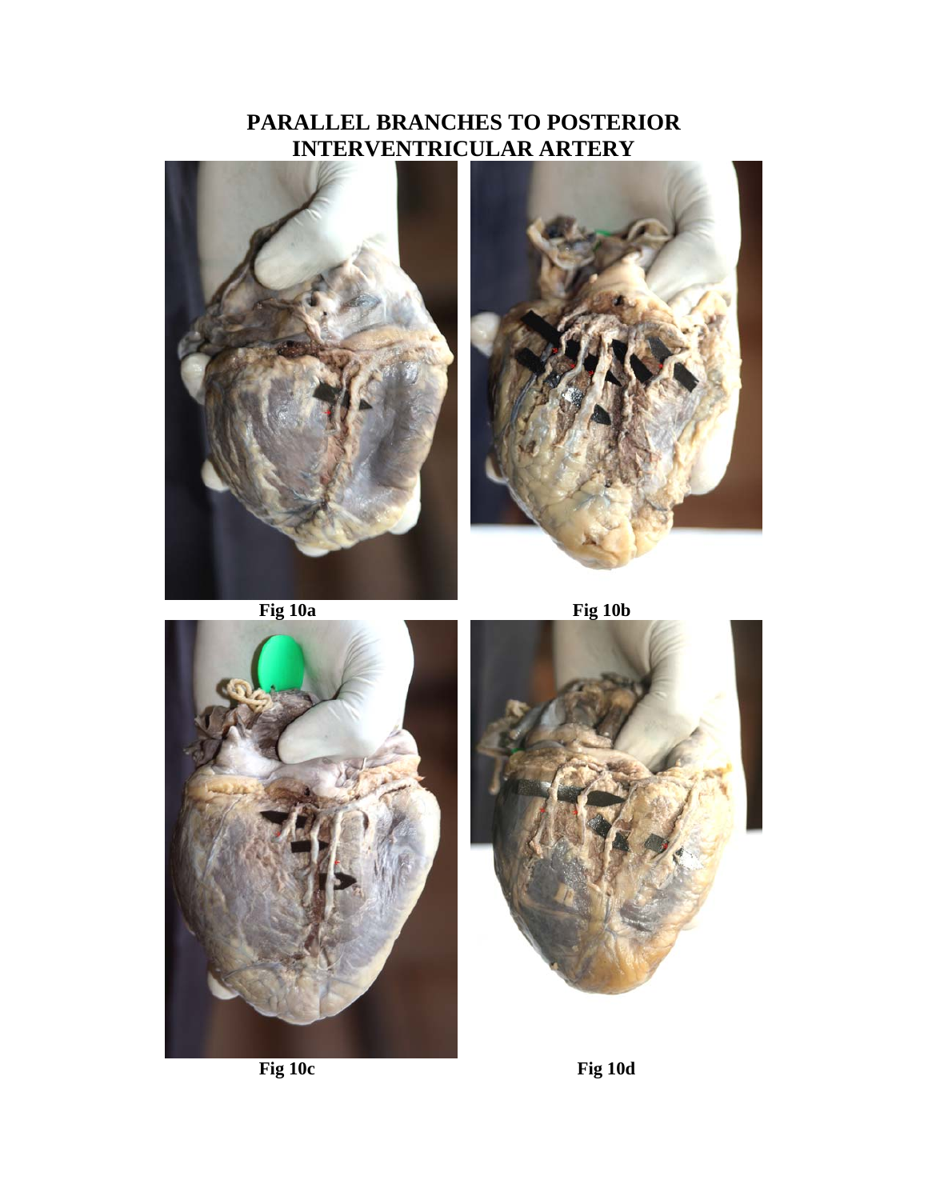# PARALLEL BRANCHES TO POSTERIOR INTERVENTRICULAR ARTERY

Fig 10a

Fig 10b

Fig 10c

Fig 10d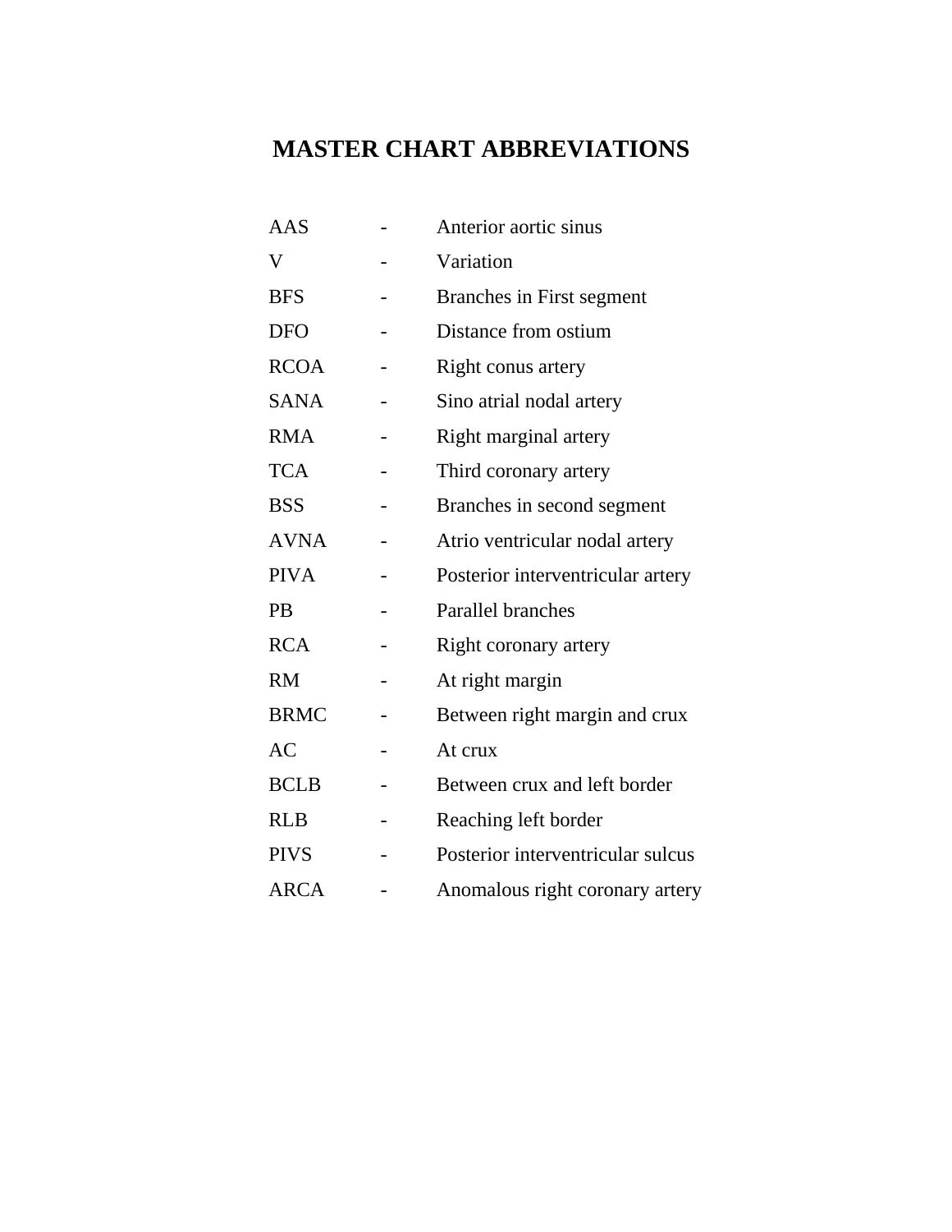# MASTER CHART ABBREVIATIONS

AAS - Anterior aortic sinus
V - Variation
BFS - Branches in First segment
DFO - Distance from ostium
RCOA - Right conus artery
SANA - Sino atrial nodal artery
RMA - Right marginal artery
TCA - Third coronary artery
BSS - Branches in second segment
AVNA - Atrio ventricular nodal artery
PIVA - Posterior interventricular artery
PB - Parallel branches
RCA - Right coronary artery
RM - At right margin
BRMC - Between right margin and crux
AC - At crux
BCLB - Between crux and left border
RLB - Reaching left border
PIVS - Posterior interventricular sulcus
ARCA - Anomalous right coronary artery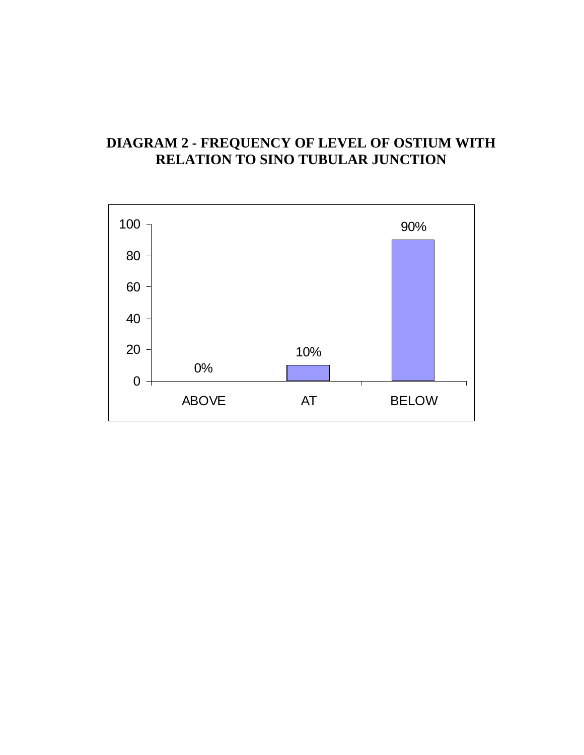**DIAGRAM 2 - FREQUENCY OF LEVEL OF OSTIUM WITH RELATION TO SINO TUBULAR JUNCTION**

| Level | Frequency |
| --- | --- |
| ABOVE | 0% |
| AT | 10% |
| BELOW | 90% |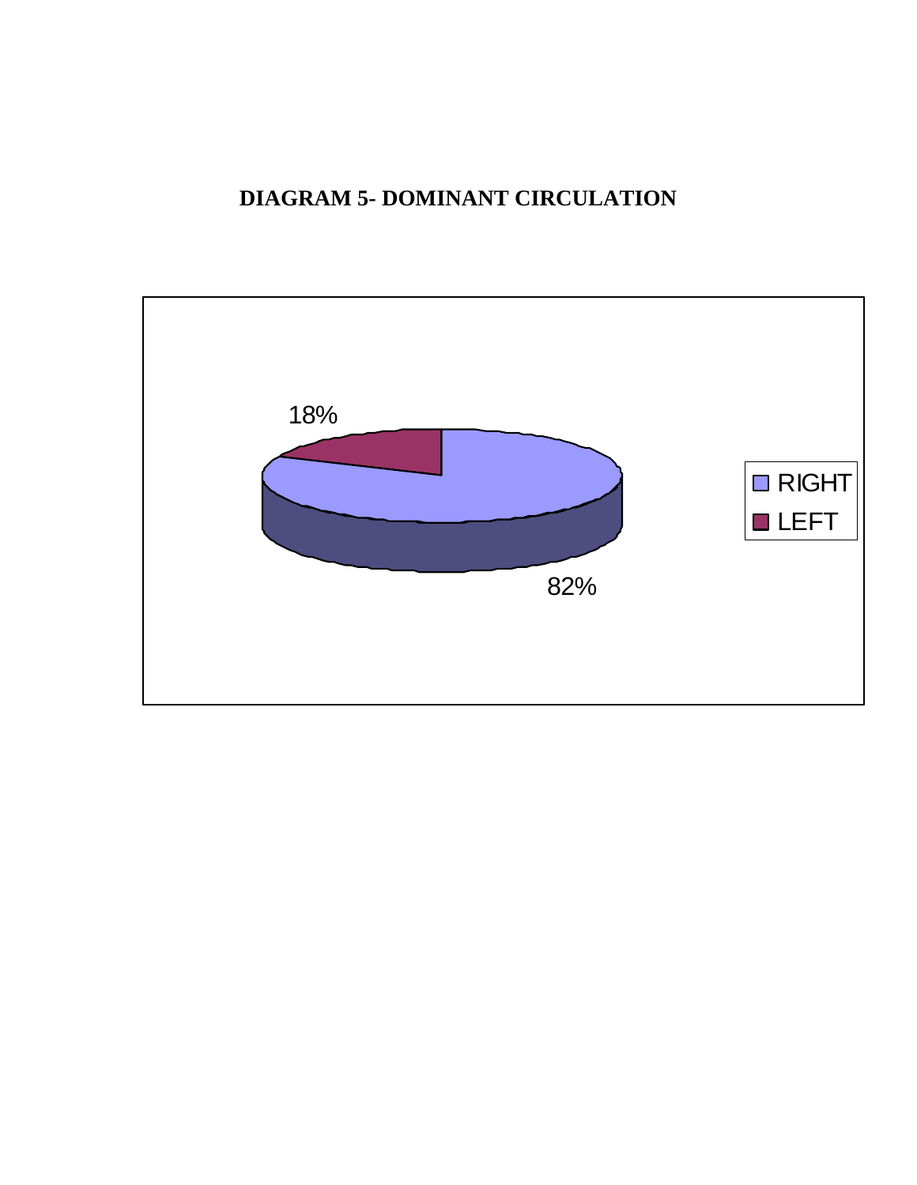**DIAGRAM 5- DOMINANT CIRCULATION**

18%

82%

RIGHT

LEFT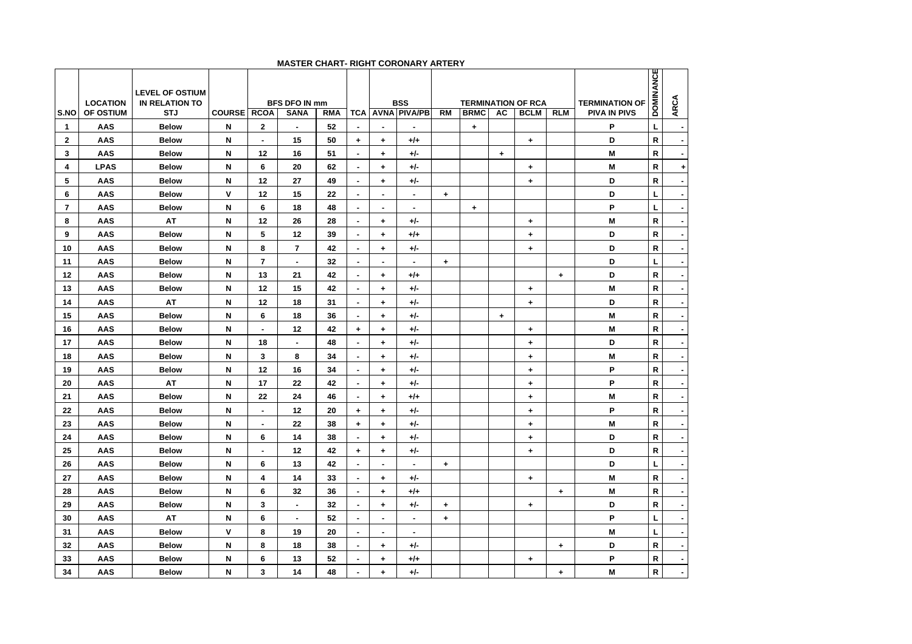**MASTER CHART- RIGHT CORONARY ARTERY**

| S.NO | LOCATION OF OSTIUM | LEVEL OF OSTIUM IN RELATION TO STJ | COURSE | BFS DFO IN mm | | | | BSS | | TERMINATION OF RCA | | | | | TERMINATION OF PIVA IN PIVS | DOMINANCE | ARCA |
|---|---|---|---|---|---|---|---|---|---|---|---|---|---|---|---|---|---|
| | | | | RCOA | SANA | RMA | TCA | AVNA | PIVA/PB | RM | BRMC | AC | BCLM | RLM | | | |
| 1 | AAS | Below | N | 2 | - | 52 | - | - | - | | + | | | | P | L | - |
| 2 | AAS | Below | N | - | 15 | 50 | + | + | +/+ | | | | + | | D | R | - |
| 3 | AAS | Below | N | 12 | 16 | 51 | - | + | +/- | | | + | | | M | R | - |
| 4 | LPAS | Below | N | 6 | 20 | 62 | - | + | +/- | | | | + | | M | R | + |
| 5 | AAS | Below | N | 12 | 27 | 49 | - | + | +/- | | | | + | | D | R | - |
| 6 | AAS | Below | V | 12 | 15 | 22 | - | - | - | + | | | | | D | L | - |
| 7 | AAS | Below | N | 6 | 18 | 48 | - | - | - | | + | | | | P | L | - |
| 8 | AAS | AT | N | 12 | 26 | 28 | - | + | +/- | | | | + | | M | R | - |
| 9 | AAS | Below | N | 5 | 12 | 39 | - | + | +/+ | | | | + | | D | R | - |
| 10 | AAS | Below | N | 8 | 7 | 42 | - | + | +/- | | | | + | | D | R | - |
| 11 | AAS | Below | N | 7 | - | 32 | - | - | - | + | | | | | D | L | - |
| 12 | AAS | Below | N | 13 | 21 | 42 | - | + | +/+ | | | | | + | D | R | - |
| 13 | AAS | Below | N | 12 | 15 | 42 | - | + | +/- | | | | + | | M | R | - |
| 14 | AAS | AT | N | 12 | 18 | 31 | - | + | +/- | | | | + | | D | R | - |
| 15 | AAS | Below | N | 6 | 18 | 36 | - | + | +/- | | | + | | | M | R | - |
| 16 | AAS | Below | N | - | 12 | 42 | + | + | +/- | | | | + | | M | R | - |
| 17 | AAS | Below | N | 18 | - | 48 | - | + | +/- | | | | + | | D | R | - |
| 18 | AAS | Below | N | 3 | 8 | 34 | - | + | +/- | | | | + | | M | R | - |
| 19 | AAS | Below | N | 12 | 16 | 34 | - | + | +/- | | | | + | | P | R | - |
| 20 | AAS | AT | N | 17 | 22 | 42 | - | + | +/- | | | | + | | P | R | - |
| 21 | AAS | Below | N | 22 | 24 | 46 | - | + | +/+ | | | | + | | M | R | - |
| 22 | AAS | Below | N | - | 12 | 20 | + | + | +/- | | | | + | | P | R | - |
| 23 | AAS | Below | N | - | 22 | 38 | + | + | +/- | | | | + | | M | R | - |
| 24 | AAS | Below | N | 6 | 14 | 38 | - | + | +/- | | | | + | | D | R | - |
| 25 | AAS | Below | N | - | 12 | 42 | + | + | +/- | | | | + | | D | R | - |
| 26 | AAS | Below | N | 6 | 13 | 42 | - | - | - | + | | | | | D | L | - |
| 27 | AAS | Below | N | 4 | 14 | 33 | - | + | +/- | | | | + | | M | R | - |
| 28 | AAS | Below | N | 6 | 32 | 36 | - | + | +/+ | | | | | + | M | R | - |
| 29 | AAS | Below | N | 3 | - | 32 | - | + | +/- | + | | | + | | D | R | - |
| 30 | AAS | AT | N | 6 | - | 52 | - | - | - | + | | | | | P | L | - |
| 31 | AAS | Below | V | 8 | 19 | 20 | - | - | - | | | | | | M | L | - |
| 32 | AAS | Below | N | 8 | 18 | 38 | - | + | +/- | | | | | + | D | R | - |
| 33 | AAS | Below | N | 6 | 13 | 52 | - | + | +/+ | | | | + | | P | R | - |
| 34 | AAS | Below | N | 3 | 14 | 48 | - | + | +/- | | | | | + | M | R | - |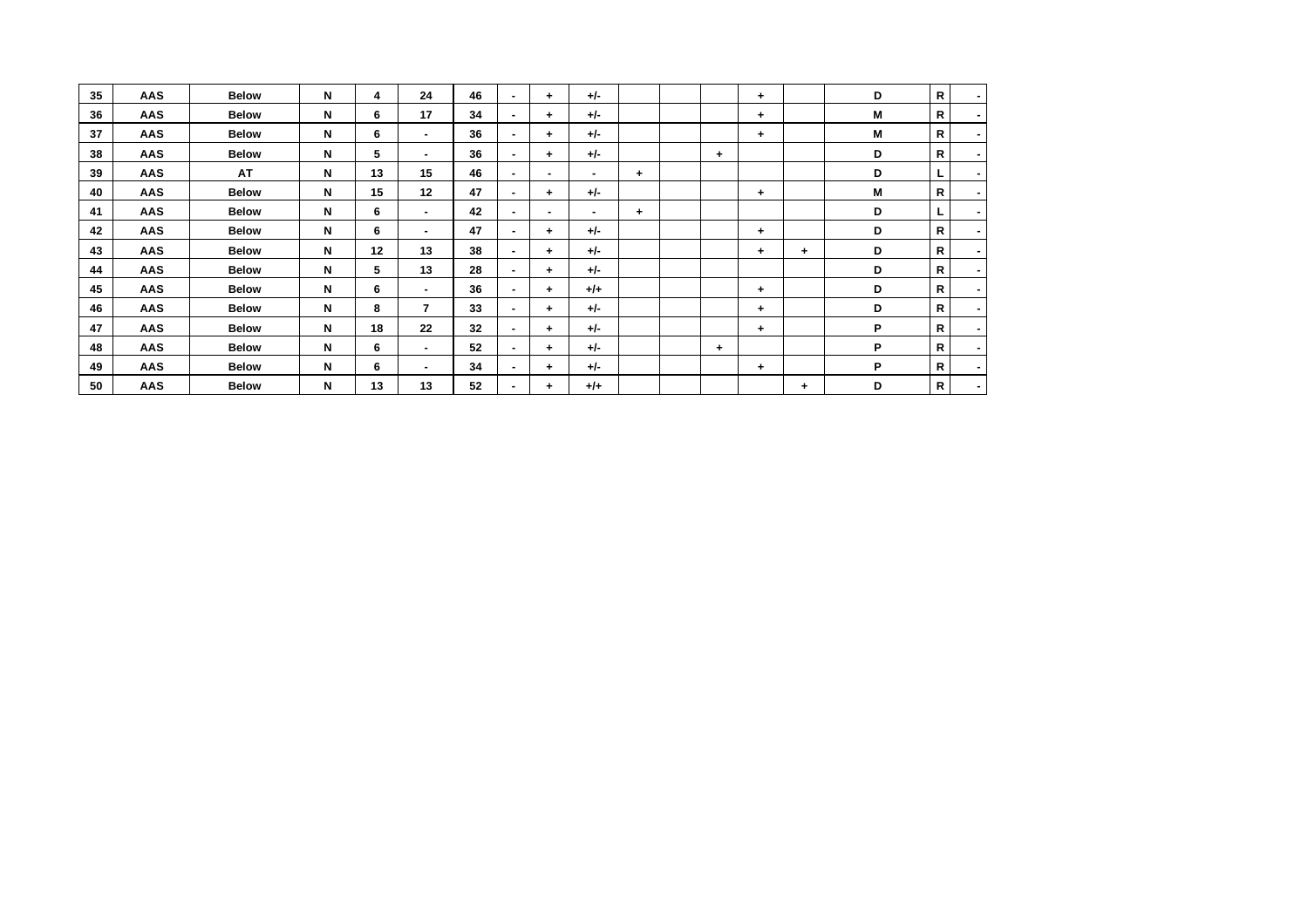| | | | | | | | | | | | | | | | | | |
|---|---|---|---|---|---|---|---|---|---|---|---|---|---|---|---|---|---|
| 35 | AAS | Below | N | 4 | 24 | 46 | - | + | +/- | | | | + | | D | R | - |
| 36 | AAS | Below | N | 6 | 17 | 34 | - | + | +/- | | | | + | | M | R | - |
| 37 | AAS | Below | N | 6 | - | 36 | - | + | +/- | | | | + | | M | R | - |
| 38 | AAS | Below | N | 5 | - | 36 | - | + | +/- | | | + | | | D | R | - |
| 39 | AAS | AT | N | 13 | 15 | 46 | - | - | - | + | | | | | D | L | - |
| 40 | AAS | Below | N | 15 | 12 | 47 | - | + | +/- | | | | + | | M | R | - |
| 41 | AAS | Below | N | 6 | - | 42 | - | - | - | + | | | | | D | L | - |
| 42 | AAS | Below | N | 6 | - | 47 | - | + | +/- | | | | + | | D | R | - |
| 43 | AAS | Below | N | 12 | 13 | 38 | - | + | +/- | | | | + | + | D | R | - |
| 44 | AAS | Below | N | 5 | 13 | 28 | - | + | +/- | | | | | | D | R | - |
| 45 | AAS | Below | N | 6 | - | 36 | - | + | +/+ | | | | + | | D | R | - |
| 46 | AAS | Below | N | 8 | 7 | 33 | - | + | +/- | | | | + | | D | R | - |
| 47 | AAS | Below | N | 18 | 22 | 32 | - | + | +/- | | | | + | | P | R | - |
| 48 | AAS | Below | N | 6 | - | 52 | - | + | +/- | | | + | | | P | R | - |
| 49 | AAS | Below | N | 6 | - | 34 | - | + | +/- | | | | + | | P | R | - |
| 50 | AAS | Below | N | 13 | 13 | 52 | - | + | +/+ | | | | | + | D | R | - |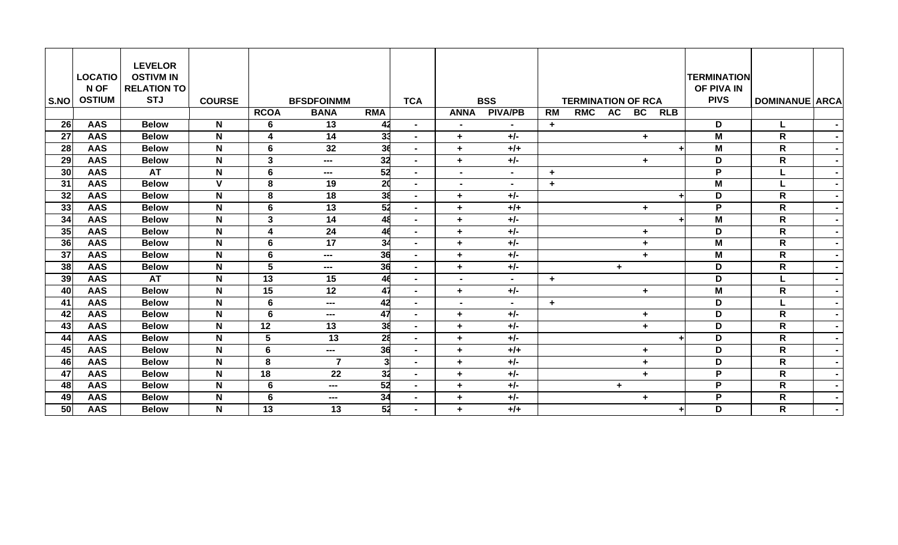| S.NO | LOCATIO N OF OSTIUM | LEVELOR OSTIVM IN RELATION TO STJ | COURSE | BFSDFOINMM | | | TCA | BSS | | TERMINATION OF RCA | | | | | TERMINATION OF PIVA IN PIVS | DOMINANUE | ARCA |
|---|---|---|---|---|---|---|---|---|---|---|---|---|---|---|---|---|---|
| | | | | RCOA | BANA | RMA | | ANNA | PIVA/PB | RM | RMC | AC | BC | RLB | | | |
| 26 | AAS | Below | N | 6 | 13 | 42 | - | - | - | + | | | | | D | L | - |
| 27 | AAS | Below | N | 4 | 14 | 33 | - | + | +/- | | | | + | | M | R | - |
| 28 | AAS | Below | N | 6 | 32 | 36 | - | + | +/+ | | | | | + | M | R | - |
| 29 | AAS | Below | N | 3 | --- | 32 | - | + | +/- | | | | + | | D | R | - |
| 30 | AAS | AT | N | 6 | --- | 52 | - | - | - | + | | | | | P | L | - |
| 31 | AAS | Below | V | 8 | 19 | 20 | - | - | - | + | | | | | M | L | - |
| 32 | AAS | Below | N | 8 | 18 | 38 | - | + | +/- | | | | | + | D | R | - |
| 33 | AAS | Below | N | 6 | 13 | 52 | - | + | +/+ | | | | + | | P | R | - |
| 34 | AAS | Below | N | 3 | 14 | 48 | - | + | +/- | | | | | + | M | R | - |
| 35 | AAS | Below | N | 4 | 24 | 46 | - | + | +/- | | | | + | | D | R | - |
| 36 | AAS | Below | N | 6 | 17 | 34 | - | + | +/- | | | | + | | M | R | - |
| 37 | AAS | Below | N | 6 | --- | 36 | - | + | +/- | | | | + | | M | R | - |
| 38 | AAS | Below | N | 5 | --- | 36 | - | + | +/- | | | + | | | D | R | - |
| 39 | AAS | AT | N | 13 | 15 | 46 | - | - | - | + | | | | | D | L | - |
| 40 | AAS | Below | N | 15 | 12 | 47 | - | + | +/- | | | | + | | M | R | - |
| 41 | AAS | Below | N | 6 | --- | 42 | - | - | - | + | | | | | D | L | - |
| 42 | AAS | Below | N | 6 | --- | 47 | - | + | +/- | | | | + | | D | R | - |
| 43 | AAS | Below | N | 12 | 13 | 38 | - | + | +/- | | | | + | | D | R | - |
| 44 | AAS | Below | N | 5 | 13 | 28 | - | + | +/- | | | | | + | D | R | - |
| 45 | AAS | Below | N | 6 | --- | 36 | - | + | +/+ | | | | + | | D | R | - |
| 46 | AAS | Below | N | 8 | 7 | 3 | - | + | +/- | | | | + | | D | R | - |
| 47 | AAS | Below | N | 18 | 22 | 32 | - | + | +/- | | | | + | | P | R | - |
| 48 | AAS | Below | N | 6 | --- | 52 | - | + | +/- | | | + | | | P | R | - |
| 49 | AAS | Below | N | 6 | --- | 34 | - | + | +/- | | | | + | | P | R | - |
| 50 | AAS | Below | N | 13 | 13 | 52 | - | + | +/+ | | | | | + | D | R | - |